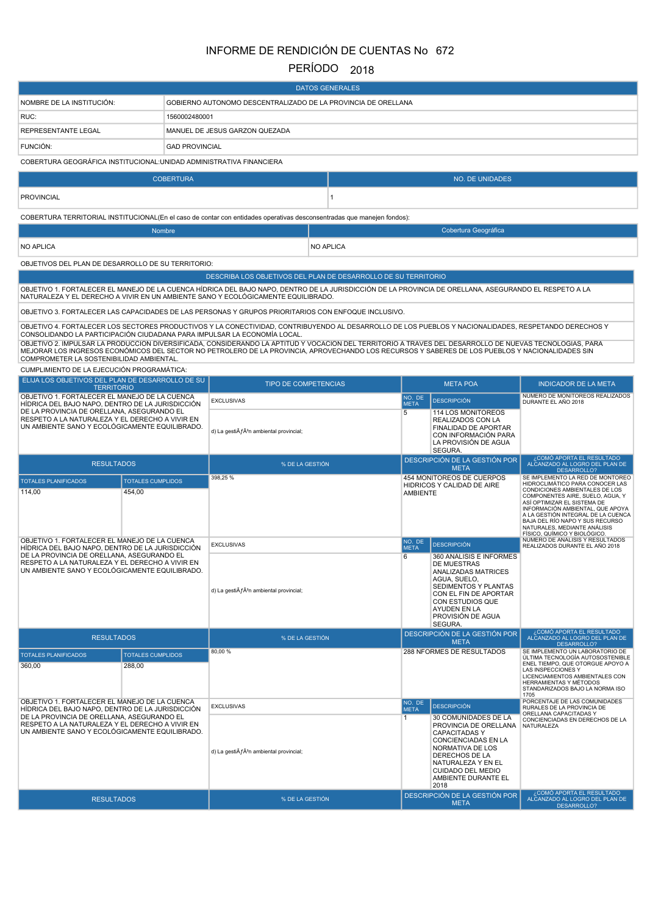# INFORME DE RENDICIÓN DE CUENTAS No 672

## PERÍODO 2018

| DATOS GENERALES | |
|---|---|
| NOMBRE DE LA INSTITUCIÓN: | GOBIERNO AUTONOMO DESCENTRALIZADO DE LA PROVINCIA DE ORELLANA |
| RUC: | 1560002480001 |
| REPRESENTANTE LEGAL | MANUEL DE JESUS GARZON QUEZADA |
| FUNCIÓN: | GAD PROVINCIAL |

COBERTURA GEOGRÁFICA INSTITUCIONAL:UNIDAD ADMINISTRATIVA FINANCIERA

| COBERTURA | NO. DE UNIDADES |
|---|---|
| PROVINCIAL | 1 |

COBERTURA TERRITORIAL INSTITUCIONAL(En el caso de contar con entidades operativas desconsentradas que manejen fondos):

| Nombre | Cobertura Geográfica |
|---|---|
| NO APLICA | NO APLICA |

OBJETIVOS DEL PLAN DE DESARROLLO DE SU TERRITORIO:

| DESCRIBA LOS OBJETIVOS DEL PLAN DE DESARROLLO DE SU TERRITORIO |
|---|
| OBJETIVO 1. FORTALECER EL MANEJO DE LA CUENCA HÍDRICA DEL BAJO NAPO, DENTRO DE LA JURISDICCIÓN DE LA PROVINCIA DE ORELLANA, ASEGURANDO EL RESPETO A LA NATURALEZA Y EL DERECHO A VIVIR EN UN AMBIENTE SANO Y ECOLÓGICAMENTE EQUILIBRADO. |
| OBJETIVO 3. FORTALECER LAS CAPACIDADES DE LAS PERSONAS Y GRUPOS PRIORITARIOS CON ENFOQUE INCLUSIVO. |
| OBJETIVO 4. FORTALECER LOS SECTORES PRODUCTIVOS Y LA CONECTIVIDAD, CONTRIBUYENDO AL DESARROLLO DE LOS PUEBLOS Y NACIONALIDADES, RESPETANDO DERECHOS Y CONSOLIDANDO LA PARTICIPACIÓN CIUDADANA PARA IMPULSAR LA ECONOMÍA LOCAL. |
| OBJETIVO 2. IMPULSAR LA PRODUCCION DIVERSIFICADA, CONSIDERANDO LA APTITUD Y VOCACION DEL TERRITORIO A TRAVES DEL DESARROLLO DE NUEVAS TECNOLOGIAS, PARA MEJORAR LOS INGRESOS ECONÓMICOS DEL SECTOR NO PETROLERO DE LA PROVINCIA, APROVECHANDO LOS RECURSOS Y SABERES DE LOS PUEBLOS Y NACIONALIDADES SIN COMPROMETER LA SOSTENIBILIDAD AMBIENTAL. |

CUMPLIMIENTO DE LA EJECUCIÓN PROGRAMÁTICA:

| ELIJA LOS OBJETIVOS DEL PLAN DE DESARROLLO DE SU TERRITORIO | | TIPO DE COMPETENCIAS | META POA | | INDICADOR DE LA META |
|---|---|---|---|---|---|
| | | | NO. DE META | DESCRIPCIÓN | |
| OBJETIVO 1. FORTALECER EL MANEJO DE LA CUENCA HÍDRICA DEL BAJO NAPO, DENTRO DE LA JURISDICCIÓN DE LA PROVINCIA DE ORELLANA, ASEGURANDO EL RESPETO A LA NATURALEZA Y EL DERECHO A VIVIR EN UN AMBIENTE SANO Y ECOLÓGICAMENTE EQUILIBRADO. | | EXCLUSIVAS<br>d) La gestiÃƒÂ³n ambiental provincial; | 5 | 114 LOS MONITOREOS REALIZADOS CON LA FINALIDAD DE APORTAR CON INFORMACIÓN PARA LA PROVISIÓN DE AGUA SEGURA. | NUMERO DE MONITOREOS REALIZADOS DURANTE EL AÑO 2018 |
| RESULTADOS | | % DE LA GESTIÓN | DESCRIPCIÓN DE LA GESTIÓN POR META | | ¿CÓMO APORTA EL RESULTADO ALCANZADO AL LOGRO DEL PLAN DE DESARROLLO? |
| TOTALES PLANIFICADOS | TOTALES CUMPLIDOS | | | | |
| 114,00 | 454,00 | 398,25 % | 454 MONITOREOS DE CUERPOS HIDRICOS Y CALIDAD DE AIRE AMBIENTE | | SE IMPLEMENTO LA RED DE MONTOREO HIDROCLIMÁTICO PARA CONOCER LAS CONDICIONES AMBIENTALES DE LOS COMPONENTES AIRE, SUELO, AGUA, Y ASÍ OPTIMIZAR EL SISTEMA DE INFORMACIÓN AMBIENTAL, QUE APOYA A LA GESTIÓN INTEGRAL DE LA CUENCA BAJA DEL RÍO NAPO Y SUS RECURSO NATURALES, MEDIANTE ANÁLISIS FÍSICO, QUÍMICO Y BIOLÓGICO. |
| OBJETIVO 1. FORTALECER EL MANEJO DE LA CUENCA HÍDRICA DEL BAJO NAPO, DENTRO DE LA JURISDICCIÓN DE LA PROVINCIA DE ORELLANA, ASEGURANDO EL RESPETO A LA NATURALEZA Y EL DERECHO A VIVIR EN UN AMBIENTE SANO Y ECOLÓGICAMENTE EQUILIBRADO. | | EXCLUSIVAS<br>d) La gestiÃƒÂ³n ambiental provincial; | 6 | 360 ANÁLISIS E INFORMES DE MUESTRAS ANALIZADAS MATRICES AGUA, SUELO, SEDIMENTOS Y PLANTAS CON EL FIN DE APORTAR CON ESTUDIOS QUE AYUDEN EN LA PROVISIÓN DE AGUA SEGURA. | NUMERO DE ANALISIS Y RESULTADOS REALIZADOS DURANTE EL AÑO 2018 |
| RESULTADOS | | % DE LA GESTIÓN | DESCRIPCIÓN DE LA GESTIÓN POR META | | ¿CÓMO APORTA EL RESULTADO ALCANZADO AL LOGRO DEL PLAN DE DESARROLLO? |
| TOTALES PLANIFICADOS | TOTALES CUMPLIDOS | | | | |
| 360,00 | 288,00 | 80,00 % | 288 NFORMES DE RESULTADOS | | SE IMPLEMENTO UN LABORATORIO DE ÚLTIMA TECNOLOGÍA AUTOSOSTENIBLE ENEL TIEMPO, QUE OTORGUE APOYO A LAS INSPECCIONES Y LICENCIAMIENTOS AMBIENTALES CON HERRAMIENTAS Y MÉTODOS STANDARIZADOS BAJO LA NORMA ISO 1705 |
| OBJETIVO 1. FORTALECER EL MANEJO DE LA CUENCA HÍDRICA DEL BAJO NAPO, DENTRO DE LA JURISDICCIÓN DE LA PROVINCIA DE ORELLANA, ASEGURANDO EL RESPETO A LA NATURALEZA Y EL DERECHO A VIVIR EN UN AMBIENTE SANO Y ECOLÓGICAMENTE EQUILIBRADO. | | EXCLUSIVAS<br>d) La gestiÃƒÂ³n ambiental provincial; | 1 | 30 COMUNIDADES DE LA PROVINCIA DE ORELLANA CAPACITADAS Y CONCIENCIADAS EN LA NORMATIVA DE LOS DERECHOS DE LA NATURALEZA Y EN EL CUIDADO DEL MEDIO AMBIENTE DURANTE EL 2018 | PORCENTAJE DE LAS COMUNIDADES RURALES DE LA PROVINCIA DE ORELLANA CAPACITADAS Y CONCIENCIADAS EN DERECHOS DE LA NATURALEZA |
| RESULTADOS | | % DE LA GESTIÓN | DESCRIPCIÓN DE LA GESTIÓN POR META | | ¿CÓMO APORTA EL RESULTADO ALCANZADO AL LOGRO DEL PLAN DE DESARROLLO? |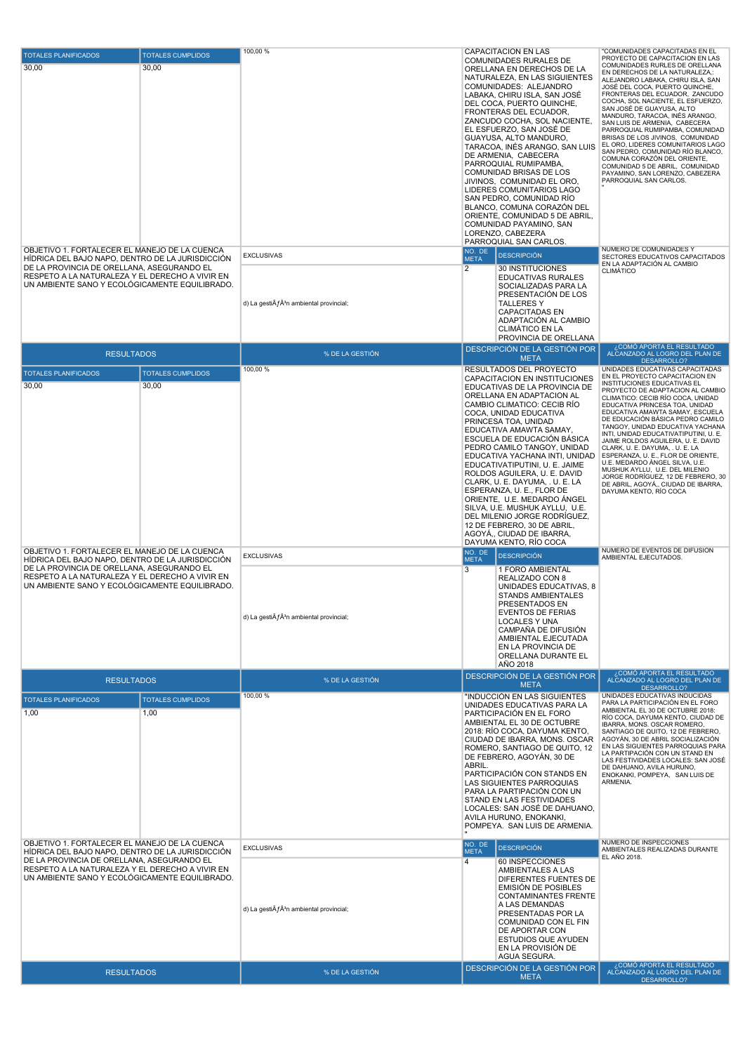| TOTALES PLANIFICADOS | TOTALES CUMPLIDOS | | | |
|---|---|---|---|---|
| 30,00 | 30,00 | 100,00 % | CAPACITACION EN LAS COMUNIDADES RURALES DE ORELLANA EN DERECHOS DE LA NATURALEZA, EN LAS SIGUIENTES COMUNIDADES: ALEJANDRO LABAKA, CHIRU ISLA, SAN JOSÉ DEL COCA, PUERTO QUINCHE, FRONTERAS DEL ECUADOR, ZANCUDO COCHA, SOL NACIENTE, EL ESFUERZO, SAN JOSÉ DE GUAYUSA, ALTO MANDURO, TARACOA, INÉS ARANGO, SAN LUIS DE ARMENIA, CABECERA PARROQUIAL RUMIPAMBA, COMUNIDAD BRISAS DE LOS JIVINOS, COMUNIDAD EL ORO, LIDERES COMUNITARIOS LAGO SAN PEDRO, COMUNIDAD RÍO BLANCO, COMUNA CORAZÓN DEL ORIENTE, COMUNIDAD 5 DE ABRIL, COMUNIDAD PAYAMINO, SAN LORENZO, CABEZERA PARROQUIAL SAN CARLOS. | "COMUNIDADES CAPACITADAS EN EL PROYECTO DE CAPACITACION EN LAS COMUNIDADES RURLES DE ORELLANA EN DERECHOS DE LA NATURALEZA,: ALEJANDRO LABAKA, CHIRU ISLA, SAN JOSÉ DEL COCA, PUERTO QUINCHE, FRONTERAS DEL ECUADOR, ZANCUDO COCHA, SOL NACIENTE, EL ESFUERZO, SAN JOSÉ DE GUAYUSA, ALTO MANDURO, TARACOA, INÉS ARANGO, SAN LUIS DE ARMENIA, CABECERA PARROQUIAL RUMIPAMBA, COMUNIDAD BRISAS DE LOS JIVINOS, COMUNIDAD EL ORO, LIDERES COMUNITARIOS LAGO SAN PEDRO, COMUNIDAD RÍO BLANCO, COMUNA CORAZÓN DEL ORIENTE, COMUNIDAD 5 DE ABRIL, COMUNIDAD PAYAMINO, SAN LORENZO, CABEZERA PARROQUIAL SAN CARLOS. " |

| OBJETIVO | EXCLUSIVAS | NO. DE META | DESCRIPCIÓN | |
|---|---|---|---|---|
| OBJETIVO 1. FORTALECER EL MANEJO DE LA CUENCA HÍDRICA DEL BAJO NAPO, DENTRO DE LA JURISDICCIÓN DE LA PROVINCIA DE ORELLANA, ASEGURANDO EL RESPETO A LA NATURALEZA Y EL DERECHO A VIVIR EN UN AMBIENTE SANO Y ECOLÓGICAMENTE EQUILIBRADO. | d) La gestiÃƒÂ³n ambiental provincial; | 2 | 30 INSTITUCIONES EDUCATIVAS RURALES SOCIALIZADAS PARA LA PRESENTACIÓN DE LOS TALLERES Y CAPACITADAS EN ADAPTACIÓN AL CAMBIO CLIMÁTICO EN LA PROVINCIA DE ORELLANA | NUMERO DE COMUNIDADES Y SECTORES EDUCATIVOS CAPACITADOS EN LA ADAPTACIÓN AL CAMBIO CLIMÁTICO |

| RESULTADOS | | % DE LA GESTIÓN | DESCRIPCIÓN DE LA GESTIÓN POR META | ¿CÓMO APORTA EL RESULTADO ALCANZADO AL LOGRO DEL PLAN DE DESARROLLO? |
|---|---|---|---|---|
| TOTALES PLANIFICADOS | TOTALES CUMPLIDOS | | | |
| 30,00 | 30,00 | 100,00 % | RESULTADOS DEL PROYECTO CAPACITACION EN INSTITUCIONES EDUCATIVAS DE LA PROVINCIA DE ORELLANA EN ADAPTACION AL CAMBIO CLIMATICO: CECIB RÍO COCA, UNIDAD EDUCATIVA PRINCESA TOA, UNIDAD EDUCATIVA AMAWTA SAMAY, ESCUELA DE EDUCACIÓN BÁSICA PEDRO CAMILO TANGOY, UNIDAD EDUCATIVA YACHANA INTI, UNIDAD EDUCATIVATIPUTINI, U. E. JAIME ROLDOS AGUILERA, U. E. DAVID CLARK, U. E. DAYUMA, . U. E. LA ESPERANZA, U. E., FLOR DE ORIENTE, U.E. MEDARDO ÁNGEL SILVA, U.E. MUSHUK AYLLU, U.E. DEL MILENIO JORGE RODRÍGUEZ, 12 DE FEBRERO, 30 DE ABRIL, AGOYÁ,, CIUDAD DE IBARRA, DAYUMA KENTO, RÍO COCA | UNIDADES EDUCATIVAS CAPACITADAS EN EL PROYECTO CAPACITACION EN INSTITUCIONES EDUCATIVAS EL PROYECTO DE ADAPTACION AL CAMBIO CLIMATICO: CECIB RÍO COCA, UNIDAD EDUCATIVA PRINCESA TOA, UNIDAD EDUCATIVA AMAWTA SAMAY, ESCUELA DE EDUCACIÓN BÁSICA PEDRO CAMILO TANGOY, UNIDAD EDUCATIVA YACHANA INTI, UNIDAD EDUCATIVATIPUTINI, U. E. JAIME ROLDOS AGUILERA, U. E. DAVID CLARK, U. E. DAYUMA, . U. E. LA ESPERANZA, U. E., FLOR DE ORIENTE, U.E. MEDARDO ÁNGEL SILVA, U.E. MUSHUK AYLLU, U.E. DEL MILENIO JORGE RODRÍGUEZ, 12 DE FEBRERO, 30 DE ABRIL, AGOYÁ,, CIUDAD DE IBARRA, DAYUMA KENTO, RÍO COCA |

| OBJETIVO | EXCLUSIVAS | NO. DE META | DESCRIPCIÓN | |
|---|---|---|---|---|
| OBJETIVO 1. FORTALECER EL MANEJO DE LA CUENCA HÍDRICA DEL BAJO NAPO, DENTRO DE LA JURISDICCIÓN DE LA PROVINCIA DE ORELLANA, ASEGURANDO EL RESPETO A LA NATURALEZA Y EL DERECHO A VIVIR EN UN AMBIENTE SANO Y ECOLÓGICAMENTE EQUILIBRADO. | d) La gestiÃƒÂ³n ambiental provincial; | 3 | 1 FORO AMBIENTAL REALIZADO CON 8 UNIDADES EDUCATIVAS, 8 STANDS AMBIENTALES PRESENTADOS EN EVENTOS DE FERIAS LOCALES Y UNA CAMPAÑA DE DIFUSIÓN AMBIENTAL EJECUTADA EN LA PROVINCIA DE ORELLANA DURANTE EL AÑO 2018 | NUMERO DE EVENTOS DE DIFUSION AMBIENTAL EJECUTADOS. |

| RESULTADOS | | % DE LA GESTIÓN | DESCRIPCIÓN DE LA GESTIÓN POR META | ¿CÓMO APORTA EL RESULTADO ALCANZADO AL LOGRO DEL PLAN DE DESARROLLO? |
|---|---|---|---|---|
| TOTALES PLANIFICADOS | TOTALES CUMPLIDOS | | | |
| 1,00 | 1,00 | 100,00 % | "INDUCCIÓN EN LAS SIGUIENTES UNIDADES EDUCATIVAS PARA LA PARTICIPACIÓN EN EL FORO AMBIENTAL EL 30 DE OCTUBRE 2018: RÍO COCA, DAYUMA KENTO, CIUDAD DE IBARRA, MONS. OSCAR ROMERO, SANTIAGO DE QUITO, 12 DE FEBRERO, AGOYÁN, 30 DE ABRIL. PARTICIPACIÓN CON STANDS EN LAS SIGUIENTES PARROQUIAS PARA LA PARTICIPACIÓN CON UN STAND EN LAS FESTIVIDADES LOCALES: SAN JOSÉ DE DAHUANO, AVILA HURUNO, ENOKANKI, POMPEYA. SAN LUIS DE ARMENIA. " | UNIDADES EDUCATIVAS INDUCIDAS PARA LA PARTICIPACIÓN EN EL FORO AMBIENTAL EL 30 DE OCTUBRE 2018: RÍO COCA, DAYUMA KENTO, CIUDAD DE IBARRA, MONS. OSCAR ROMERO, SANTIAGO DE QUITO, 12 DE FEBRERO, AGOYÁN, 30 DE ABRIL SOCIALIZACIÓN EN LAS SIGUIENTES PARROQUIAS PARA LA PARTICIPACIÓN CON UN STAND EN LAS FESTIVIDADES LOCALES: SAN JOSÉ DE DAHUANO, AVILA HURUNO, ENOKANKI, POMPEYA, SAN LUIS DE ARMENIA. |

| OBJETIVO | EXCLUSIVAS | NO. DE META | DESCRIPCIÓN | |
|---|---|---|---|---|
| OBJETIVO 1. FORTALECER EL MANEJO DE LA CUENCA HÍDRICA DEL BAJO NAPO, DENTRO DE LA JURISDICCIÓN DE LA PROVINCIA DE ORELLANA, ASEGURANDO EL RESPETO A LA NATURALEZA Y EL DERECHO A VIVIR EN UN AMBIENTE SANO Y ECOLÓGICAMENTE EQUILIBRADO. | d) La gestiÃƒÂ³n ambiental provincial; | 4 | 60 INSPECCIONES AMBIENTALES A LAS DIFERENTES FUENTES DE EMISIÓN DE POSIBLES CONTAMINANTES FRENTE A LAS DEMANDAS PRESENTADAS POR LA COMUNIDAD CON EL FIN DE APORTAR CON ESTUDIOS QUE AYUDEN EN LA PROVISIÓN DE AGUA SEGURA. | NUMERO DE INSPECCIONES AMBIENTALES REALIZADAS DURANTE EL AÑO 2018. |

| RESULTADOS | % DE LA GESTIÓN | DESCRIPCIÓN DE LA GESTIÓN POR META | ¿CÓMO APORTA EL RESULTADO ALCANZADO AL LOGRO DEL PLAN DE DESARROLLO? |
|---|---|---|---|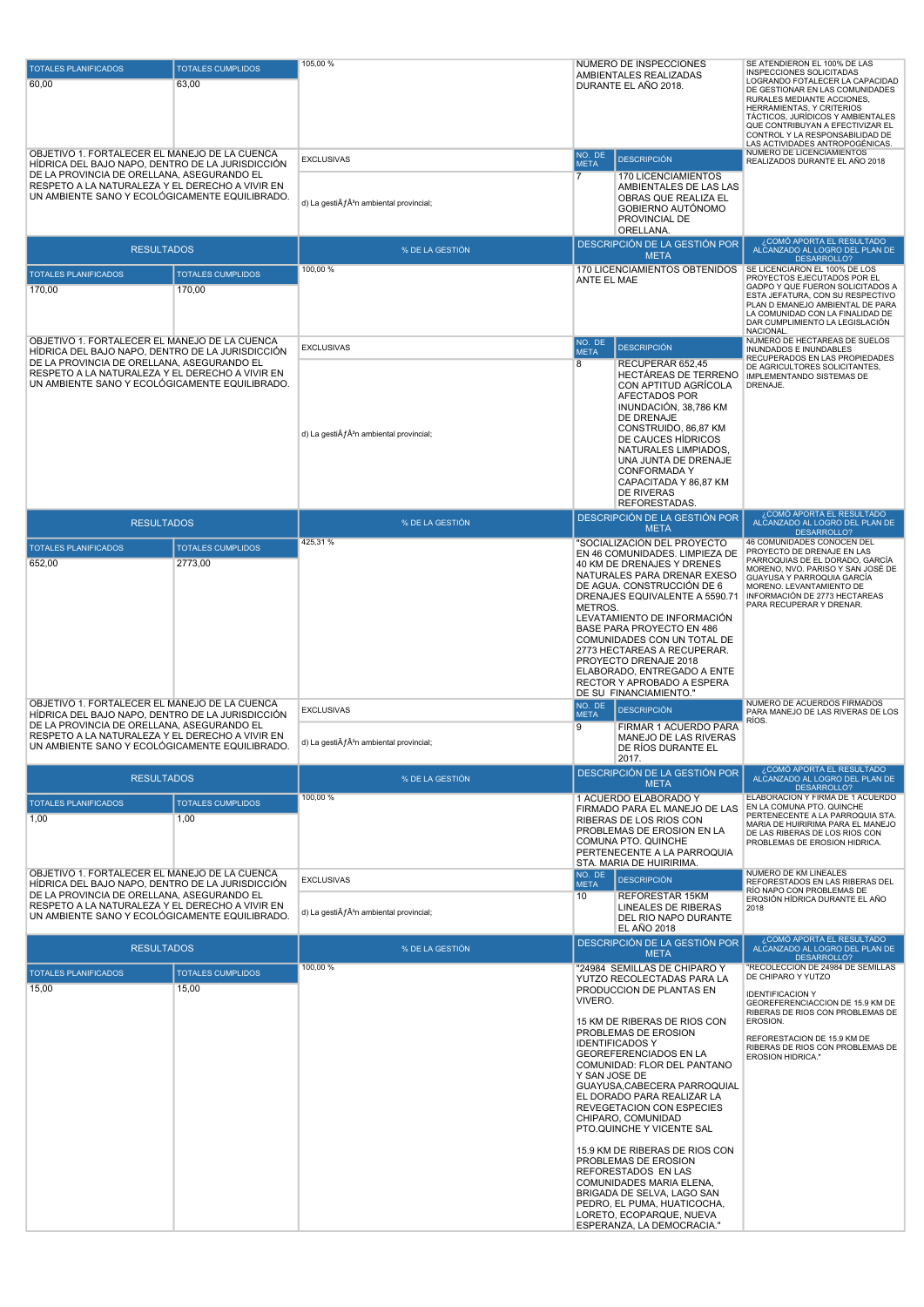| TOTALES PLANIFICADOS | TOTALES CUMPLIDOS | | | |
|---|---|---|---|---|
| 60,00 | 63,00 | 105,00 % | NUMERO DE INSPECCIONES AMBIENTALES REALIZADAS DURANTE EL AÑO 2018. | SE ATENDIERON EL 100% DE LAS INSPECCIONES SOLICITADAS LOGRANDO FOTALECER LA CAPACIDAD DE GESTIONAR EN LAS COMUNIDADES RURALES MEDIANTE ACCIONES, HERRAMIENTAS, Y CRITERIOS TÁCTICOS, JURÍDICOS Y AMBIENTALES QUE CONTRIBUYAN A EFECTIVIZAR EL CONTROL Y LA RESPONSABILIDAD DE LAS ACTIVIDADES ANTROPOGÉNICAS. |

| OBJETIVO | EXCLUSIVAS | NO. DE META | DESCRIPCIÓN | |
|---|---|---|---|---|
| OBJETIVO 1. FORTALECER EL MANEJO DE LA CUENCA HÍDRICA DEL BAJO NAPO, DENTRO DE LA JURISDICCIÓN DE LA PROVINCIA DE ORELLANA, ASEGURANDO EL RESPETO A LA NATURALEZA Y EL DERECHO A VIVIR EN UN AMBIENTE SANO Y ECOLÓGICAMENTE EQUILIBRADO. | d) La gestiÃƒÂ³n ambiental provincial; | 7 | 170 LICENCIAMIENTOS AMBIENTALES DE LAS LAS OBRAS QUE REALIZA EL GOBIERNO AUTÓNOMO PROVINCIAL DE ORELLANA. | NUMERO DE LICENCIAMIENTOS REALIZADOS DURANTE EL AÑO 2018 |

| RESULTADOS | | % DE LA GESTIÓN | DESCRIPCIÓN DE LA GESTIÓN POR META | ¿CÓMO APORTA EL RESULTADO ALCANZADO AL LOGRO DEL PLAN DE DESARROLLO? |
|---|---|---|---|---|
| TOTALES PLANIFICADOS | TOTALES CUMPLIDOS | | | |
| 170,00 | 170,00 | 100,00 % | 170 LICENCIAMIENTOS OBTENIDOS ANTE EL MAE | SE LICENCIARON EL 100% DE LOS PROYECTOS EJECUTADOS POR EL GADPO Y QUE FUERON SOLICITADOS A ESTA JEFATURA, CON SU RESPECTIVO PLAN D EMANEJO AMBIENTAL DE PARA LA COMUNIDAD CON LA FINALIDAD DE DAR CUMPLIMIENTO LA LEGISLACIÓN NACIONAL. |

| OBJETIVO | EXCLUSIVAS | NO. DE META | DESCRIPCIÓN | |
|---|---|---|---|---|
| OBJETIVO 1. FORTALECER EL MANEJO DE LA CUENCA HÍDRICA DEL BAJO NAPO, DENTRO DE LA JURISDICCIÓN DE LA PROVINCIA DE ORELLANA, ASEGURANDO EL RESPETO A LA NATURALEZA Y EL DERECHO A VIVIR EN UN AMBIENTE SANO Y ECOLÓGICAMENTE EQUILIBRADO. | d) La gestiÃƒÂ³n ambiental provincial; | 8 | RECUPERAR 652,45 HECTÁREAS DE TERRENO CON APTITUD AGRÍCOLA AFECTADOS POR INUNDACIÓN, 38,786 KM DE DRENAJE CONSTRUIDO, 86,87 KM DE CAUCES HÍDRICOS NATURALES LIMPIADOS, UNA JUNTA DE DRENAJE CONFORMADA Y CAPACITADA Y 86,87 KM DE RIVERAS REFORESTADAS. | NUMERO DE HECTAREAS DE SUELOS INUNDADOS E INUNDABLES RECUPERADOS EN LAS PROPIEDADES DE AGRICULTORES SOLICITANTES, IMPLEMENTANDO SISTEMAS DE DRENAJE. |

| RESULTADOS | | % DE LA GESTIÓN | DESCRIPCIÓN DE LA GESTIÓN POR META | ¿CÓMO APORTA EL RESULTADO ALCANZADO AL LOGRO DEL PLAN DE DESARROLLO? |
|---|---|---|---|---|
| TOTALES PLANIFICADOS | TOTALES CUMPLIDOS | | | |
| 652,00 | 2773,00 | 425,31 % | "SOCIALIZACION DEL PROYECTO EN 46 COMUNIDADES. LIMPIEZA DE 40 KM DE DRENAJES Y DRENES NATURALES PARA DRENAR EXESO DE AGUA. CONSTRUCCIÓN DE 6 DRENAJES EQUIVALENTE A 5590.71 METROS.<br>LEVATAMIENTO DE INFORMACIÓN BASE PARA PROYECTO EN 486 COMUNIDADES CON UN TOTAL DE 2773 HECTAREAS A RECUPERAR.<br>PROYECTO DRENAJE 2018 ELABORADO, ENTREGADO A ENTE RECTOR Y APROBADO A ESPERA DE SU FINANCIAMIENTO." | 46 COMUNIDADES CONOCEN DEL PROYECTO DE DRENAJE EN LAS PARROQUIAS DE EL DORADO, GARCÍA MORENO, NVO. PARISO Y SAN JOSÉ DE GUAYUSA Y PARROQUIA GARCÍA MORENO. LEVANTAMIENTO DE INFORMACENTE DE 2773 HECTAREAS PARA RECUPERAR Y DRENAR. |

| OBJETIVO | EXCLUSIVAS | NO. DE META | DESCRIPCIÓN | |
|---|---|---|---|---|
| OBJETIVO 1. FORTALECER EL MANEJO DE LA CUENCA HÍDRICA DEL BAJO NAPO, DENTRO DE LA JURISDICCIÓN DE LA PROVINCIA DE ORELLANA, ASEGURANDO EL RESPETO A LA NATURALEZA Y EL DERECHO A VIVIR EN UN AMBIENTE SANO Y ECOLÓGICAMENTE EQUILIBRADO. | d) La gestiÃƒÂ³n ambiental provincial; | 9 | FIRMAR 1 ACUERDO PARA MANEJO DE LAS RIVERAS DE RÍOS DURANTE EL 2017. | NUMERO DE ACUERDOS FIRMADOS PARA MANEJO DE LAS RIVERAS DE LOS RÍOS. |

| RESULTADOS | | % DE LA GESTIÓN | DESCRIPCIÓN DE LA GESTIÓN POR META | ¿CÓMO APORTA EL RESULTADO ALCANZADO AL LOGRO DEL PLAN DE DESARROLLO? |
|---|---|---|---|---|
| TOTALES PLANIFICADOS | TOTALES CUMPLIDOS | | | |
| 1,00 | 1,00 | 100,00 % | 1 ACUERDO ELABORADO Y FIRMADO PARA EL MANEJO DE LAS RIBERAS DE LOS RIOS CON PROBLEMAS DE EROSION EN LA COMUNA PTO. QUINCHE PERTENECIENTE A LA PARROQUIA STA. MARIA DE HUIRIRIMA. | ELABORACION Y FIRMA DE 1 ACUERDO EN LA COMUNA PTO. QUINCHE PERTENECIENTE A LA PARROQUIA STA. MARIA DE HUIRIRIMA PARA EL MANEJO DE LAS RIBERAS DE LOS RIOS CON PROBLEMAS DE EROSION HIDRICA. |

| OBJETIVO | EXCLUSIVAS | NO. DE META | DESCRIPCIÓN | |
|---|---|---|---|---|
| OBJETIVO 1. FORTALECER EL MANEJO DE LA CUENCA HÍDRICA DEL BAJO NAPO, DENTRO DE LA JURISDICCIÓN DE LA PROVINCIA DE ORELLANA, ASEGURANDO EL RESPETO A LA NATURALEZA Y EL DERECHO A VIVIR EN UN AMBIENTE SANO Y ECOLÓGICAMENTE EQUILIBRADO. | d) La gestiÃƒÂ³n ambiental provincial; | 10 | REFORESTAR 15KM LINEALES DE RIBERAS DEL RIO NAPO DURANTE EL AÑO 2018 | NUMERO DE KM LINEALES REFORESTADOS EN LAS RIBERAS DEL RÍO NAPO CON PROBLEMAS DE EROSIÓN HÍDRICA DURANTE EL AÑO 2018 |

| RESULTADOS | | % DE LA GESTIÓN | DESCRIPCIÓN DE LA GESTIÓN POR META | ¿CÓMO APORTA EL RESULTADO ALCANZADO AL LOGRO DEL PLAN DE DESARROLLO? |
|---|---|---|---|---|
| TOTALES PLANIFICADOS | TOTALES CUMPLIDOS | | | |
| 15,00 | 15,00 | 100,00 % | "24984 SEMILLAS DE CHIPARO Y YUTZO RECOLECTADAS PARA LA PRODUCCION DE PLANTAS EN VIVERO.<br><br>15 KM DE RIBERAS DE RIOS CON PROBLEMAS DE EROSION IDENTIFICADOS Y GEOREFERENCIADOS EN LA COMUNIDAD: FLOR DEL PANTANO Y SAN JOSE DE GUAYUSA,CABECERA PARROQUIAL EL DORADO PARA REALIZAR LA REVEGETACION CON ESPECIES CHIPARO, COMUNIDAD PTO.QUINCHE Y VICENTE SAL<br><br>15.9 KM DE RIBERAS DE RIOS CON PROBLEMAS DE EROSION REFORESTADOS EN LAS COMUNIDADES MARIA ELENA, BRIGADA DE SELVA, LAGO SAN PEDRO, EL PUMA, HUATICOCHA, LORETO, ECOPARQUE, NUEVA ESPERANZA, LA DEMOCRACIA." | "RECOLECCION DE 24984 DE SEMILLAS DE CHIPARO Y YUTZO<br><br>IDENTIFICACION Y GEOREFERENCIACCION DE 15.9 KM DE RIBERAS DE RIOS CON PROBLEMAS DE EROSION.<br><br>REFORESTACION DE 15.9 KM DE RIBERAS DE RIOS CON PROBLEMAS DE EROSION HIDRICA." |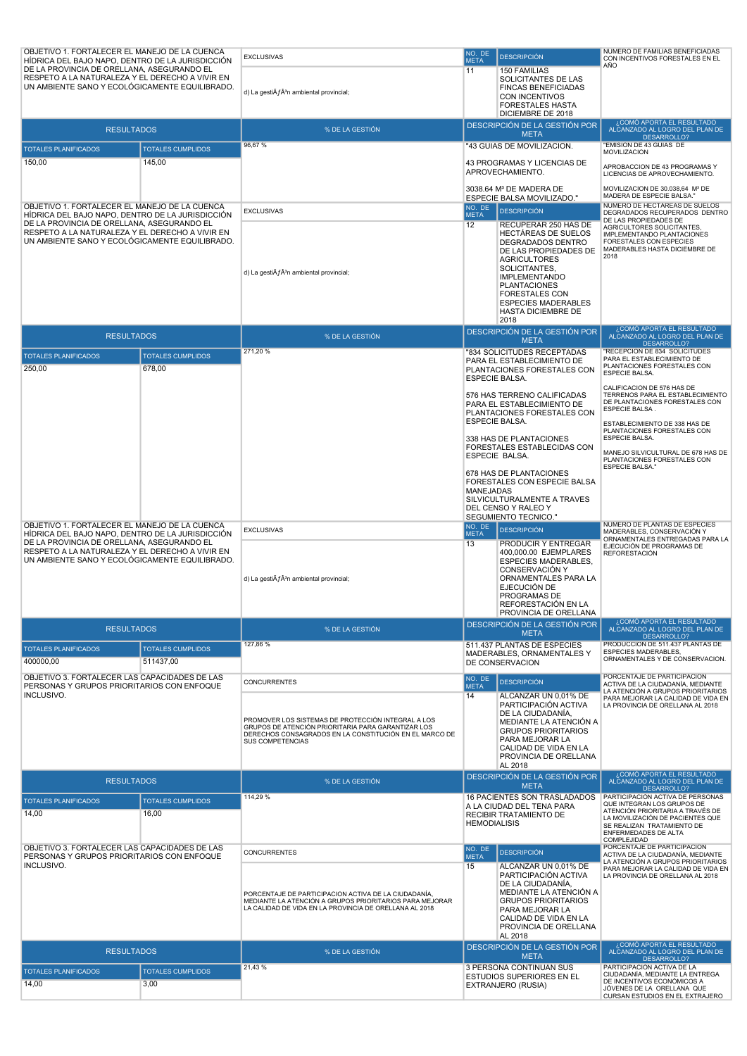| OBJETIVO 1. FORTALECER EL MANEJO DE LA CUENCA HÍDRICA DEL BAJO NAPO, DENTRO DE LA JURISDICCIÓN DE LA PROVINCIA DE ORELLANA, ASEGURANDO EL RESPETO A LA NATURALEZA Y EL DERECHO A VIVIR EN UN AMBIENTE SANO Y ECOLÓGICAMENTE EQUILIBRADO. | | EXCLUSIVAS | NO. DE META | DESCRIPCIÓN | NUMERO DE FAMILIAS BENEFICIADAS CON INCENTIVOS FORESTALES EN EL AÑO |
|---|---|---|---|---|---|
| | | d) La gestiÃƒÂ³n ambiental provincial; | 11 | 150 FAMILIAS SOLICITANTES DE LAS FINCAS BENEFICIADAS CON INCENTIVOS FORESTALES HASTA DICIEMBRE DE 2018 | |
| RESULTADOS | | % DE LA GESTIÓN | DESCRIPCIÓN DE LA GESTIÓN POR META | | ¿CÓMO APORTA EL RESULTADO ALCANZADO AL LOGRO DEL PLAN DE DESARROLLO? |
| TOTALES PLANIFICADOS | TOTALES CUMPLIDOS | 96,67 % | "43 GUIAS DE MOVILIZACION.<br><br>43 PROGRAMAS Y LICENCIAS DE APROVECHAMIENTO.<br><br>3038.64 M³ DE MADERA DE ESPECIE BALSA MOVILIZADO." | | "EMISION DE 43 GUIAS DE MOVILIZACION<br><br>APROBACCION DE 43 PROGRAMAS Y LICENCIAS DE APROVECHAMIENTO.<br><br>MOVILIZACION DE 30.038,64 M³ DE MADERA DE ESPECIE BALSA." |
| 150,00 | 145,00 | | | | |
| OBJETIVO 1. FORTALECER EL MANEJO DE LA CUENCA HÍDRICA DEL BAJO NAPO, DENTRO DE LA JURISDICCIÓN DE LA PROVINCIA DE ORELLANA, ASEGURANDO EL RESPETO A LA NATURALEZA Y EL DERECHO A VIVIR EN UN AMBIENTE SANO Y ECOLÓGICAMENTE EQUILIBRADO. | | EXCLUSIVAS | NO. DE META | DESCRIPCIÓN | NUMERO DE HECTAREAS DE SUELOS DEGRADADOS RECUPERADOS DENTRO DE LAS PROPIEDADES DE AGRICULTORES SOLICITANTES, IMPLEMENTANDO PLANTACIONES FORESTALES CON ESPECIES MADERABLES HASTA DICIEMBRE DE 2018 |
| | | d) La gestiÃƒÂ³n ambiental provincial; | 12 | RECUPERAR 250 HAS DE HECTÁREAS DE SUELOS DEGRADADOS DENTRO DE LAS PROPIEDADES DE AGRICULTORES SOLICITANTES, IMPLEMENTANDO PLANTACIONES FORESTALES CON ESPECIES MADERABLES HASTA DICIEMBRE DE 2018 | |
| RESULTADOS | | % DE LA GESTIÓN | DESCRIPCIÓN DE LA GESTIÓN POR META | | ¿CÓMO APORTA EL RESULTADO ALCANZADO AL LOGRO DEL PLAN DE DESARROLLO? |
| TOTALES PLANIFICADOS | TOTALES CUMPLIDOS | 271,20 % | "834 SOLICITUDES RECEPTADAS PARA EL ESTABLECIMIENTO DE PLANTACIONES FORESTALES CON ESPECIE BALSA.<br><br>576 HAS TERRENO CALIFICADAS PARA EL ESTABLECIMIENTO DE PLANTACIONES FORESTALES CON ESPECIE BALSA.<br><br>338 HAS DE PLANTACIONES FORESTALES ESTABLECIDAS CON ESPECIE BALSA.<br><br>678 HAS DE PLANTACIONES FORESTALES CON ESPECIE BALSA MANEJADAS SILVICULTURALMENTE A TRAVES DEL CENSO Y RALEO Y SEGUIMIENTO TECNICO." | | "RECEPCION DE 834 SOLICITUDES PARA EL ESTABLECIMIENTO DE PLANTACIONES FORESTALES CON ESPECIE BALSA.<br><br>CALIFICACION DE 576 HAS DE TERRENOS PARA EL ESTABLECIMIENTO DE PLANTACIONES FORESTALES CON ESPECIE BALSA .<br><br>ESTABLECIMIENTO DE 338 HAS DE PLANTACIONES FORESTALES CON ESPECIE BALSA.<br><br>MANEJO SILVICULTURAL DE 678 HAS DE PLANTACIONES FORESTALES CON ESPECIE BALSA." |
| 250,00 | 678,00 | | | | |
| OBJETIVO 1. FORTALECER EL MANEJO DE LA CUENCA HÍDRICA DEL BAJO NAPO, DENTRO DE LA JURISDICCIÓN DE LA PROVINCIA DE ORELLANA, ASEGURANDO EL RESPETO A LA NATURALEZA Y EL DERECHO A VIVIR EN UN AMBIENTE SANO Y ECOLÓGICAMENTE EQUILIBRADO. | | EXCLUSIVAS | NO. DE META | DESCRIPCIÓN | NUMERO DE PLANTAS DE ESPECIES MADERABLES, CONSERVACIÓN Y ORNAMENTALES ENTREGADAS PARA LA EJECUCIÓN DE PROGRAMAS DE REFORESTACIÓN |
| | | d) La gestiÃƒÂ³n ambiental provincial; | 13 | PRODUCIR Y ENTREGAR 400,000.00 EJEMPLARES ESPECIES MADERABLES, CONSERVACIÓN Y ORNAMENTALES PARA LA EJECUCIÓN DE PROGRAMAS DE REFORESTACIÓN EN LA PROVINCIA DE ORELLANA | |
| RESULTADOS | | % DE LA GESTIÓN | DESCRIPCIÓN DE LA GESTIÓN POR META | | ¿CÓMO APORTA EL RESULTADO ALCANZADO AL LOGRO DEL PLAN DE DESARROLLO? |
| TOTALES PLANIFICADOS | TOTALES CUMPLIDOS | 127,86 % | 511.437 PLANTAS DE ESPECIES MADERABLES, ORNAMENTALES Y DE CONSERVACION | | PRODUCCION DE 511.437 PLANTAS DE ESPECIES MADERABLES, ORNAMENTALES Y DE CONSERVACION. |
| 400000,00 | 511437,00 | | | | |
| OBJETIVO 3. FORTALECER LAS CAPACIDADES DE LAS PERSONAS Y GRUPOS PRIORITARIOS CON ENFOQUE INCLUSIVO. | | CONCURRENTES | NO. DE META | DESCRIPCIÓN | PORCENTAJE DE PARTICIPACION ACTIVA DE LA CIUDADANÍA, MEDIANTE LA ATENCIÓN A GRUPOS PRIORITARIOS PARA MEJORAR LA CALIDAD DE VIDA EN LA PROVINCIA DE ORELLANA AL 2018 |
| | | PROMOVER LOS SISTEMAS DE PROTECCIÓN INTEGRAL A LOS GRUPOS DE ATENCIÓN PRIORITARIA PARA GARANTIZAR LOS DERECHOS CONSAGRADOS EN LA CONSTITUCIÓN EN EL MARCO DE SUS COMPETENCIAS | 14 | ALCANZAR UN 0,01% DE PARTICIPACIÓN ACTIVA DE LA CIUDADANÍA, MEDIANTE LA ATENCIÓN A GRUPOS PRIORITARIOS PARA MEJORAR LA CALIDAD DE VIDA EN LA PROVINCIA DE ORELLANA AL 2018 | |
| RESULTADOS | | % DE LA GESTIÓN | DESCRIPCIÓN DE LA GESTIÓN POR META | | ¿CÓMO APORTA EL RESULTADO ALCANZADO AL LOGRO DEL PLAN DE DESARROLLO? |
| TOTALES PLANIFICADOS | TOTALES CUMPLIDOS | 114,29 % | 16 PACIENTES SON TRASLADADOS A LA CIUDAD DEL TENA PARA RECIBIR TRATAMIENTO DE HEMODIALISIS | | PARTICIPACION ACTIVA DE PERSONAS QUE INTEGRAN LOS GRUPOS DE ATENCIÓN PRIORITARIA A TRAVÉS DE LA MOVILIZACIÓN DE PACIENTES QUE SE REALIZAN TRATAMIENTO DE ENFERMEDADES DE ALTA COMPLEJIDAD |
| 14,00 | 16,00 | | | | |
| OBJETIVO 3. FORTALECER LAS CAPACIDADES DE LAS PERSONAS Y GRUPOS PRIORITARIOS CON ENFOQUE INCLUSIVO. | | CONCURRENTES | NO. DE META | DESCRIPCIÓN | PORCENTAJE DE PARTICIPACION ACTIVA DE LA CIUDADANÍA, MEDIANTE LA ATENCIÓN A GRUPOS PRIORITARIOS PARA MEJORAR LA CALIDAD DE VIDA EN LA PROVINCIA DE ORELLANA AL 2018 |
| | | PORCENTAJE DE PARTICIPACION ACTIVA DE LA CIUDADANÍA, MEDIANTE LA ATENCIÓN A GRUPOS PRIORITARIOS PARA MEJORAR LA CALIDAD DE VIDA EN LA PROVINCIA DE ORELLANA AL 2018 | 15 | ALCANZAR UN 0,01% DE PARTICIPACIÓN ACTIVA DE LA CIUDADANÍA, MEDIANTE LA ATENCIÓN A GRUPOS PRIORITARIOS PARA MEJORAR LA CALIDAD DE VIDA EN LA PROVINCIA DE ORELLANA AL 2018 | |
| RESULTADOS | | % DE LA GESTIÓN | DESCRIPCIÓN DE LA GESTIÓN POR META | | ¿CÓMO APORTA EL RESULTADO ALCANZADO AL LOGRO DEL PLAN DE DESARROLLO? |
| TOTALES PLANIFICADOS | TOTALES CUMPLIDOS | 21,43 % | 3 PERSONA CONTINUAN SUS ESTUDIOS SUPERIORES EN EL EXTRANJERO (RUSIA) | | PARTICIPACION ACTIVA DE LA CIUDADANÍA, MEDIANTE LA ENTREGA DE INCENTIVOS ECONÓMICOS A JÓVENES DE LA ORELLANA QUE CURSAN ESTUDIOS EN EL EXTRAJERO |
| 14,00 | 3,00 | | | | |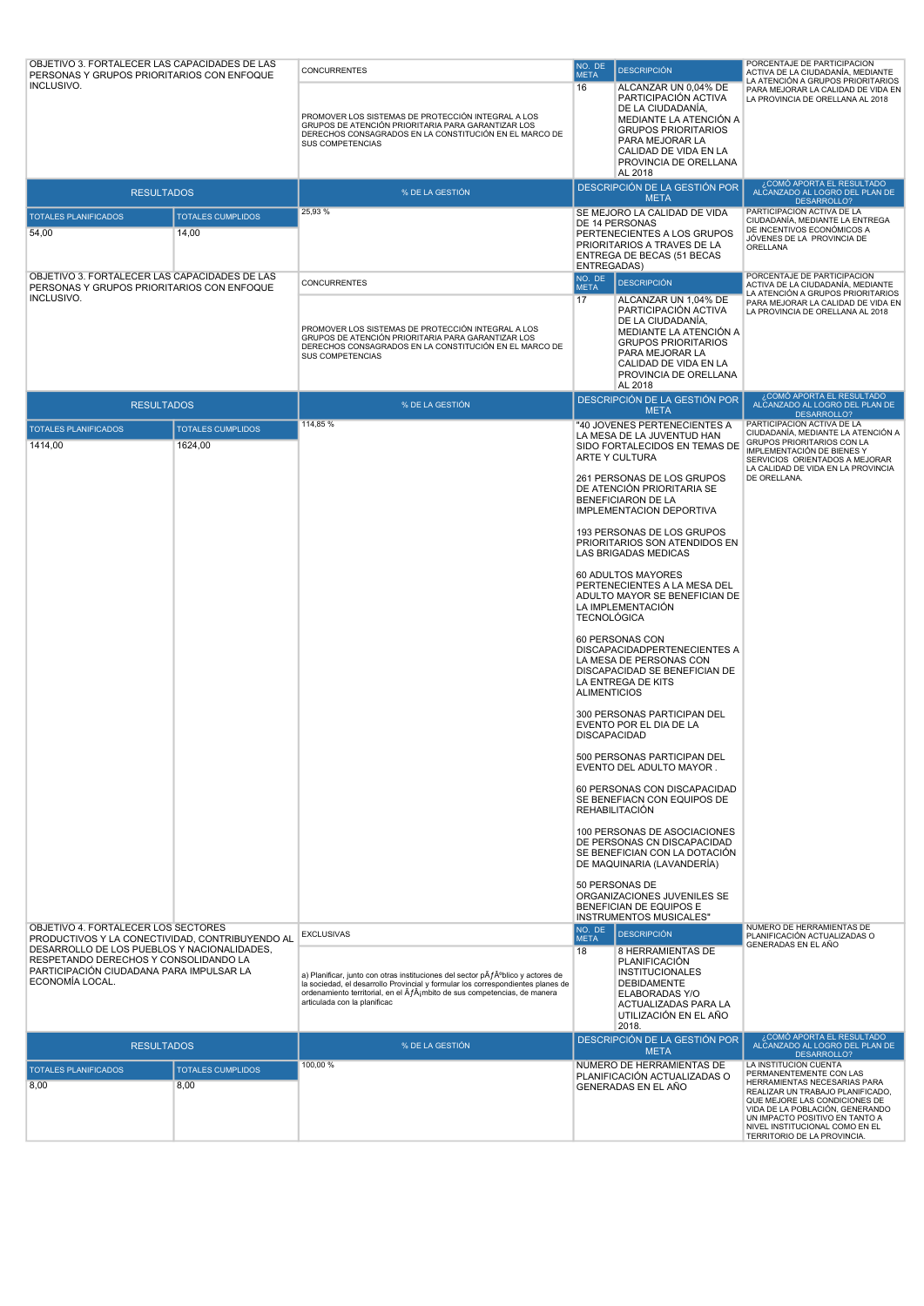| OBJETIVO 3. FORTALECER LAS CAPACIDADES DE LAS PERSONAS Y GRUPOS PRIORITARIOS CON ENFOQUE INCLUSIVO. | | CONCURRENTES | NO. DE META | DESCRIPCIÓN | PORCENTAJE DE PARTICIPACION ACTIVA DE LA CIUDADANÍA, MEDIANTE LA ATENCIÓN A GRUPOS PRIORITARIOS PARA MEJORAR LA CALIDAD DE VIDA EN LA PROVINCIA DE ORELLANA AL 2018 |
|---|---|---|---|---|---|
| | | PROMOVER LOS SISTEMAS DE PROTECCIÓN INTEGRAL A LOS GRUPOS DE ATENCIÓN PRIORITARIA PARA GARANTIZAR LOS DERECHOS CONSAGRADOS EN LA CONSTITUCIÓN EN EL MARCO DE SUS COMPETENCIAS | 16 | ALCANZAR UN 0,04% DE PARTICIPACIÓN ACTIVA DE LA CIUDADANÍA, MEDIANTE LA ATENCIÓN A GRUPOS PRIORITARIOS PARA MEJORAR LA CALIDAD DE VIDA EN LA PROVINCIA DE ORELLANA AL 2018 | |
| RESULTADOS | | % DE LA GESTIÓN | DESCRIPCIÓN DE LA GESTIÓN POR META | | ¿CÓMO APORTA EL RESULTADO ALCANZADO AL LOGRO DEL PLAN DE DESARROLLO? |
| TOTALES PLANIFICADOS | TOTALES CUMPLIDOS | 25,93 % | SE MEJORO LA CALIDAD DE VIDA DE 14 PERSONAS PERTENECIENTES A LOS GRUPOS PRIORITARIOS A TRAVES DE LA ENTREGA DE BECAS (51 BECAS ENTREGADAS) | | PARTICIPACION ACTIVA DE LA CIUDADANÍA, MEDIANTE LA ENTREGA DE INCENTIVOS ECONÓMICOS A JÓVENES DE LA PROVINCIA DE ORELLANA |
| 54,00 | 14,00 | | | | |
| OBJETIVO 3. FORTALECER LAS CAPACIDADES DE LAS PERSONAS Y GRUPOS PRIORITARIOS CON ENFOQUE INCLUSIVO. | | CONCURRENTES | NO. DE META | DESCRIPCIÓN | PORCENTAJE DE PARTICIPACION ACTIVA DE LA CIUDADANÍA, MEDIANTE LA ATENCIÓN A GRUPOS PRIORITARIOS PARA MEJORAR LA CALIDAD DE VIDA EN LA PROVINCIA DE ORELLANA AL 2018 |
| | | PROMOVER LOS SISTEMAS DE PROTECCIÓN INTEGRAL A LOS GRUPOS DE ATENCIÓN PRIORITARIA PARA GARANTIZAR LOS DERECHOS CONSAGRADOS EN LA CONSTITUCIÓN EN EL MARCO DE SUS COMPETENCIAS | 17 | ALCANZAR UN 1,04% DE PARTICIPACIÓN ACTIVA DE LA CIUDADANÍA, MEDIANTE LA ATENCIÓN A GRUPOS PRIORITARIOS PARA MEJORAR LA CALIDAD DE VIDA EN LA PROVINCIA DE ORELLANA AL 2018 | |
| RESULTADOS | | % DE LA GESTIÓN | DESCRIPCIÓN DE LA GESTIÓN POR META | | ¿CÓMO APORTA EL RESULTADO ALCANZADO AL LOGRO DEL PLAN DE DESARROLLO? |
| TOTALES PLANIFICADOS | TOTALES CUMPLIDOS | 114,85 % | "40 JOVENES PERTENECIENTES A LA MESA DE LA JUVENTUD HAN SIDO FORTALECIDOS EN TEMAS DE ARTE Y CULTURA<br><br>261 PERSONAS DE LOS GRUPOS DE ATENCIÓN PRIORITARIA SE BENEFICIARON DE LA IMPLEMENTACION DEPORTIVA<br><br>193 PERSONAS DE LOS GRUPOS PRIORITARIOS SON ATENDIDOS EN LAS BRIGADAS MEDICAS<br><br>60 ADULTOS MAYORES PERTENECIENTES A LA MESA DEL ADULTO MAYOR SE BENEFICIAN DE LA IMPLEMENTACIÓN TECNOLÓGICA<br><br>60 PERSONAS CON DISCAPACIDADPERTENECIENTES A LA MESA DE PERSONAS CON DISCAPACIDAD SE BENEFICIAN DE LA ENTREGA DE KITS ALIMENTICIOS<br><br>300 PERSONAS PARTICIPAN DEL EVENTO POR EL DIA DE LA DISCAPACIDAD<br><br>500 PERSONAS PARTICIPAN DEL EVENTO DEL ADULTO MAYOR .<br><br>60 PERSONAS CON DISCAPACIDAD SE BENEFIACN CON EQUIPOS DE REHABILITACIÓN<br><br>100 PERSONAS DE ASOCIACIONES DE PERSONAS CN DISCAPACIDAD SE BENEFICIAN CON LA DOTACIÓN DE MAQUINARIA (LAVANDERÍA)<br><br>50 PERSONAS DE ORGANIZACIONES JUVENILES SE BENEFICIAN DE EQUIPOS E INSTRUMENTOS MUSICALES" | | PARTICIPACION ACTIVA DE LA CIUDADANÍA, MEDIANTE LA ATENCIÓN A GRUPOS PRIORITARIOS CON LA IMPLEMENTACIÓN DE BIENES Y SERVICIOS ORIENTADOS A MEJORAR LA CALIDAD DE VIDA EN LA PROVINCIA DE ORELLANA. |
| 1414,00 | 1624,00 | | | | |
| OBJETIVO 4. FORTALECER LOS SECTORES PRODUCTIVOS Y LA CONECTIVIDAD, CONTRIBUYENDO AL DESARROLLO DE LOS PUEBLOS Y NACIONALIDADES, RESPETANDO DERECHOS Y CONSOLIDANDO LA PARTICIPACIÓN CIUDADANA PARA IMPULSAR LA ECONOMÍA LOCAL. | | EXCLUSIVAS | NO. DE META | DESCRIPCIÓN | NUMERO DE HERRAMIENTAS DE PLANIFICACIÓN ACTUALIZADAS O GENERADAS EN EL AÑO |
| | | a) Planificar, junto con otras instituciones del sector pÃƒÂºblico y actores de la sociedad, el desarrollo Provincial y formular los correspondientes planes de ordenamiento territorial, en el ÃƒÂ¡mbito de sus competencias, de manera articulada con la planificac | 18 | 8 HERRAMIENTAS DE PLANIFICACIÓN INSTITUCIONALES DEBIDAMENTE ELABORADAS Y/O ACTUALIZADAS PARA LA UTILIZACIÓN EN EL AÑO 2018. | |
| RESULTADOS | | % DE LA GESTIÓN | DESCRIPCIÓN DE LA GESTIÓN POR META | | ¿CÓMO APORTA EL RESULTADO ALCANZADO AL LOGRO DEL PLAN DE DESARROLLO? |
| TOTALES PLANIFICADOS | TOTALES CUMPLIDOS | 100,00 % | NUMERO DE HERRAMIENTAS DE PLANIFICACIÓN ACTUALIZADAS O GENERADAS EN EL AÑO | | LA INSTITUCION CUENTA PERMANENTEMENTE CON LAS HERRAMIENTAS NECESARIAS PARA REALIZAR UN TRABAJO PLANIFICADO, QUE MEJORE LAS CONDICIONES DE VIDA DE LA POBLACIÓN, GENERANDO UN IMPACTO POSITIVO EN TANTO A NIVEL INSTITUCIONAL COMO EN EL TERRITORIO DE LA PROVINCIA. |
| 8,00 | 8,00 | | | | |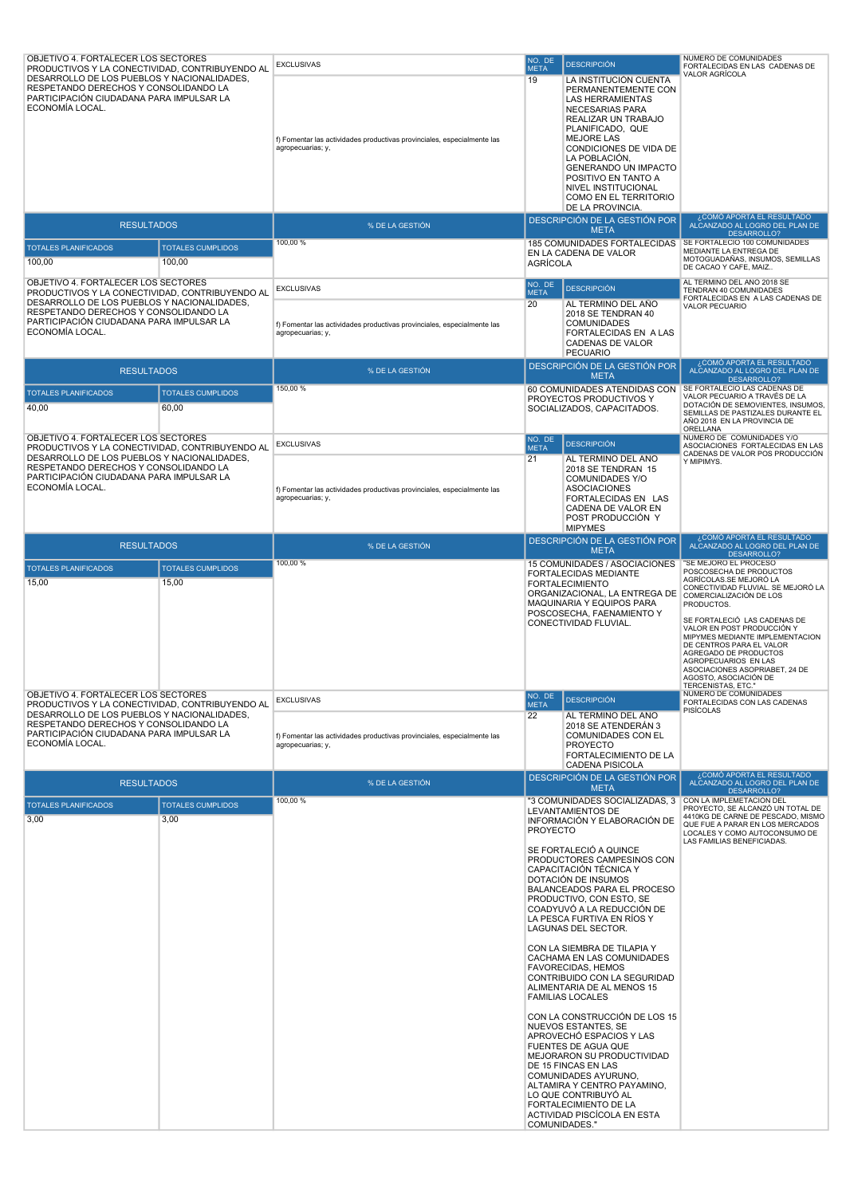| OBJETIVO 4. FORTALECER LOS SECTORES PRODUCTIVOS Y LA CONECTIVIDAD, CONTRIBUYENDO AL DESARROLLO DE LOS PUEBLOS Y NACIONALIDADES, RESPETANDO DERECHOS Y CONSOLIDANDO LA PARTICIPACIÓN CIUDADANA PARA IMPULSAR LA ECONOMÍA LOCAL. | | EXCLUSIVAS | NO. DE META | DESCRIPCIÓN | NUMERO DE COMUNIDADES FORTALECIDAS EN LAS CADENAS DE VALOR AGRÍCOLA |
|---|---|---|---|---|---|
| | | f) Fomentar las actividades productivas provinciales, especialmente las agropecuarias; y, | 19 | LA INSTITUCIÓN CUENTA PERMANENTEMENTE CON LAS HERRAMIENTAS NECESARIAS PARA REALIZAR UN TRABAJO PLANIFICADO, QUE MEJORE LAS CONDICIONES DE VIDA DE LA POBLACIÓN, GENERANDO UN IMPACTO POSITIVO EN TANTO A NIVEL INSTITUCIONAL COMO EN EL TERRITORIO DE LA PROVINCIA. | |
| RESULTADOS | | % DE LA GESTIÓN | DESCRIPCIÓN DE LA GESTIÓN POR META | | ¿CÓMO APORTA EL RESULTADO ALCANZADO AL LOGRO DEL PLAN DE DESARROLLO? |
| TOTALES PLANIFICADOS | TOTALES CUMPLIDOS | 100,00 % | 185 COMUNIDADES FORTALECIDAS EN LA CADENA DE VALOR AGRÍCOLA | | SE FORTALECIO 100 COMUNIDADES MEDIANTE LA ENTREGA DE MOTOGUADAÑAS, INSUMOS, SEMILLAS DE CACAO Y CAFÉ, MAIZ.. |
| 100,00 | 100,00 | | | | |
| OBJETIVO 4. FORTALECER LOS SECTORES PRODUCTIVOS Y LA CONECTIVIDAD, CONTRIBUYENDO AL DESARROLLO DE LOS PUEBLOS Y NACIONALIDADES, RESPETANDO DERECHOS Y CONSOLIDANDO LA PARTICIPACIÓN CIUDADANA PARA IMPULSAR LA ECONOMÍA LOCAL. | | EXCLUSIVAS | NO. DE META | DESCRIPCIÓN | AL TERMINO DEL AÑO 2018 SE TENDRAN 40 COMUNIDADES FORTALECIDAS EN A LAS CADENAS DE VALOR PECUARIO |
| | | f) Fomentar las actividades productivas provinciales, especialmente las agropecuarias; y, | 20 | AL TERMINO DEL AÑO 2018 SE TENDRAN 40 COMUNIDADES FORTALECIDAS EN A LAS CADENAS DE VALOR PECUARIO | |
| RESULTADOS | | % DE LA GESTIÓN | DESCRIPCIÓN DE LA GESTIÓN POR META | | ¿CÓMO APORTA EL RESULTADO ALCANZADO AL LOGRO DEL PLAN DE DESARROLLO? |
| TOTALES PLANIFICADOS | TOTALES CUMPLIDOS | 150,00 % | 60 COMUNIDADES ATENDIDAS CON PROYECTOS PRODUCTIVOS Y SOCIALIZADOS, CAPACITADOS. | | SE FORTALECIO LAS CADENAS DE VALOR PECUARIO A TRAVÉS DE LA DOTACIÓN DE SEMOVIENTES, INSUMOS, SEMILLAS DE PASTIZALES DURANTE EL AÑO 2018 EN LA PROVINCIA DE ORELLANA |
| 40,00 | 60,00 | | | | |
| OBJETIVO 4. FORTALECER LOS SECTORES PRODUCTIVOS Y LA CONECTIVIDAD, CONTRIBUYENDO AL DESARROLLO DE LOS PUEBLOS Y NACIONALIDADES, RESPETANDO DERECHOS Y CONSOLIDANDO LA PARTICIPACIÓN CIUDADANA PARA IMPULSAR LA ECONOMÍA LOCAL. | | EXCLUSIVAS | NO. DE META | DESCRIPCIÓN | NUMERO DE COMUNIDADES Y/O ASOCIACIONES FORTALECIDAS EN LAS CADENAS DE VALOR POS PRODUCCIÓN Y MIPIMYS. |
| | | f) Fomentar las actividades productivas provinciales, especialmente las agropecuarias; y, | 21 | AL TERMINO DEL ANO 2018 SE TENDRAN 15 COMUNIDADES Y/O ASOCIACIONES FORTALECIDAS EN LAS CADENA DE VALOR EN POST PRODUCCIÓN Y MIPYMES | |
| RESULTADOS | | % DE LA GESTIÓN | DESCRIPCIÓN DE LA GESTIÓN POR META | | ¿CÓMO APORTA EL RESULTADO ALCANZADO AL LOGRO DEL PLAN DE DESARROLLO? |
| TOTALES PLANIFICADOS | TOTALES CUMPLIDOS | 100,00 % | 15 COMUNIDADES / ASOCIACIONES FORTALECIDAS MEDIANTE FORTALECIMIENTO ORGANIZACIONAL, LA ENTREGA DE MAQUINARIA Y EQUIPOS PARA POSCOSECHA, FAENAMIENTO Y CONECTIVIDAD FLUVIAL. | | "SE MEJORO EL PROCESO POSCOSECHA DE PRODUCTOS AGRÍCOLAS SE MEJORÓ LA CONECTIVIDAD FLUVIAL. SE MEJORÓ LA COMERCIALIZACIÓN DE LOS PRODUCTOS. SE FORTALECIÓ LAS CADENAS DE VALOR EN POST PRODUCCIÓN Y MIPYMES MEDIANTE IMPLEMENTACION DE CENTROS PARA EL VALOR AGREGADO DE PRODUCTOS AGROPECUARIOS EN LAS ASOCIACIONES ASOPRIABET, 24 DE AGOSTO, ASOCIACIÓN DE TERCENISTAS, ETC." |
| 15,00 | 15,00 | | | | |
| OBJETIVO 4. FORTALECER LOS SECTORES PRODUCTIVOS Y LA CONECTIVIDAD, CONTRIBUYENDO AL DESARROLLO DE LOS PUEBLOS Y NACIONALIDADES, RESPETANDO DERECHOS Y CONSOLIDANDO LA PARTICIPACIÓN CIUDADANA PARA IMPULSAR LA ECONOMÍA LOCAL. | | EXCLUSIVAS | NO. DE META | DESCRIPCIÓN | NUMERO DE COMUNIDADES FORTALECIDAS CON LAS CADENAS PISÍCOLAS |
| | | f) Fomentar las actividades productivas provinciales, especialmente las agropecuarias; y, | 22 | AL TERMINO DEL ANO 2018 SE ATENDERÁN 3 COMUNIDADES CON EL PROYECTO FORTALECIMIENTO DE LA CADENA PISCOLA | |
| RESULTADOS | | % DE LA GESTIÓN | DESCRIPCIÓN DE LA GESTIÓN POR META | | ¿CÓMO APORTA EL RESULTADO ALCANZADO AL LOGRO DEL PLAN DE DESARROLLO? |
| TOTALES PLANIFICADOS | TOTALES CUMPLIDOS | 100,00 % | "3 COMUNIDADES SOCIALIZADAS, 3 LEVANTAMIENTOS DE INFORMACIÓN Y ELABORACIÓN DE PROYECTO<br><br>SE FORTALECIÓ A QUINCE PRODUCTORES CAMPESINOS CON CAPACITACIÓN TÉCNICA Y DOTACIÓN DE INSUMOS BALANCEADOS PARA EL PROCESO PRODUCTIVO, CON ESTO, SE COADYUVÓ A LA REDUCCIÓN DE LA PESCA FURTIVA EN RÍOS Y LAGUNAS DEL SECTOR.<br><br>CON LA SIEMBRA DE TILAPIA Y CACHAMA EN LAS COMUNIDADES FAVORECIDAS, HEMOS CONTRIBUIDO CON LA SEGURIDAD ALIMENTARIA DE AL MENOS 15 FAMILIAS LOCALES<br><br>CON LA CONSTRUCCIÓN DE LOS 15 NUEVOS ESTANTES, SE APROVECHÓ ESPACIOS Y LAS FUENTES DE AGUA QUE MEJORARON SU PRODUCTIVIDAD DE 15 FINCAS EN LAS COMUNIDADES AYURUNO, ALTAMIRA Y CENTRO PAYAMINO, LO QUE CONTRIBUYÓ AL FORTALECIMIENTO DE LA ACTIVIDAD PISCÍCOLA EN ESTA COMUNIDADES." | | CON LA IMPLEMETACION DEL PROYECTO, SE ALCANZÓ UN TOTAL DE 4410KG DE CARNE DE PESCADO, MISMO QUE FUE A PARAR EN LOS MERCADOS LOCALES Y COMO AUTOCONSUMO DE LAS FAMILIAS BENEFICIADAS. |
| 3,00 | 3,00 | | | | |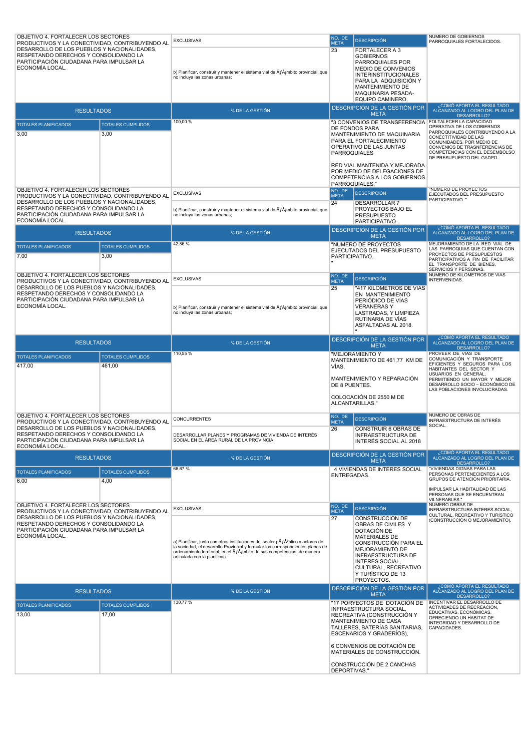| OBJETIVO 4. FORTALECER LOS SECTORES PRODUCTIVOS Y LA CONECTIVIDAD, CONTRIBUYENDO AL DESARROLLO DE LOS PUEBLOS Y NACIONALIDADES, RESPETANDO DERECHOS Y CONSOLIDANDO LA PARTICIPACIÓN CIUDADANA PARA IMPULSAR LA ECONOMÍA LOCAL. | | EXCLUSIVAS | NO. DE META | DESCRIPCIÓN | NUMERO DE GOBIERNOS PARROQUIALES FORTALECIDOS. |
|---|---|---|---|---|---|
| | | b) Planificar, construir y mantener el sistema vial de Ã ƒÂ¡mbito provincial, que no incluya las zonas urbanas; | 23 | FORTALECER A 3 GOBIERNOS PARROQUIALES POR MEDIO DE CONVENIOS INTERINSTITUCIONALES PARA LA ADQUISICIÓN Y MANTENIMIENTO DE MAQUINARIA PESADA-EQUIPO CAMINERO. | |
| RESULTADOS | | % DE LA GESTIÓN | DESCRIPCIÓN DE LA GESTIÓN POR META | | ¿CÓMO APORTA EL RESULTADO ALCANZADO AL LOGRO DEL PLAN DE DESARROLLO? |
| TOTALES PLANIFICADOS | TOTALES CUMPLIDOS | 100,00 % | "3 CONVENIOS DE TRANSFERENCIA DE FONDOS PARA MANTENIMIENTO DE MAQUINARIA PARA EL FORTALECIMIENTO OPERATIVO DE LAS JUNTAS PARROQUIALES<br><br>RED VIAL MANTENIDA Y MEJORADA POR MEDIO DE DELEGACIONES DE COMPETENCIAS A LOS GOBIERNOS PARROQUIALES." | | FOLTALECER LA CAPACIDAD OPERATIVA DE LOS GOBIERNOS PARROQUIALES CONTRIBUYENDO A LA CONECTITIVIDAD DE LAS COMUNIDADES, POR MEDIO DE CONVENIOS DE TRASNFERENCIAS DE COMPETENCIAS CON EL DESEMBOLSO DE PRESUPUESTO DEL GADPO. |
| 3,00 | 3,00 | | | | |
| OBJETIVO 4. FORTALECER LOS SECTORES PRODUCTIVOS Y LA CONECTIVIDAD, CONTRIBUYENDO AL DESARROLLO DE LOS PUEBLOS Y NACIONALIDADES, RESPETANDO DERECHOS Y CONSOLIDANDO LA PARTICIPACIÓN CIUDADANA PARA IMPULSAR LA ECONOMÍA LOCAL. | | EXCLUSIVAS | NO. DE META | DESCRIPCIÓN | "NUMERO DE PROYECTOS EJECUTADOS DEL PRESUPUESTO PARTICIPATIVO. " |
| | | b) Planificar, construir y mantener el sistema vial de Ã ƒÂ¡mbito provincial, que no incluya las zonas urbanas; | 24 | DESARROLLAR 7 PROYECTOS BAJO EL PRESUPUESTO PARTICIPATIVO . | |
| RESULTADOS | | % DE LA GESTIÓN | DESCRIPCIÓN DE LA GESTIÓN POR META | | ¿CÓMO APORTA EL RESULTADO ALCANZADO AL LOGRO DEL PLAN DE DESARROLLO? |
| TOTALES PLANIFICADOS | TOTALES CUMPLIDOS | 42,86 % | "NUMERO DE PROYECTOS EJECUTADOS DEL PRESUPUESTO PARTICIPATIVO. " | | MEJORAMIENTO DE LA RED VIAL DE LAS PARROQUIAS QUE CUENTAN CON PROYECTOS DE PRESUPUESTOS PARTICIPATIVOS A FIN DE FACILITAR EL TRANSPORTE DE BIENES, SERVICIOS Y PERSONAS. |
| 7,00 | 3,00 | | | | |
| OBJETIVO 4. FORTALECER LOS SECTORES PRODUCTIVOS Y LA CONECTIVIDAD, CONTRIBUYENDO AL DESARROLLO DE LOS PUEBLOS Y NACIONALIDADES, RESPETANDO DERECHOS Y CONSOLIDANDO LA PARTICIPACIÓN CIUDADANA PARA IMPULSAR LA ECONOMÍA LOCAL. | | EXCLUSIVAS | NO. DE META | DESCRIPCIÓN | NUMERO DE KILOMETROS DE VIAS INTERVENIDAS. |
| | | b) Planificar, construir y mantener el sistema vial de Ã ƒÂ¡mbito provincial, que no incluya las zonas urbanas; | 25 | "417 KILOMETROS DE VIAS EN MANTENIMIENTO PERIÓDICO DE VÍAS VERANERAS Y LASTRADAS, Y LIMPIEZA RUTINARIA DE VÍAS ASFALTADAS AL 2018. " | |
| RESULTADOS | | % DE LA GESTIÓN | DESCRIPCIÓN DE LA GESTIÓN POR META | | ¿CÓMO APORTA EL RESULTADO ALCANZADO AL LOGRO DEL PLAN DE DESARROLLO? |
| TOTALES PLANIFICADOS | TOTALES CUMPLIDOS | 110,55 % | "MEJORAMIENTO Y MANTENIMIENTO DE 461,77 KM DE VÍAS,<br><br>MANTENIMIENTO Y REPARACIÓN DE 8 PUENTES.<br><br>COLOCACIÓN DE 2550 M DE ALCANTARILLAS." | | PROVEER DE VIAS DE COMUNICACIÓN Y TRANSPORTE EFICIENTES Y SEGUROS PARA LOS HABITANTES DEL SECTOR Y USUARIOS EN GENERAL, PERMITIENDO UN MAYOR Y MEJOR DESARROLLO SOCIO – ECONÓMICO DE LAS POBLACIONES INVOLUCRADAS. |
| 417,00 | 461,00 | | | | |
| OBJETIVO 4. FORTALECER LOS SECTORES PRODUCTIVOS Y LA CONECTIVIDAD, CONTRIBUYENDO AL DESARROLLO DE LOS PUEBLOS Y NACIONALIDADES, RESPETANDO DERECHOS Y CONSOLIDANDO LA PARTICIPACIÓN CIUDADANA PARA IMPULSAR LA ECONOMÍA LOCAL. | | CONCURRENTES | NO. DE META | DESCRIPCIÓN | NUMERO DE OBRAS DE INFRAESTRUCTURA DE INTERÉS SOCIAL. |
| | | DESARROLLAR PLANES Y PROGRAMAS DE VIVIENDA DE INTERÉS SOCIAL EN EL ÁREA RURAL DE LA PROVINCIA | 26 | CONSTRUIR 6 OBRAS DE INFRAESTRUCTURA DE INTERÉS SOCIAL AL 2018 | |
| RESULTADOS | | % DE LA GESTIÓN | DESCRIPCIÓN DE LA GESTIÓN POR META | | ¿CÓMO APORTA EL RESULTADO ALCANZADO AL LOGRO DEL PLAN DE DESARROLLO? |
| TOTALES PLANIFICADOS | TOTALES CUMPLIDOS | 66,67 % | 4 VIVIENDAS DE INTERES SOCIAL ENTREGADAS. | | "VIVIENDAS DIGNAS PARA LAS PERSONAS PERTENECIENTES A LOS GRUPOS DE ATENCIÓN PRIORITARIA.<br><br>IMPULSAR LA HABITALIDAD DE LAS PERSONAS QUE SE ENCUENTRAN VILNERABLES." |
| 6,00 | 4,00 | | | | |
| OBJETIVO 4. FORTALECER LOS SECTORES PRODUCTIVOS Y LA CONECTIVIDAD, CONTRIBUYENDO AL DESARROLLO DE LOS PUEBLOS Y NACIONALIDADES, RESPETANDO DERECHOS Y CONSOLIDANDO LA PARTICIPACIÓN CIUDADANA PARA IMPULSAR LA ECONOMÍA LOCAL. | | EXCLUSIVAS | NO. DE META | DESCRIPCIÓN | NUMERO OBRAS DE INFRAESTRUCTURA INTERES SOCIAL, CULTURAL, RECREATIVO Y TURÍSTICO (CONSTRUCCIÓN O MEJORAMIENTO). |
| | | a) Planificar, junto con otras instituciones del sector pÃ ƒÂºblico y actores de la sociedad, el desarrollo Provincial y formular los correspondientes planes de ordenamiento territorial, en el Ã ƒÂ¡mbito de sus competencias, de manera articulada con la planificac | 27 | CONSTRUCCION DE OBRAS DE CIVILES Y DOTACIÓN DE MATERIALES DE CONSTRUCCIÓN PARA EL MEJORAMIENTO DE INFRAESTRUCTURA DE INTERES SOCIAL, CULTURAL, RECREATIVO Y TURÍSTICO DE 13 PROYECTOS. | |
| RESULTADOS | | % DE LA GESTIÓN | DESCRIPCIÓN DE LA GESTIÓN POR META | | ¿CÓMO APORTA EL RESULTADO ALCANZADO AL LOGRO DEL PLAN DE DESARROLLO? |
| TOTALES PLANIFICADOS | TOTALES CUMPLIDOS | 130,77 % | "17 PORYECTOS DE DOTACIÓN DE INFRAESTRUCTURA SOCIAL, RECREATIVA (CONSTRUCCIÓN Y MANTENIMIENTO DE CASA TALLERES, BATERÍAS SANITARIAS, ESCENARIOS Y GRADERÍOS),<br><br>6 CONVENIOS DE DOTACIÓN DE MATERIALES DE CONSTRUCCIÓN.<br><br>CONSTRUCCIÓN DE 2 CANCHAS DEPORTIVAS." | | INCENTIVAR EL DESARROLLO DE ACTIVIDADES DE RECREACIÓN, EDUCATIVAS, ECONÓMICAS, OFRECIENDO UN HABITAT DE INTEGRIDAD Y DESARROLLO DE CAPACIDADES. |
| 13,00 | 17,00 | | | | |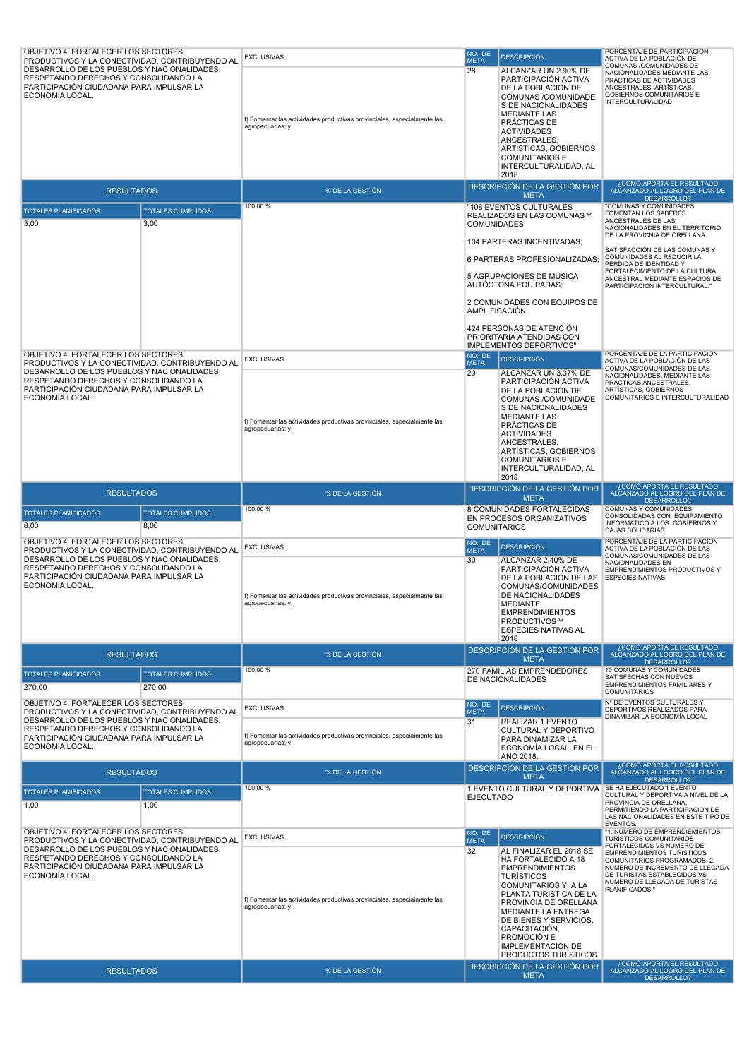| OBJETIVO 4. FORTALECER LOS SECTORES PRODUCTIVOS Y LA CONECTIVIDAD, CONTRIBUYENDO AL DESARROLLO DE LOS PUEBLOS Y NACIONALIDADES, RESPETANDO DERECHOS Y CONSOLIDANDO LA PARTICIPACIÓN CIUDADANA PARA IMPULSAR LA ECONOMÍA LOCAL. | | EXCLUSIVAS | NO. DE META | DESCRIPCIÓN | PORCENTAJE DE PARTICIPACION ACTIVA DE LA POBLACIÓN DE COMUNAS /COMUNIDADES DE NACIONALIDADES MEDIANTE LAS PRÁCTICAS DE ACTIVIDADES ANCESTRALES, ARTÍSTICAS, GOBIERNOS COMUNITARIOS E INTERCULTURALIDAD |
|---|---|---|---|---|---|
| | | f) Fomentar las actividades productivas provinciales, especialmente las agropecuarias; y, | 28 | ALCANZAR UN 2.90% DE PARTICIPACIÓN ACTIVA DE LA POBLACIÓN DE COMUNAS /COMUNIDADES DE NACIONALIDADES MEDIANTE LAS PRÁCTICAS DE ACTIVIDADES ANCESTRALES, ARTÍSTICAS, GOBIERNOS COMUNITARIOS E INTERCULTURALIDAD, AL 2018 | |
| RESULTADOS | | % DE LA GESTIÓN | DESCRIPCIÓN DE LA GESTIÓN POR META | | ¿CÓMO APORTA EL RESULTADO ALCANZADO AL LOGRO DEL PLAN DE DESARROLLO? |
| TOTALES PLANIFICADOS | TOTALES CUMPLIDOS | 100,00 % | "108 EVENTOS CULTURALES REALIZADOS EN LAS COMUNAS Y COMUNIDADES;<br><br>104 PARTERAS INCENTIVADAS;<br><br>6 PARTERAS PROFESIONALIZADAS;<br><br>5 AGRUPACIONES DE MÚSICA AUTÓCTONA EQUIPADAS;<br><br>2 COMUNIDADES CON EQUIPOS DE AMPLIFICACIÓN;<br><br>424 PERSONAS DE ATENCIÓN PRIORITARIA ATENDIDAS CON IMPLEMENTOS DEPORTIVOS" | | "COMUNAS Y COMUNIDADES FOMENTAN LOS SABERES ANCESTRALES DE LAS NACIONALIDADES EN EL TERRITORIO DE LA PROVINCIA DE ORELLANA.<br><br>SATISFACCIÓN DE LAS COMUNAS Y COMUNIDADES AL REDUCIR LA PÉRDIDA DE IDENTIDAD Y FORTALECIMIENTO DE LA CULTURA ANCESTRAL MEDIANTE ESPACIOS DE PARTICIPACION INTERCULTURAL." |
| 3,00 | 3,00 | | | | |
| OBJETIVO 4. FORTALECER LOS SECTORES PRODUCTIVOS Y LA CONECTIVIDAD, CONTRIBUYENDO AL DESARROLLO DE LOS PUEBLOS Y NACIONALIDADES, RESPETANDO DERECHOS Y CONSOLIDANDO LA PARTICIPACIÓN CIUDADANA PARA IMPULSAR LA ECONOMÍA LOCAL. | | EXCLUSIVAS | NO. DE META | DESCRIPCIÓN | PORCENTAJE DE LA PARTICIPACION ACTIVA DE LA POBLACIÓN DE LAS COMUNAS/COMUNIDADES DE LAS NACIONALIDADES, MEDIANTE LAS PRÁCTICAS ANCESTRALES, ARTÍSTICAS, GOBIERNOS COMUNITARIOS E INTERCULTURALIDAD |
| | | f) Fomentar las actividades productivas provinciales, especialmente las agropecuarias; y, | 29 | ALCANZAR UN 3,37% DE PARTICIPACIÓN ACTIVA DE LA POBLACIÓN DE COMUNAS /COMUNIDADES DE NACIONALIDADES MEDIANTE LAS PRÁCTICAS DE ACTIVIDADES ANCESTRALES, ARTÍSTICAS, GOBIERNOS COMUNITARIOS E INTERCULTURALIDAD, AL 2018 | |
| RESULTADOS | | % DE LA GESTIÓN | DESCRIPCIÓN DE LA GESTIÓN POR META | | ¿CÓMO APORTA EL RESULTADO ALCANZADO AL LOGRO DEL PLAN DE DESARROLLO? |
| TOTALES PLANIFICADOS | TOTALES CUMPLIDOS | 100,00 % | 8 COMUNIDADES FORTALECIDAS EN PROCESOS ORGANIZATIVOS COMUNITARIOS | | COMUNAS Y COMUNIDADES CONSOLIDADAS CON EQUIPAMIENTO INFORMÁTICO A LOS GOBIERNOS Y CAJAS SOLIDARIAS |
| 8,00 | 8,00 | | | | |
| OBJETIVO 4. FORTALECER LOS SECTORES PRODUCTIVOS Y LA CONECTIVIDAD, CONTRIBUYENDO AL DESARROLLO DE LOS PUEBLOS Y NACIONALIDADES, RESPETANDO DERECHOS Y CONSOLIDANDO LA PARTICIPACIÓN CIUDADANA PARA IMPULSAR LA ECONOMÍA LOCAL. | | EXCLUSIVAS | NO. DE META | DESCRIPCIÓN | PORCENTAJE DE LA PARTICIPACION ACTIVA DE LA POBLACIÓN DE LAS COMUNAS/COMUNIDADES DE LAS NACIONALIDADES EN EMPRENDIMIENTOS PRODUCTIVOS Y ESPECIES NATIVAS |
| | | f) Fomentar las actividades productivas provinciales, especialmente las agropecuarias; y, | 30 | ALCANZAR 2,40% DE PARTICIPACIÓN ACTIVA DE LA POBLACIÓN DE LAS COMUNAS/COMUNIDADES DE NACIONALIDADES MEDIANTE EMPRENDIMIENTOS PRODUCTIVOS Y ESPECIES NATIVAS AL 2018 | |
| RESULTADOS | | % DE LA GESTIÓN | DESCRIPCIÓN DE LA GESTIÓN POR META | | ¿CÓMO APORTA EL RESULTADO ALCANZADO AL LOGRO DEL PLAN DE DESARROLLO? |
| TOTALES PLANIFICADOS | TOTALES CUMPLIDOS | 100,00 % | 270 FAMILIAS EMPRENDEDORES DE NACIONALIDADES | | 10 COMUNAS Y COMUNIDADES SATISFECHAS CON NUEVOS EMPRENDIMIENTOS FAMILIARES Y COMUNITARIOS |
| 270,00 | 270,00 | | | | |
| OBJETIVO 4. FORTALECER LOS SECTORES PRODUCTIVOS Y LA CONECTIVIDAD, CONTRIBUYENDO AL DESARROLLO DE LOS PUEBLOS Y NACIONALIDADES, RESPETANDO DERECHOS Y CONSOLIDANDO LA PARTICIPACIÓN CIUDADANA PARA IMPULSAR LA ECONOMÍA LOCAL. | | EXCLUSIVAS | NO. DE META | DESCRIPCIÓN | N° DE EVENTOS CULTURALES Y DEPORTIVOS REALIZADOS PARA DINAMIZAR LA ECONOMÍA LOCAL |
| | | f) Fomentar las actividades productivas provinciales, especialmente las agropecuarias; y, | 31 | REALIZAR 1 EVENTO CULTURAL Y DEPORTIVO PARA DINAMIZAR LA ECONOMÍA LOCAL, EN EL AÑO 2018. | |
| RESULTADOS | | % DE LA GESTIÓN | DESCRIPCIÓN DE LA GESTIÓN POR META | | ¿CÓMO APORTA EL RESULTADO ALCANZADO AL LOGRO DEL PLAN DE DESARROLLO? |
| TOTALES PLANIFICADOS | TOTALES CUMPLIDOS | 100,00 % | 1 EVENTO CULTURAL Y DEPORTIVA EJECUTADO | | SE HA EJECUTADO 1 EVENTO CULTURAL Y DEPORTIVA A NIVEL DE LA PROVINCIA DE ORELLANA, PERMITIENDO LA PARTICIPACION DE LAS NACIONALIDADES EN ESTE TIPO DE EVENTOS. |
| 1,00 | 1,00 | | | | |
| OBJETIVO 4. FORTALECER LOS SECTORES PRODUCTIVOS Y LA CONECTIVIDAD, CONTRIBUYENDO AL DESARROLLO DE LOS PUEBLOS Y NACIONALIDADES, RESPETANDO DERECHOS Y CONSOLIDANDO LA PARTICIPACIÓN CIUDADANA PARA IMPULSAR LA ECONOMÍA LOCAL. | | EXCLUSIVAS | NO. DE META | DESCRIPCIÓN | "1. NUMERO DE EMPRENDIEMIENTOS TURISTICOS COMUNITARIOS FORTALECIDOS VS NUMERO DE EMPRENDIMIENTOS TURISTICOS COMUNITARIOS PROGRAMADOS. 2. NUMERO DE INCREMENTO DE LLEGADA DE TURISTAS ESTABLECIDOS VS NUMERO DE LLEGADA DE TURISTAS PLANIFICADOS." |
| | | f) Fomentar las actividades productivas provinciales, especialmente las agropecuarias; y, | 32 | AL FINALIZAR EL 2018 SE HA FORTALECIDO A 18 EMPRENDIMIENTOS TURÍSTICOS COMUNITARIOS;Y, A LA PLANTA TURÍSTICA DE LA PROVINCIA DE ORELLANA MEDIANTE LA ENTREGA DE BIENES Y SERVICIOS, CAPACITACIÓN, PROMOCIÓN E IMPLEMENTACIÓN DE PRODUCTOS TURÍSTICOS. | |
| RESULTADOS | | % DE LA GESTIÓN | DESCRIPCIÓN DE LA GESTIÓN POR META | | ¿CÓMO APORTA EL RESULTADO ALCANZADO AL LOGRO DEL PLAN DE DESARROLLO? |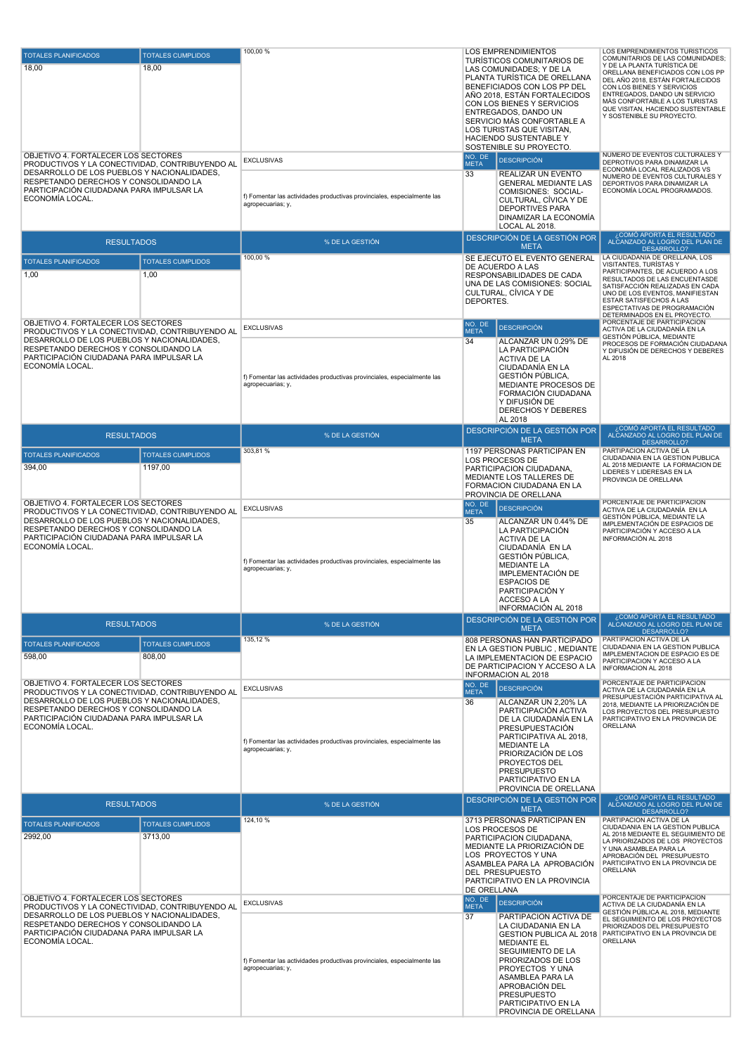| TOTALES PLANIFICADOS | TOTALES CUMPLIDOS | | | |
|---|---|---|---|---|
| 18,00 | 18,00 | 100,00 % | LOS EMPRENDIMIENTOS TURÍSTICOS COMUNITARIOS DE LAS COMUNIDADES; Y DE LA PLANTA TURÍSTICA DE ORELLANA BENEFICIADOS CON LOS PP DEL AÑO 2018, ESTÁN FORTALECIDOS CON LOS BIENES Y SERVICIOS ENTREGADOS, DANDO UN SERVICIO MÁS CONFORTABLE A LOS TURISTAS QUE VISITAN, HACIENDO SUSTENTABLE Y SOSTENIBLE SU PROYECTO. | LOS EMPRENDIMIENTOS TURÍSTICOS COMUNITARIOS DE LAS COMUNIDADES; Y DE LA PLANTA TURÍSTICA DE ORELLANA BENEFICIADOS CON LOS PP DEL AÑO 2018, ESTÁN FORTALECIDOS CON LOS BIENES Y SERVICIOS ENTREGADOS, DANDO UN SERVICIO MÁS CONFORTABLE A LOS TURISTAS QUE VISITAN, HACIENDO SUSTENTABLE Y SOSTENIBLE SU PROYECTO. |

| OBJETIVO | EXCLUSIVAS | NO. DE META | DESCRIPCIÓN | INDICADOR |
|---|---|---|---|---|
| OBJETIVO 4. FORTALECER LOS SECTORES PRODUCTIVOS Y LA CONECTIVIDAD, CONTRIBUYENDO AL DESARROLLO DE LOS PUEBLOS Y NACIONALIDADES, RESPETANDO DERECHOS Y CONSOLIDANDO LA PARTICIPACIÓN CIUDADANA PARA IMPULSAR LA ECONOMÍA LOCAL. | f) Fomentar las actividades productivas provinciales, especialmente las agropecuarias; y, | 33 | REALIZAR UN EVENTO GENERAL MEDIANTE LAS COMISIONES: SOCIAL-CULTURAL, CÍVICA Y DE DEPORTES PARA DINAMIZAR LA ECONOMÍA LOCAL AL 2018. | NUMERO DE EVENTOS CULTURALES Y DEPROTIVOS PARA DINAMIZAR LA ECONOMÍA LOCAL REALIZADOS VS NUMERO DE EVENTOS CULTURALES Y DEPORTIVOS PARA DINAMIZAR LA ECONOMÍA LOCAL PROGRAMADOS. |

| RESULTADOS | | % DE LA GESTIÓN | DESCRIPCIÓN DE LA GESTIÓN POR META | ¿CÓMO APORTA EL RESULTADO ALCANZADO AL LOGRO DEL PLAN DE DESARROLLO? |
|---|---|---|---|---|
| TOTALES PLANIFICADOS | TOTALES CUMPLIDOS | | | |
| 1,00 | 1,00 | 100,00 % | SE EJECUTÓ EL EVENTO GENERAL DE ACUERDO A LAS RESPONSABILIDADES DE CADA UNA DE LAS COMISIONES: SOCIAL CULTURAL, CÍVICA Y DE DEPORTES. | LA CIUDADANÍA DE ORELLANA, LOS VISITANTES, TURÍSTAS Y PARTICIPANTES, DE ACUERDO A LOS RESULTADOS DE LAS ENCUENTASDE SATISFACCIÓN REALIZADAS EN CADA UNO DE LOS EVENTOS, MANIFIESTAN ESTAR SATISFECHOS A LAS ESPECTATIVAS DE PROGRAMACIÓN DETERMINADOS EN EL PROYECTO. |

| OBJETIVO | EXCLUSIVAS | NO. DE META | DESCRIPCIÓN | INDICADOR |
|---|---|---|---|---|
| OBJETIVO 4. FORTALECER LOS SECTORES PRODUCTIVOS Y LA CONECTIVIDAD, CONTRIBUYENDO AL DESARROLLO DE LOS PUEBLOS Y NACIONALIDADES, RESPETANDO DERECHOS Y CONSOLIDANDO LA PARTICIPACIÓN CIUDADANA PARA IMPULSAR LA ECONOMÍA LOCAL. | f) Fomentar las actividades productivas provinciales, especialmente las agropecuarias; y, | 34 | ALCANZAR UN 0.29% DE LA PARTICIPACIÓN ACTIVA DE LA CIUDADANÍA EN LA GESTIÓN PÚBLICA, MEDIANTE PROCESOS DE FORMACIÓN CIUDADANA Y DIFUSIÓN DE DERECHOS Y DEBERES AL 2018 | PORCENTAJE DE PARTICIPACION ACTIVA DE LA CIUDADANÍA EN LA GESTIÓN PÚBLICA, MEDIANTE PROCESOS DE FORMACIÓN CIUDADANA Y DIFUSIÓN DE DERECHOS Y DEBERES AL 2018 |

| RESULTADOS | | % DE LA GESTIÓN | DESCRIPCIÓN DE LA GESTIÓN POR META | ¿CÓMO APORTA EL RESULTADO ALCANZADO AL LOGRO DEL PLAN DE DESARROLLO? |
|---|---|---|---|---|
| TOTALES PLANIFICADOS | TOTALES CUMPLIDOS | | | |
| 394,00 | 1197,00 | 303,81 % | 1197 PERSONAS PARTICIPAN EN LOS PROCESOS DE PARTICIPACION CIUDADANA, MEDIANTE LOS TALLERES DE FORMACION CIUDADANA EN LA PROVINCIA DE ORELLANA | PARTICIPACION ACTIVA DE LA CIUDADANIA EN LA GESTION PUBLICA AL 2018 MEDIANTE LA FORMACION DE LIDERES Y LIDERESAS EN LA PROVINCIA DE ORELLANA |

| OBJETIVO | EXCLUSIVAS | NO. DE META | DESCRIPCIÓN | INDICADOR |
|---|---|---|---|---|
| OBJETIVO 4. FORTALECER LOS SECTORES PRODUCTIVOS Y LA CONECTIVIDAD, CONTRIBUYENDO AL DESARROLLO DE LOS PUEBLOS Y NACIONALIDADES, RESPETANDO DERECHOS Y CONSOLIDANDO LA PARTICIPACIÓN CIUDADANA PARA IMPULSAR LA ECONOMÍA LOCAL. | f) Fomentar las actividades productivas provinciales, especialmente las agropecuarias; y, | 35 | ALCANZAR UN 0.44% DE LA PARTICIPACIÓN ACTIVA DE LA CIUDADANÍA EN LA GESTIÓN PÚBLICA, MEDIANTE LA IMPLEMENTACIÓN DE ESPACIOS DE PARTICIPACIÓN Y ACCESO A LA INFORMACIÓN AL 2018 | PORCENTAJE DE PARTICIPACION ACTIVA DE LA CIUDADANÍA EN LA GESTIÓN PÚBLICA, MEDIANTE LA IMPLEMENTACIÓN DE ESPACIOS DE PARTICIPACIÓN Y ACCESO A LA INFORMACIÓN AL 2018 |

| RESULTADOS | | % DE LA GESTIÓN | DESCRIPCIÓN DE LA GESTIÓN POR META | ¿CÓMO APORTA EL RESULTADO ALCANZADO AL LOGRO DEL PLAN DE DESARROLLO? |
|---|---|---|---|---|
| TOTALES PLANIFICADOS | TOTALES CUMPLIDOS | | | |
| 598,00 | 808,00 | 135,12 % | 808 PERSONAS HAN PARTICIPADO EN LA GESTION PUBLIC , MEDIANTE LA IMPLEMENTACION DE ESPACIO DE PARTICIPACION Y ACCESO A LA INFORMACION AL 2018 | PARTICIPACION ACTIVA DE LA CIUDADANIA EN LA GESTION PUBLICA IMPLEMENTACION DE ESPACIO ES DE PARTICIPACION Y ACCESO A LA INFORMACION AL 2018 |

| OBJETIVO | EXCLUSIVAS | NO. DE META | DESCRIPCIÓN | INDICADOR |
|---|---|---|---|---|
| OBJETIVO 4. FORTALECER LOS SECTORES PRODUCTIVOS Y LA CONECTIVIDAD, CONTRIBUYENDO AL DESARROLLO DE LOS PUEBLOS Y NACIONALIDADES, RESPETANDO DERECHOS Y CONSOLIDANDO LA PARTICIPACIÓN CIUDADANA PARA IMPULSAR LA ECONOMÍA LOCAL. | f) Fomentar las actividades productivas provinciales, especialmente las agropecuarias; y, | 36 | ALCANZAR UN 2,20% LA PARTICIPACIÓN ACTIVA DE LA CIUDADANÍA EN LA PRESUPUESTACIÓN PARTICIPATIVA AL 2018, MEDIANTE LA PRIORIZACIÓN DE LOS PROYECTOS DEL PRESUPUESTO PARTICIPATIVO EN LA PROVINCIA DE ORELLANA | PORCENTAJE DE PARTICIPACION ACTIVA DE LA CIUDADANÍA EN LA PRESUPUESTACIÓN PARTICIPATIVA AL 2018, MEDIANTE LA PRIORIZACIÓN DE LOS PROYECTOS DEL PRESUPUESTO PARTICIPATIVO EN LA PROVINCIA DE ORELLANA |

| RESULTADOS | | % DE LA GESTIÓN | DESCRIPCIÓN DE LA GESTIÓN POR META | ¿CÓMO APORTA EL RESULTADO ALCANZADO AL LOGRO DEL PLAN DE DESARROLLO? |
|---|---|---|---|---|
| TOTALES PLANIFICADOS | TOTALES CUMPLIDOS | | | |
| 2992,00 | 3713,00 | 124,10 % | 3713 PERSONAS PARTICIPAN EN LOS PROCESOS DE PARTICIPACION CIUDADANA, MEDIANTE LA PRIORIZACIÓN DE LOS PROYECTOS Y UNA ASAMBLEA PARA LA APROBACIÓN DEL PRESUPUESTO PARTICIPATIVO EN LA PROVINCIA DE ORELLANA | PARTICIPACION ACTIVA DE LA CIUDADANIA EN LA GESTION PUBLICA AL 2018 MEDIANTE EL SEGUIMIENTO DE LA PRIORIZADOS DE LOS PROYECTOS Y UNA ASAMBLEA PARA LA APROBACIÓN DEL PRESUPUESTO PARTICIPATIVO EN LA PROVINCIA DE ORELLANA |

| OBJETIVO | EXCLUSIVAS | NO. DE META | DESCRIPCIÓN | INDICADOR |
|---|---|---|---|---|
| OBJETIVO 4. FORTALECER LOS SECTORES PRODUCTIVOS Y LA CONECTIVIDAD, CONTRIBUYENDO AL DESARROLLO DE LOS PUEBLOS Y NACIONALIDADES, RESPETANDO DERECHOS Y CONSOLIDANDO LA PARTICIPACIÓN CIUDADANA PARA IMPULSAR LA ECONOMÍA LOCAL. | f) Fomentar las actividades productivas provinciales, especialmente las agropecuarias; y, | 37 | PARTIPACION ACTIVA DE LA CIUDADANIA EN LA GESTION PUBLICA AL 2018 MEDIANTE EL SEGUIMIENTO DE LA PRIORIZADOS DE LOS PROYECTOS Y UNA ASAMBLEA PARA LA APROBACIÓN DEL PRESUPUESTO PARTICIPATIVO EN LA PROVINCIA DE ORELLANA | PORCENTAJE DE PARTICIPACION ACTIVA DE LA CIUDADANÍA EN LA GESTIÓN PÚBLICA AL 2018, MEDIANTE EL SEGUIMIENTO DE LOS PROYECTOS PRIORIZADOS DEL PRESUPUESTO PARTICIPATIVO EN LA PROVINCIA DE ORELLANA |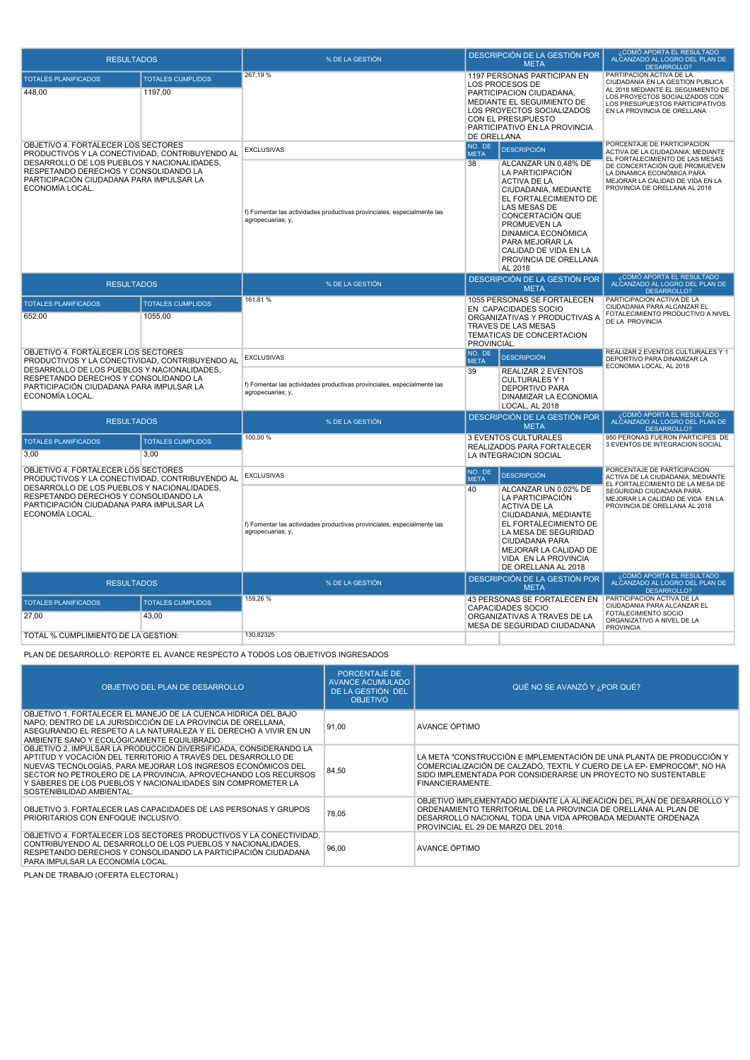| RESULTADOS | | % DE LA GESTIÓN | DESCRIPCIÓN DE LA GESTIÓN POR META | | ¿CÓMO APORTA EL RESULTADO ALCANZADO AL LOGRO DEL PLAN DE DESARROLLO? |
|---|---|---|---|---|---|
| TOTALES PLANIFICADOS | TOTALES CUMPLIDOS | 267,19 % | 1197 PERSONAS PARTICIPAN EN LOS PROCESOS DE PARTICIPACION CIUDADANA, MEDIANTE EL SEGUIMIENTO DE LOS PROYECTOS SOCIALIZADOS CON EL PRESUPUESTO PARTICIPATIVO EN LA PROVINCIA DE ORELLANA | | PARTIPACION ACTIVA DE LA CIUDADANIA EN LA GESTION PUBLICA AL 2018 MEDIANTE EL SEGUIMIENTO DE LOS PROYECTOS SOCIALIZADOS CON LOS PRESUPUESTOS PARTICIPATIVOS EN LA PROVINCIA DE ORELLANA |
| 448,00 | 1197,00 | | | | |

| OBJETIVO | | COMPETENCIA | NO. DE META | DESCRIPCIÓN | INDICADOR |
|---|---|---|---|---|---|
| OBJETIVO 4. FORTALECER LOS SECTORES PRODUCTIVOS Y LA CONECTIVIDAD, CONTRIBUYENDO AL DESARROLLO DE LOS PUEBLOS Y NACIONALIDADES, RESPETANDO DERECHOS Y CONSOLIDANDO LA PARTICIPACIÓN CIUDADANA PARA IMPULSAR LA ECONOMÍA LOCAL. | | EXCLUSIVAS<br>f) Fomentar las actividades productivas provinciales, especialmente las agropecuarias; y, | 38 | ALCANZAR UN 0,48% DE LA PARTICIPACIÓN ACTIVA DE LA CIUDADANIA, MEDIANTE EL FORTALECIMIENTO DE LAS MESAS DE CONCERTACIÓN QUE PROMUEVEN LA DINAMICA ECONÓMICA PARA MEJORAR LA CALIDAD DE VIDA EN LA PROVINCIA DE ORELLANA AL 2018 | PORCENTAJE DE PARTICIPACION ACTIVA DE LA CIUDADANIA, MEDIANTE EL FORTALECIMIENTO DE LAS MESAS DE CONCERTACIÓN QUE PROMUEVEN LA DINAMICA ECONÓMICA PARA MEJORAR LA CALIDAD DE VIDA EN LA PROVINCIA DE ORELLANA AL 2018 |

| RESULTADOS | | % DE LA GESTIÓN | DESCRIPCIÓN DE LA GESTIÓN POR META | | ¿CÓMO APORTA EL RESULTADO ALCANZADO AL LOGRO DEL PLAN DE DESARROLLO? |
|---|---|---|---|---|---|
| TOTALES PLANIFICADOS | TOTALES CUMPLIDOS | 161,81 % | 1055 PERSONAS SE FORTALECEN EN CAPACIDADES SOCIO ORGANIZATIVAS Y PRODUCTIVAS A TRAVES DE LAS MESAS TEMATICAS DE CONCERTACION PROVINCIAL. | | PARTICIPACION ACTIVA DE LA CIUDADANIA PARA ALCANZAR EL FOTALECIMIENTO PRODUCTIVO A NIVEL DE LA PROVINCIA |
| 652,00 | 1055,00 | | | | |

| OBJETIVO | | COMPETENCIA | NO. DE META | DESCRIPCIÓN | INDICADOR |
|---|---|---|---|---|---|
| OBJETIVO 4. FORTALECER LOS SECTORES PRODUCTIVOS Y LA CONECTIVIDAD, CONTRIBUYENDO AL DESARROLLO DE LOS PUEBLOS Y NACIONALIDADES, RESPETANDO DERECHOS Y CONSOLIDANDO LA PARTICIPACIÓN CIUDADANA PARA IMPULSAR LA ECONOMÍA LOCAL. | | EXCLUSIVAS<br>f) Fomentar las actividades productivas provinciales, especialmente las agropecuarias; y, | 39 | REALIZAR 2 EVENTOS CULTURALES Y 1 DEPORTIVO PARA DINAMIZAR LA ECONOMIA LOCAL, AL 2018 | REALIZAR 2 EVENTOS CULTURALES Y 1 DEPORTIVO PARA DINAMIZAR LA ECONOMIA LOCAL, AL 2018 |

| RESULTADOS | | % DE LA GESTIÓN | DESCRIPCIÓN DE LA GESTIÓN POR META | | ¿CÓMO APORTA EL RESULTADO ALCANZADO AL LOGRO DEL PLAN DE DESARROLLO? |
|---|---|---|---|---|---|
| TOTALES PLANIFICADOS | TOTALES CUMPLIDOS | 100,00 % | 3 EVENTOS CULTURALES REALIZADOS PARA FORTALECER LA INTEGRACION SOCIAL | | 950 PERONAS FUERON PARTICIPES DE 3 EVENTOS DE INTEGRACION SOCIAL |
| 3,00 | 3,00 | | | | |

| OBJETIVO | | COMPETENCIA | NO. DE META | DESCRIPCIÓN | INDICADOR |
|---|---|---|---|---|---|
| OBJETIVO 4. FORTALECER LOS SECTORES PRODUCTIVOS Y LA CONECTIVIDAD, CONTRIBUYENDO AL DESARROLLO DE LOS PUEBLOS Y NACIONALIDADES, RESPETANDO DERECHOS Y CONSOLIDANDO LA PARTICIPACIÓN CIUDADANA PARA IMPULSAR LA ECONOMÍA LOCAL. | | EXCLUSIVAS<br>f) Fomentar las actividades productivas provinciales, especialmente las agropecuarias; y, | 40 | ALCANZAR UN 0,02% DE LA PARTICIPACIÓN ACTIVA DE LA CIUDADANIA, MEDIANTE EL FORTALECIMIENTO DE LA MESA DE SEGURIDAD CIUDADANA PARA MEJORAR LA CALIDAD DE VIDA EN LA PROVINCIA DE ORELLANA AL 2018 | PORCENTAJE DE PARTICIPACION ACTIVA DE LA CIUDADANIA, MEDIANTE EL FORTALECIMIENTO DE LA MESA DE SEGURIDAD CIUDADANA PARA MEJORAR LA CALIDAD DE VIDA EN LA PROVINCIA DE ORELLANA AL 2018 |

| RESULTADOS | | % DE LA GESTIÓN | DESCRIPCIÓN DE LA GESTIÓN POR META | | ¿CÓMO APORTA EL RESULTADO ALCANZADO AL LOGRO DEL PLAN DE DESARROLLO? |
|---|---|---|---|---|---|
| TOTALES PLANIFICADOS | TOTALES CUMPLIDOS | 159,26 % | 43 PERSONAS SE FORTALECEN EN CAPACIDADES SOCIO ORGANIZATIVAS A TRAVES DE LA MESA DE SEGURIDAD CIUDADANA | | PARTICIPACION ACTIVA DE LA CIUDADANIA PARA ALCANZAR EL FOTALECIMIENTO SOCIO ORGANIZATIVO A NIVEL DE LA PROVINCIA |
| 27,00 | 43,00 | | | | |
| TOTAL % CUMPLIMIENTO DE LA GESTIÓN: | | 130,82325 | | | |

PLAN DE DESARROLLO: REPORTE EL AVANCE RESPECTO A TODOS LOS OBJETIVOS INGRESADOS

| OBJETIVO DEL PLAN DE DESARROLLO | PORCENTAJE DE AVANCE ACUMULADO DE LA GESTIÓN DEL OBJETIVO | QUÉ NO SE AVANZÓ Y ¿POR QUÉ? |
|---|---|---|
| OBJETIVO 1. FORTALECER EL MANEJO DE LA CUENCA HIDRICA DEL BAJO NAPO, DENTRO DE LA JURISDICCIÓN DE LA PROVINCIA DE ORELLANA, ASEGURANDO EL RESPETO A LA NATURALEZA Y EL DERECHO A VIVIR EN UN AMBIENTE SANO Y ECOLÓGICAMENTE EQUILIBRADO. | 91,00 | AVANCE ÓPTIMO |
| OBJETIVO 2. IMPULSAR LA PRODUCCION DIVERSIFICADA, CONSIDERANDO LA APTITUD Y VOCACIÓN DEL TERRITORIO A TRAVÉS DEL DESARROLLO DE NUEVAS TECNOLOGÍAS, PARA MEJORAR LOS INGRESOS ECONÓMICOS DEL SECTOR NO PETROLERO DE LA PROVINCIA, APROVECHANDO LOS RECURSOS Y SABERES DE LOS PUEBLOS Y NACIONALIDADES SIN COMPROMETER LA SOSTENIBILIDAD AMBIENTAL. | 84,50 | LA META "CONSTRUCCIÓN E IMPLEMENTACIÓN DE UNA PLANTA DE PRODUCCIÓN Y COMERCIALIZACIÓN DE CALZADO, TEXTIL Y CUERO DE LA EP- EMPROCOM", NO HA SIDO IMPLEMENTADA POR CONSIDERARSE UN PROYECTO NO SUSTENTABLE FINANCIERAMENTE. |
| OBJETIVO 3. FORTALECER LAS CAPACIDADES DE LAS PERSONAS Y GRUPOS PRIORITARIOS CON ENFOQUE INCLUSIVO. | 78,05 | OBJETIVO IMPLEMENTADO MEDIANTE LA ALINEACIÓN DEL PLAN DE DESARROLLO Y ORDENAMIENTO TERRITORIAL DE LA PROVINCIA DE ORELLANA AL PLAN DE DESARROLLO NACIONAL TODA UNA VIDA APROBADA MEDIANTE ORDENAZA PROVINCIAL EL 29 DE MARZO DEL 2018. |
| OBJETIVO 4. FORTALECER LOS SECTORES PRODUCTIVOS Y LA CONECTIVIDAD, CONTRIBUYENDO AL DESARROLLO DE LOS PUEBLOS Y NACIONALIDADES, RESPETANDO DERECHOS Y CONSOLIDANDO LA PARTICIPACIÓN CIUDADANA PARA IMPULSAR LA ECONOMÍA LOCAL. | 96,00 | AVANCE ÓPTIMO |

PLAN DE TRABAJO (OFERTA ELECTORAL)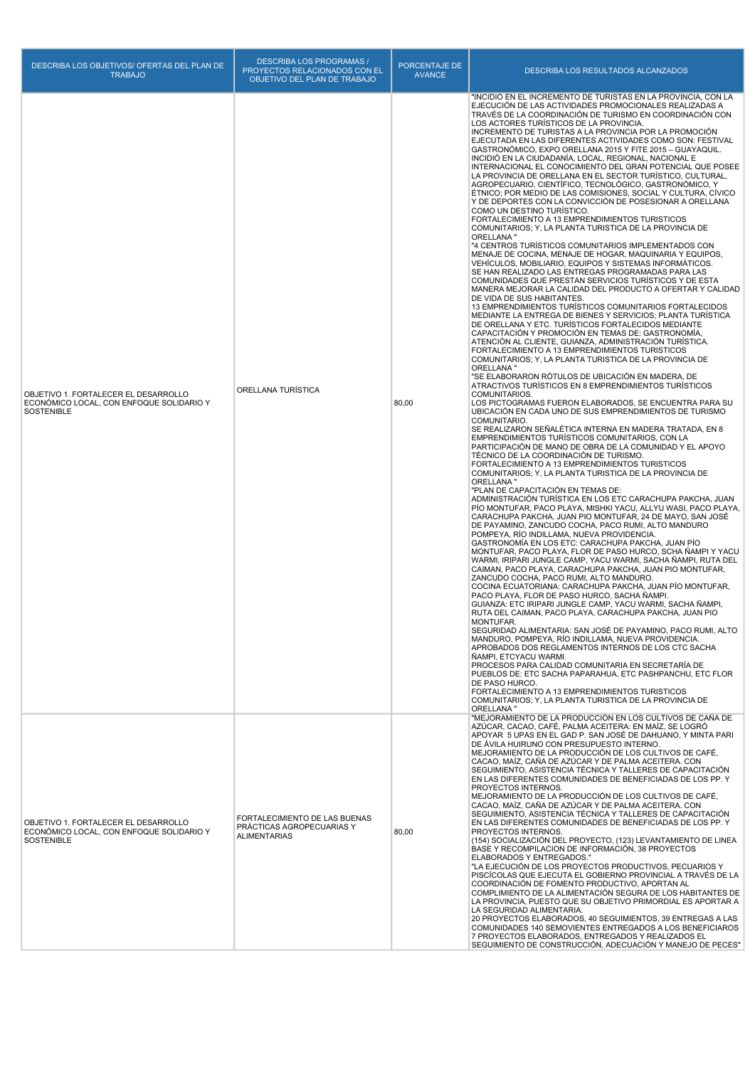| DESCRIBA LOS OBJETIVOS/ OFERTAS DEL PLAN DE TRABAJO | DESCRIBA LOS PROGRAMAS / PROYECTOS RELACIONADOS CON EL OBJETIVO DEL PLAN DE TRABAJO | PORCENTAJE DE AVANCE | DESCRIBA LOS RESULTADOS ALCANZADOS |
|---|---|---|---|
| OBJETIVO 1. FORTALECER EL DESARROLLO ECONÓMICO LOCAL, CON ENFOQUE SOLIDARIO Y SOSTENIBLE | ORELLANA TURÍSTICA | 80,00 | "INCIDIO EN EL INCREMENTO DE TURISTAS EN LA PROVINCIA, CON LA EJECUCIÓN DE LAS ACTIVIDADES PROMOCIONALES REALIZADAS A TRAVÉS DE LA COORDINACIÓN DE TURISMO EN COORDINACIÓN CON LOS ACTORES TURÍSTICOS DE LA PROVINCIA. INCREMENTO DE TURISTAS A LA PROVINCIA POR LA PROMOCIÓN EJECUTADA EN LAS DIFERENTES ACTIVIDADES COMO SON: FESTIVAL GASTRONÓMICO, EXPO ORELLANA 2015 Y FITE 2015 – GUAYAQUIL. INCIDIÓ EN LA CIUDADANÍA, LOCAL, REGIONAL, NACIONAL E INTERNACIONAL EL CONOCIMIENTO DEL GRAN POTENCIAL QUE POSEE LA PROVINCIA DE ORELLANA EN EL SECTOR TURÍSTICO, CULTURAL, AGROPECUARIO, CIENTÍFICO, TECNOLÓGICO, GASTRONÓMICO, Y ÉTNICO; POR MEDIO DE LAS COMISIONES, SOCIAL Y CULTURA, CÍVICO Y DE DEPORTES CON LA CONVICCIÓN DE POSESIONAR A ORELLANA COMO UN DESTINO TURÍSTICO. FORTALECIMIENTO A 13 EMPRENDIMIENTOS TURISTICOS COMUNITARIOS; Y, LA PLANTA TURISTICA DE LA PROVINCIA DE ORELLANA " "4 CENTROS TURÍSTICOS COMUNITARIOS IMPLEMENTADOS CON MENAJE DE COCINA, MENAJE DE HOGAR, MAQUINARIA Y EQUIPOS, VEHÍCULOS, MOBILIARIO, EQUIPOS Y SISTEMAS INFORMÁTICOS. SE HAN REALIZADO LAS ENTREGAS PROGRAMADAS PARA LAS COMUNIDADES QUE PRESTAN SERVICIOS TURÍSTICOS Y DE ESTA MANERA MEJORAR LA CALIDAD DEL PRODUCTO A OFERTAR Y CALIDAD DE VIDA DE SUS HABITANTES. 13 EMPRENDIMIENTOS TURÍSTICOS COMUNITARIOS FORTALECIDOS MEDIANTE LA ENTREGA DE BIENES Y SERVICIOS; PLANTA TURÍSTICA DE ORELLANA Y ETC. TURÍSTICOS FORTALECIDOS MEDIANTE CAPACITACIÓN Y PROMOCIÓN EN TEMAS DE: GASTRONOMÍA, ATENCIÓN AL CLIENTE, GUIANZA, ADMINISTRACIÓN TURÍSTICA. FORTALECIMIENTO A 13 EMPRENDIMIENTOS TURISTICOS COMUNITARIOS; Y, LA PLANTA TURISTICA DE LA PROVINCIA DE ORELLANA " "SE ELABORARON RÓTULOS DE UBICACIÓN EN MADERA, DE ATRACTIVOS TURÍSTICOS EN 8 EMPRENDIMIENTOS TURÍSTICOS COMUNITARIOS. LOS PICTOGRAMAS FUERON ELABORADOS, SE ENCUENTRA PARA SU UBICACIÓN EN CADA UNO DE SUS EMPRENDIMIENTOS DE TURISMO COMUNITARIO. SE REALIZARON SEÑALÉTICA INTERNA EN MADERA TRATADA, EN 8 EMPRENDIMIENTOS TURÍSTICOS COMUNITARIOS, CON LA PARTICIPACIÓN DE MANO DE OBRA DE LA COMUNIDAD Y EL APOYO TÉCNICO DE LA COORDINACIÓN DE TURISMO. FORTALECIMIENTO A 13 EMPRENDIMIENTOS TURISTICOS COMUNITARIOS; Y, LA PLANTA TURISTICA DE LA PROVINCIA DE ORELLANA " "PLAN DE CAPACITACIÓN EN TEMAS DE: ADMINISTRACIÓN TURÍSTICA EN LOS ETC CARACHUPA PAKCHA, JUAN PÍO MONTUFAR, PACO PLAYA, MISHKI YACU, ALLYU WASI, PACO PLAYA, CARACHUPA PAKCHA, JUAN PIO MONTUFAR, 24 DE MAYO, SAN JOSÉ DE PAYAMINO, ZANCUDO COCHA, PACO RUMI, ALTO MANDURO POMPEYA, RÍO INDILLAMA, NUEVA PROVIDENCIA. GASTRONOMÍA EN LOS ETC: CARACHUPA PAKCHA, JUAN PÍO MONTUFAR, PACO PLAYA, FLOR DE PASO HURCO, SCHA ÑAMPI Y YACU WARMI, IRIPARI JUNGLE CAMP, YACU WARMI, SACHA ÑAMPI, RUTA DEL CAIMAN, PACO PLAYA, CARACHUPA PAKCHA, JUAN PIO MONTUFAR, ZANCUDO COCHA, PACO RUMI, ALTO MANDURO. COCINA ECUATORIANA: CARACHUPA PAKCHA, JUAN PÍO MONTUFAR, PACO PLAYA, FLOR DE PASO HURCO, SACHA ÑAMPI. GUIANZA: ETC IRIPARI JUNGLE CAMP, YACU WARMI, SACHA ÑAMPI, RUTA DEL CAIMAN, PACO PLAYA, CARACHUPA PAKCHA, JUAN PIO MONTUFAR. SEGURIDAD ALIMENTARIA: SAN JOSÉ DE PAYAMINO, PACO RUMI, ALTO MANDURO, POMPEYA, RÍO INDILLAMA, NUEVA PROVIDENCIA. APROBADOS DOS REGLAMENTOS INTERNOS DE LOS CTC SACHA ÑAMPI, ETCYACU WARMI. PROCESOS PARA CALIDAD COMUNITARIA EN SECRETARÍA DE PUEBLOS DE: ETC SACHA PAPARAHUA, ETC PASHPANCHU, ETC FLOR DE PASO HURCO. FORTALECIMIENTO A 13 EMPRENDIMIENTOS TURISTICOS COMUNITARIOS; Y, LA PLANTA TURISTICA DE LA PROVINCIA DE ORELLANA " |
| OBJETIVO 1. FORTALECER EL DESARROLLO ECONÓMICO LOCAL, CON ENFOQUE SOLIDARIO Y SOSTENIBLE | FORTALECIMIENTO DE LAS BUENAS PRÁCTICAS AGROPECUARIAS Y ALIMENTARIAS | 80,00 | "MEJORAMIENTO DE LA PRODUCCIÓN EN LOS CULTIVOS DE CAÑA DE AZÚCAR, CACAO, CAFÉ, PALMA ACEITERA: EN MAÍZ, SE LOGRÓ APOYAR 5 UPAS EN EL GAD P. SAN JOSÉ DE DAHUANO, Y MINTA PARI DE ÁVILA HUIRUNO CON PRESUPUESTO INTERNO. MEJORAMIENTO DE LA PRODUCCIÓN DE LOS CULTIVOS DE CAFÉ, CACAO, MAÍZ, CAÑA DE AZÚCAR Y DE PALMA ACEITERA. CON SEGUIMIENTO, ASISTENCIA TÉCNICA Y TALLERES DE CAPACITACIÓN EN LAS DIFERENTES COMUNIDADES DE BENEFICIADAS DE LOS PP. Y PROYECTOS INTERNOS. MEJORAMIENTO DE LA PRODUCCIÓN DE LOS CULTIVOS DE CAFÉ, CACAO, MAÍZ, CAÑA DE AZÚCAR Y DE PALMA ACEITERA. CON SEGUIMIENTO, ASISTENCIA TÉCNICA Y TALLERES DE CAPACITACIÓN EN LAS DIFERENTES COMUNIDADES DE BENEFICIADAS DE LOS PP. Y PROYECTOS INTERNOS. (154) SOCIALIZACIÓN DEL PROYECTO, (123) LEVANTAMIENTO DE LINEA BASE Y RECOMPILACION DE INFORMACIÓN, 38 PROYECTOS ELABORADOS Y ENTREGADOS." "LA EJECUCIÓN DE LOS PROYECTOS PRODUCTIVOS, PECUARIOS Y PISCÍCOLAS QUE EJECUTA EL GOBIERNO PROVINCIAL A TRAVÉS DE LA COORDINACIÓN DE FOMENTO PRODUCTIVO, APORTAN AL COMPLIMIENTO DE LA ALIMENTACIÓN SEGURA DE LOS HABITANTES DE LA PROVINCIA, PUESTO QUE SU OBJETIVO PRIMORDIAL ES APORTAR A LA SEGURIDAD ALIMENTARIA. 20 PROYECTOS ELABORADOS, 40 SEGUIMIENTOS, 39 ENTREGAS A LAS COMUNIDADES 140 SEMOVIENTES ENTREGADOS A LOS BENEFICIAROS 7 PROYECTOS ELABORADOS, ENTREGADOS Y REALIZADOS EL SEGUIMIENTO DE CONSTRUCCIÓN, ADECUACIÓN Y MANEJO DE PECES" |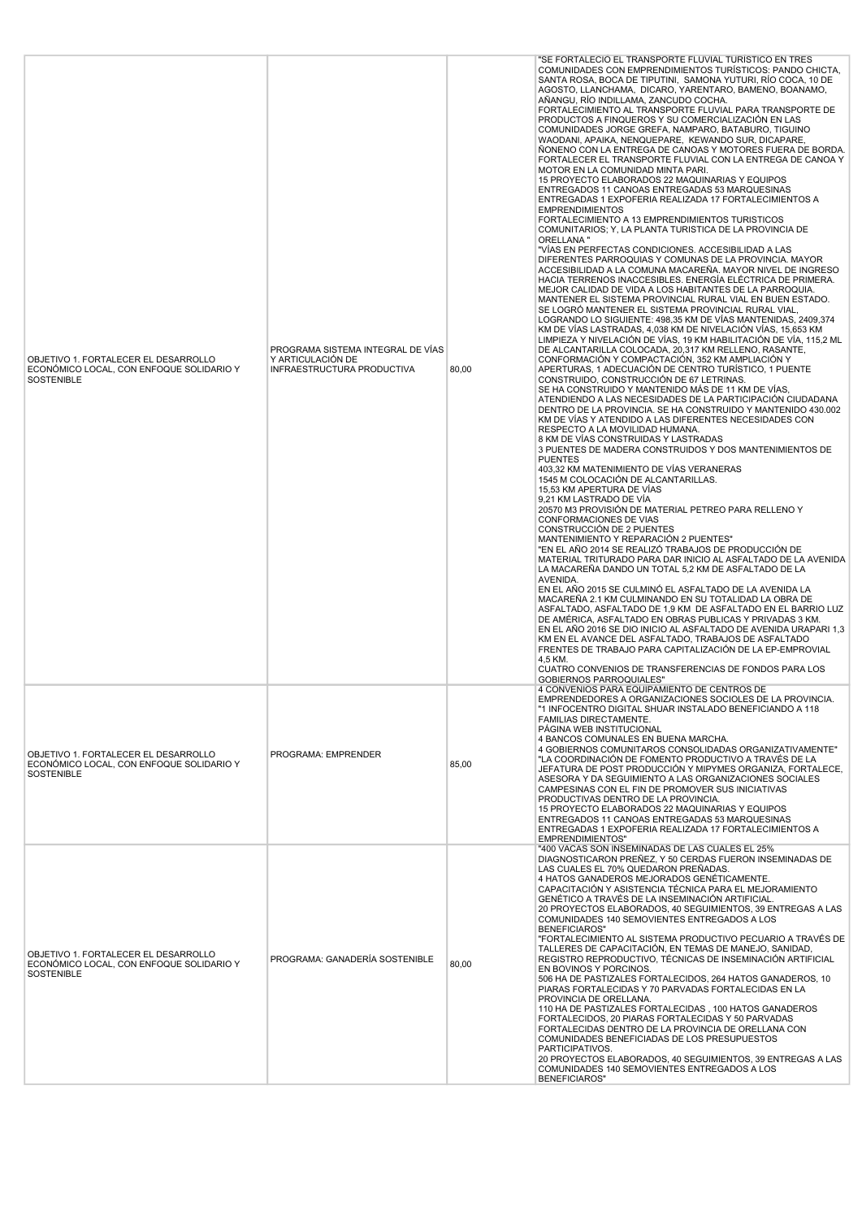| | | | |
|---|---|---|---|
| OBJETIVO 1. FORTALECER EL DESARROLLO ECONÓMICO LOCAL, CON ENFOQUE SOLIDARIO Y SOSTENIBLE | PROGRAMA SISTEMA INTEGRAL DE VÍAS Y ARTICULACIÓN DE INFRAESTRUCTURA PRODUCTIVA | 80,00 | "SE FORTALECIÓ EL TRANSPORTE FLUVIAL TURÍSTICO EN TRES COMUNIDADES CON EMPRENDIMIENTOS TURÍSTICOS: PANDO CHICTA, SANTA ROSA, BOCA DE TIPUTINI, SAMONA YUTURI, RÍO COCA, 10 DE AGOSTO, LLANCHAMA, DICARO, YARENTARO, BAMENO, BOANAMO, AÑANGU, RÍO INDILLAMA, ZANCUDO COCHA.<br>FORTALECIMIENTO AL TRANSPORTE FLUVIAL PARA TRANSPORTE DE PRODUCTOS A FINQUEROS Y SU COMERCIALIZACIÓN EN LAS COMUNIDADES JORGE GREFA, NAMPARO, BATABURO, TIGUINO WAODANI, APAIKA, NENQUEPARE, KEWANDO SUR, DICAPARE, ÑONENO CON LA ENTREGA DE CANOAS Y MOTORES FUERA DE BORDA.<br>FORTALECER EL TRANSPORTE FLUVIAL CON LA ENTREGA DE CANOA Y MOTOR EN LA COMUNIDAD MINTA PARI.<br>15 PROYECTO ELABORADOS 22 MAQUINARIAS Y EQUIPOS ENTREGADOS 11 CANOAS ENTREGADAS 53 MARQUESINAS ENTREGADAS 1 EXPOFERIA REALIZADA 17 FORTALECIMIENTOS A EMPRENDIMIENTOS<br>FORTALECIMIENTO A 13 EMPRENDIMIENTOS TURISTICOS COMUNITARIOS; Y, LA PLANTA TURISTICA DE LA PROVINCIA DE ORELLANA "<br>"VÍAS EN PERFECTAS CONDICIONES. ACCESIBILIDAD A LAS DIFERENTES PARROQUIAS Y COMUNAS DE LA PROVINCIA. MAYOR ACCESIBILIDAD A LA COMUNA MACAREÑA. MAYOR NIVEL DE INGRESO HACIA TERRENOS INACCESIBLES. ENERGÍA ELÉCTRICA DE PRIMERA. MEJOR CALIDAD DE VIDA A LOS HABITANTES DE LA PARROQUIA. MANTENER EL SISTEMA PROVINCIAL RURAL VIAL EN BUEN ESTADO. SE LOGRÓ MANTENER EL SISTEMA PROVINCIAL RURAL VIAL, LOGRANDO LO SIGUIENTE: 498,35 KM DE VÍAS MANTENIDAS, 2409,374 KM DE VÍAS LASTRADAS, 4,038 KM DE NIVELACIÓN VÍAS, 15,653 KM LIMPIEZA Y NIVELACIÓN DE VÍAS, 19 KM HABILITACIÓN DE VÍA, 115,2 ML DE ALCANTARILLA COLOCADA, 20,317 KM RELLENO, RASANTE, CONFORMACIÓN Y COMPACTACIÓN, 352 KM AMPLIACIÓN Y APERTURAS, 1 ADECUACIÓN DE CENTRO TURÍSTICO, 1 PUENTE CONSTRUIDO, CONSTRUCCIÓN DE 67 LETRINAS.<br>SE HA CONSTRUIDO Y MANTENIDO MÁS DE 11 KM DE VÍAS, ATENDIENDO A LAS NECESIDADES DE LA PARTICIPACIÓN CIUDADANA DENTRO DE LA PROVINCIA. SE HA CONSTRUIDO Y MANTENIDO 430.002 KM DE VÍAS Y ATENDIDO A LAS DIFERENTES NECESIDADES CON RESPECTO A LA MOVILIDAD HUMANA.<br>8 KM DE VÍAS CONSTRUIDAS Y LASTRADAS<br>3 PUENTES DE MADERA CONSTRUIDOS Y DOS MANTENIMIENTOS DE PUENTES<br>403,32 KM MATENIMIENTO DE VÍAS VERANERAS<br>1545 M COLOCACIÓN DE ALCANTARILLAS.<br>15,53 KM APERTURA DE VÍAS<br>9,21 KM LASTRADO DE VÍA<br>20570 M3 PROVISIÓN DE MATERIAL PETREO PARA RELLENO Y CONFORMACIONES DE VIAS<br>CONSTRUCCIÓN DE 2 PUENTES<br>MANTENIMIENTO Y REPARACIÓN 2 PUENTES"<br>"EN EL AÑO 2014 SE REALIZÓ TRABAJOS DE PRODUCCIÓN DE MATERIAL TRITURADO PARA DAR INICIO AL ASFALTADO DE LA AVENIDA LA MACAREÑA DANDO UN TOTAL 5,2 KM DE ASFALTADO DE LA AVENIDA.<br>EN EL AÑO 2015 SE CULMINÓ EL ASFALTADO DE LA AVENIDA LA MACAREÑA 2.1 KM CULMINANDO EN SU TOTALIDAD LA OBRA DE ASFALTADO, ASFALTADO DE 1,9 KM DE ASFALTADO EN EL BARRIO LUZ DE AMÉRICA, ASFALTADO EN OBRAS PUBLICAS Y PRIVADAS 3 KM.<br>EN EL AÑO 2016 SE DIO INICIO AL ASFALTADO DE AVENIDA URAPARI 1,3 KM EN EL AVANCE DEL ASFALTADO, TRABAJOS DE ASFALTADO FRENTES DE TRABAJO PARA CAPITALIZACIÓN DE LA EP-EMPROVIAL 4,5 KM.<br>CUATRO CONVENIOS DE TRANSFERENCIAS DE FONDOS PARA LOS GOBIERNOS PARROQUIALES" |
| OBJETIVO 1. FORTALECER EL DESARROLLO ECONÓMICO LOCAL, CON ENFOQUE SOLIDARIO Y SOSTENIBLE | PROGRAMA: EMPRENDER | 85,00 | 4 CONVENIOS PARA EQUIPAMIENTO DE CENTROS DE EMPRENDEDORES A ORGANIZACIONES SOCIOLES DE LA PROVINCIA.<br>"1 INFOCENTRO DIGITAL SHUAR INSTALADO BENEFICIANDO A 118 FAMILIAS DIRECTAMENTE.<br>PÁGINA WEB INSTITUCIONAL<br>4 BANCOS COMUNALES EN BUENA MARCHA.<br>4 GOBIERNOS COMUNITAROS CONSOLIDADAS ORGANIZATIVAMENTE"<br>"LA COORDINACIÓN DE FOMENTO PRODUCTIVO A TRAVÉS DE LA JEFATURA DE POST PRODUCCIÓN Y MIPYMES ORGANIZA, FORTALECE, ASESORA Y DA SEGUIMIENTO A LAS ORGANIZACIONES SOCIALES CAMPESINAS CON EL FIN DE PROMOVER SUS INICIATIVAS PRODUCTIVAS DENTRO DE LA PROVINCIA.<br>15 PROYECTO ELABORADOS 22 MAQUINARIAS Y EQUIPOS ENTREGADOS 11 CANOAS ENTREGADAS 53 MARQUESINAS ENTREGADAS 1 EXPOFERIA REALIZADA 17 FORTALECIMIENTOS A EMPRENDIMIENTOS" |
| OBJETIVO 1. FORTALECER EL DESARROLLO ECONÓMICO LOCAL, CON ENFOQUE SOLIDARIO Y SOSTENIBLE | PROGRAMA: GANADERÍA SOSTENIBLE | 80,00 | "400 VACAS SON INSEMINADAS DE LAS CUALES EL 25% DIAGNOSTICARON PREÑEZ, Y 50 CERDAS FUERON INSEMINADAS DE LAS CUALES EL 70% QUEDARON PREÑADAS.<br>4 HATOS GANADEROS MEJORADOS GENÉTICAMENTE.<br>CAPACITACIÓN Y ASISTENCIA TÉCNICA PARA EL MEJORAMIENTO GENÉTICO A TRAVÉS DE LA INSEMINACIÓN ARTIFICIAL.<br>20 PROYECTOS ELABORADOS, 40 SEGUIMIENTOS, 39 ENTREGAS A LAS COMUNIDADES 140 SEMOVIENTES ENTREGADOS A LOS BENEFICIAROS"<br>"FORTALECIMIENTO AL SISTEMA PRODUCTIVO PECUARIO A TRAVÉS DE TALLERES DE CAPACITACIÓN, EN TEMAS DE MANEJO, SANIDAD, REGISTRO REPRODUCTIVO, TÉCNICAS DE INSEMINACIÓN ARTIFICIAL EN BOVINOS Y PORCINOS.<br>506 HA DE PASTIZALES FORTALECIDOS, 264 HATOS GANADEROS, 10 PIARAS FORTALECIDAS Y 70 PARVADAS FORTALECIDAS EN LA PROVINCIA DE ORELLANA.<br>110 HA DE PASTIZALES FORTALECIDAS , 100 HATOS GANADEROS FORTALECIDOS, 20 PIARAS FORTALECIDAS Y 50 PARVADAS FORTALECIDAS DENTRO DE LA PROVINCIA DE ORELLANA CON COMUNIDADES BENEFICIADAS DE LOS PRESUPUESTOS PARTICIPATIVOS.<br>20 PROYECTOS ELABORADOS, 40 SEGUIMIENTOS, 39 ENTREGAS A LAS COMUNIDADES 140 SEMOVIENTES ENTREGADOS A LOS BENEFICIAROS" |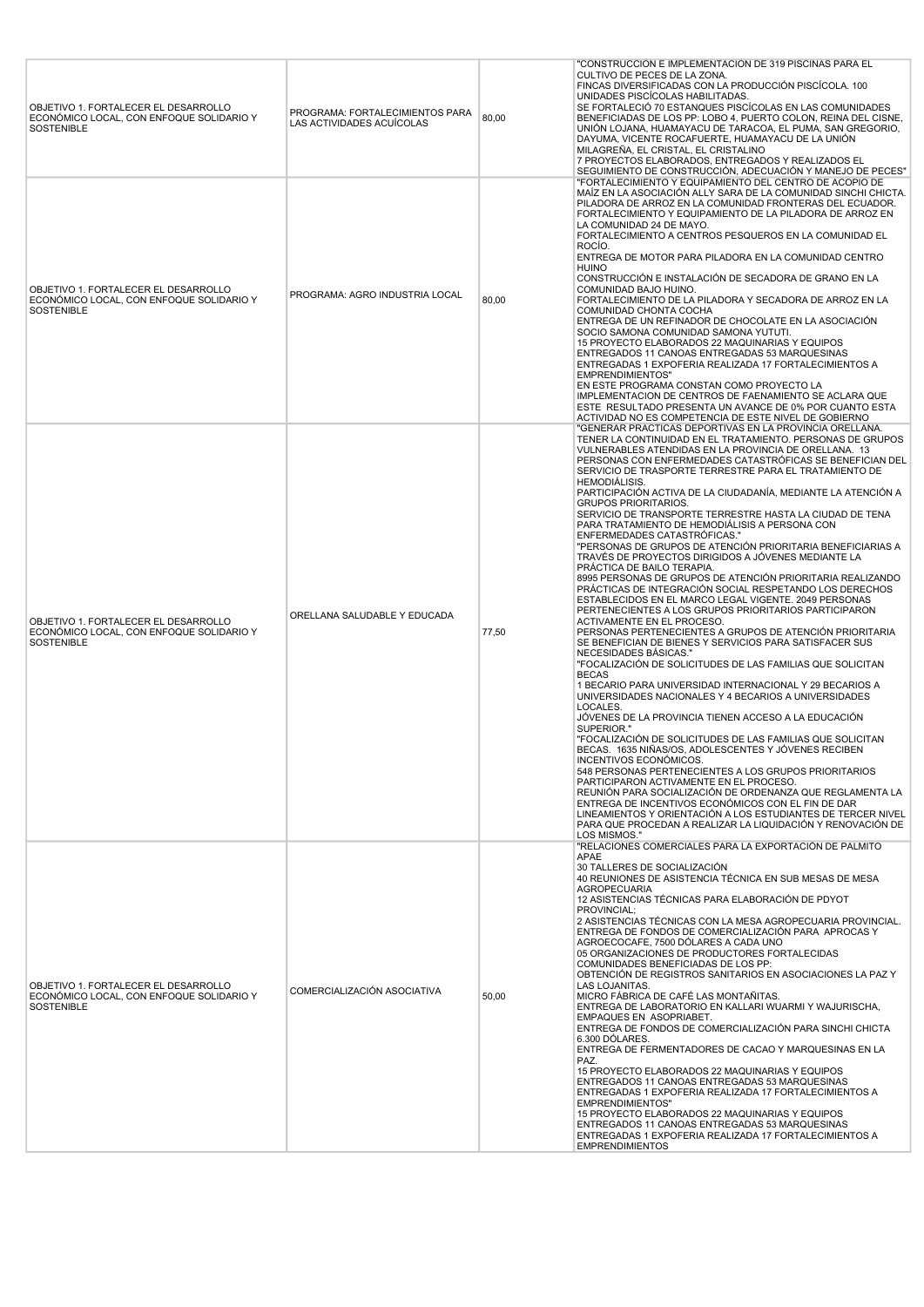| | | | |
|---|---|---|---|
| OBJETIVO 1. FORTALECER EL DESARROLLO ECONÓMICO LOCAL, CON ENFOQUE SOLIDARIO Y SOSTENIBLE | PROGRAMA: FORTALECIMIENTOS PARA LAS ACTIVIDADES ACUÍCOLAS | 80,00 | "CONSTRUCCION E IMPLEMENTACION DE 319 PISCINAS PARA EL CULTIVO DE PECES DE LA ZONA.<br>FINCAS DIVERSIFICADAS CON LA PRODUCCIÓN PISCÍCOLA. 100 UNIDADES PISCÍCOLAS HABILITADAS.<br>SE FORTALECIÓ 70 ESTANQUES PISCÍCOLAS EN LAS COMUNIDADES BENEFICIADAS DE LOS PP: LOBO 4, PUERTO COLON, REINA DEL CISNE, UNIÓN LOJANA, HUAMAYACU DE TARACOA, EL PUMA, SAN GREGORIO, DAYUMA, VICENTE ROCAFUERTE, HUAMAYACU DE LA UNIÓN MILAGREÑA, EL CRISTAL, EL CRISTALINO<br>7 PROYECTOS ELABORADOS, ENTREGADOS Y REALIZADOS EL SEGUIMIENTO DE CONSTRUCCIÓN, ADECUACIÓN Y MANEJO DE PECES" |
| OBJETIVO 1. FORTALECER EL DESARROLLO ECONÓMICO LOCAL, CON ENFOQUE SOLIDARIO Y SOSTENIBLE | PROGRAMA: AGRO INDUSTRIA LOCAL | 80,00 | "FORTALECIMIENTO Y EQUIPAMIENTO DEL CENTRO DE ACOPIO DE MAÍZ EN LA ASOCIACIÓN ALLY SARA DE LA COMUNIDAD SINCHI CHICTA.<br>PILADORA DE ARROZ EN LA COMUNIDAD FRONTERAS DEL ECUADOR.<br>FORTALECIMIENTO Y EQUIPAMIENTO DE LA PILADORA DE ARROZ EN LA COMUNIDAD 24 DE MAYO.<br>FORTALECIMIENTO A CENTROS PESQUEROS EN LA COMUNIDAD EL ROCÍO.<br>ENTREGA DE MOTOR PARA PILADORA EN LA COMUNIDAD CENTRO HUINO<br>CONSTRUCCIÓN E INSTALACIÓN DE SECADORA DE GRANO EN LA COMUNIDAD BAJO HUINO.<br>FORTALECIMIENTO DE LA PILADORA Y SECADORA DE ARROZ EN LA COMUNIDAD CHONTA COCHA<br>ENTREGA DE UN REFINADOR DE CHOCOLATE EN LA ASOCIACIÓN SOCIO SAMONA COMUNIDAD SAMONA YUTUTI.<br>15 PROYECTO ELABORADOS 22 MAQUINARIAS Y EQUIPOS ENTREGADOS 11 CANOAS ENTREGADAS 53 MARQUESINAS ENTREGADAS 1 EXPOFERIA REALIZADA 17 FORTALECIMIENTOS A EMPRENDIMIENTOS"<br>EN ESTE PROGRAMA CONSTAN COMO PROYECTO LA IMPLEMENTACION DE CENTROS DE FAENAMIENTO SE ACLARA QUE ESTE RESULTADO PRESENTA UN AVANCE DE 0% POR CUANTO ESTA ACTIVIDAD NO ES COMPETENCIA DE ESTE NIVEL DE GOBIERNO |
| OBJETIVO 1. FORTALECER EL DESARROLLO ECONÓMICO LOCAL, CON ENFOQUE SOLIDARIO Y SOSTENIBLE | ORELLANA SALUDABLE Y EDUCADA | 77,50 | "GENERAR PRACTICAS DEPORTIVAS EN LA PROVINCIA ORELLANA.<br>TENER LA CONTINUIDAD EN EL TRATAMIENTO. PERSONAS DE GRUPOS VULNERABLES ATENDIDAS EN LA PROVINCIA DE ORELLANA. 13 PERSONAS CON ENFERMEDADES CATASTRÓFICAS SE BENEFICIAN DEL SERVICIO DE TRASPORTE TERRESTRE PARA EL TRATAMIENTO DE HEMODIÁLISIS.<br>PARTICIPACIÓN ACTIVA DE LA CIUDADANÍA, MEDIANTE LA ATENCIÓN A GRUPOS PRIORITARIOS.<br>SERVICIO DE TRANSPORTE TERRESTRE HASTA LA CIUDAD DE TENA PARA TRATAMIENTO DE HEMODIÁLISIS A PERSONA CON ENFERMEDADES CATASTRÓFICAS."<br>"PERSONAS DE GRUPOS DE ATENCIÓN PRIORITARIA BENEFICIARIAS A TRAVÉS DE PROYECTOS DIRIGIDOS A JÓVENES MEDIANTE LA PRÁCTICA DE BAILO TERAPIA.<br>8995 PERSONAS DE GRUPOS DE ATENCIÓN PRIORITARIA REALIZANDO PRÁCTICAS DE INTEGRACIÓN SOCIAL RESPETANDO LOS DERECHOS ESTABLECIDOS EN EL MARCO LEGAL VIGENTE. 2049 PERSONAS PERTENECIENTES A LOS GRUPOS PRIORITARIOS PARTICIPARON ACTIVAMENTE EN EL PROCESO.<br>PERSONAS PERTENECIENTES A GRUPOS DE ATENCIÓN PRIORITARIA SE BENEFICIAN DE BIENES Y SERVICIOS PARA SATISFACER SUS NECESIDADES BÁSICAS."<br>"FOCALIZACIÓN DE SOLICITUDES DE LAS FAMILIAS QUE SOLICITAN BECAS<br>1 BECARIO PARA UNIVERSIDAD INTERNACIONAL Y 29 BECARIOS A UNIVERSIDADES NACIONALES Y 4 BECARIOS A UNIVERSIDADES LOCALES.<br>JÓVENES DE LA PROVINCIA TIENEN ACCESO A LA EDUCACIÓN SUPERIOR."<br>"FOCALIZACIÓN DE SOLICITUDES DE LAS FAMILIAS QUE SOLICITAN BECAS. 1635 NIÑAS/OS, ADOLESCENTES Y JÓVENES RECIBEN INCENTIVOS ECONÓMICOS.<br>548 PERSONAS PERTENECIENTES A LOS GRUPOS PRIORITARIOS PARTICIPARON ACTIVAMENTE EN EL PROCESO.<br>REUNIÓN PARA SOCIALIZACIÓN DE ORDENANZA QUE REGLAMENTA LA ENTREGA DE INCENTIVOS ECONÓMICOS CON EL FIN DE DAR LINEAMIENTOS Y ORIENTACIÓN A LOS ESTUDIANTES DE TERCER NIVEL PARA QUE PROCEDAN A REALIZAR LA LIQUIDACIÓN Y RENOVACIÓN DE LOS MISMOS." |
| OBJETIVO 1. FORTALECER EL DESARROLLO ECONÓMICO LOCAL, CON ENFOQUE SOLIDARIO Y SOSTENIBLE | COMERCIALIZACIÓN ASOCIATIVA | 50,00 | "RELACIONES COMERCIALES PARA LA EXPORTACION DE PALMITO APAE<br>30 TALLERES DE SOCIALIZACIÓN<br>40 REUNIONES DE ASISTENCIA TÉCNICA EN SUB MESAS DE MESA AGROPECUARIA<br>12 ASISTENCIAS TÉCNICAS PARA ELABORACIÓN DE PDYOT PROVINCIAL;<br>2 ASISTENCIAS TÉCNICAS CON LA MESA AGROPECUARIA PROVINCIAL.<br>ENTREGA DE FONDOS DE COMERCIALIZACIÓN PARA APROCAS Y AGROECOCAFE, 7500 DÓLARES A CADA UNO<br>05 ORGANIZACIONES DE PRODUCTORES FORTALECIDAS<br>COMUNIDADES BENEFICIADAS DE LOS PP:<br>OBTENCIÓN DE REGISTROS SANITARIOS EN ASOCIACIONES LA PAZ Y LAS LOJANITAS.<br>MICRO FÁBRICA DE CAFÉ LAS MONTAÑITAS.<br>ENTREGA DE LABORATORIO EN KALLARI WUARMI Y WAJURISCHA, EMPAQUES EN ASOPRIABET.<br>ENTREGA DE FONDOS DE COMERCIALIZACIÓN PARA SINCHI CHICTA 6.300 DÓLARES.<br>ENTREGA DE FERMENTADORES DE CACAO Y MARQUESINAS EN LA PAZ.<br>15 PROYECTO ELABORADOS 22 MAQUINARIAS Y EQUIPOS ENTREGADOS 11 CANOAS ENTREGADAS 53 MARQUESINAS ENTREGADAS 1 EXPOFERIA REALIZADA 17 FORTALECIMIENTOS A EMPRENDIMIENTOS"<br>15 PROYECTO ELABORADOS 22 MAQUINARIAS Y EQUIPOS ENTREGADOS 11 CANOAS ENTREGADAS 53 MARQUESINAS ENTREGADAS 1 EXPOFERIA REALIZADA 17 FORTALECIMIENTOS A EMPRENDIMIENTOS |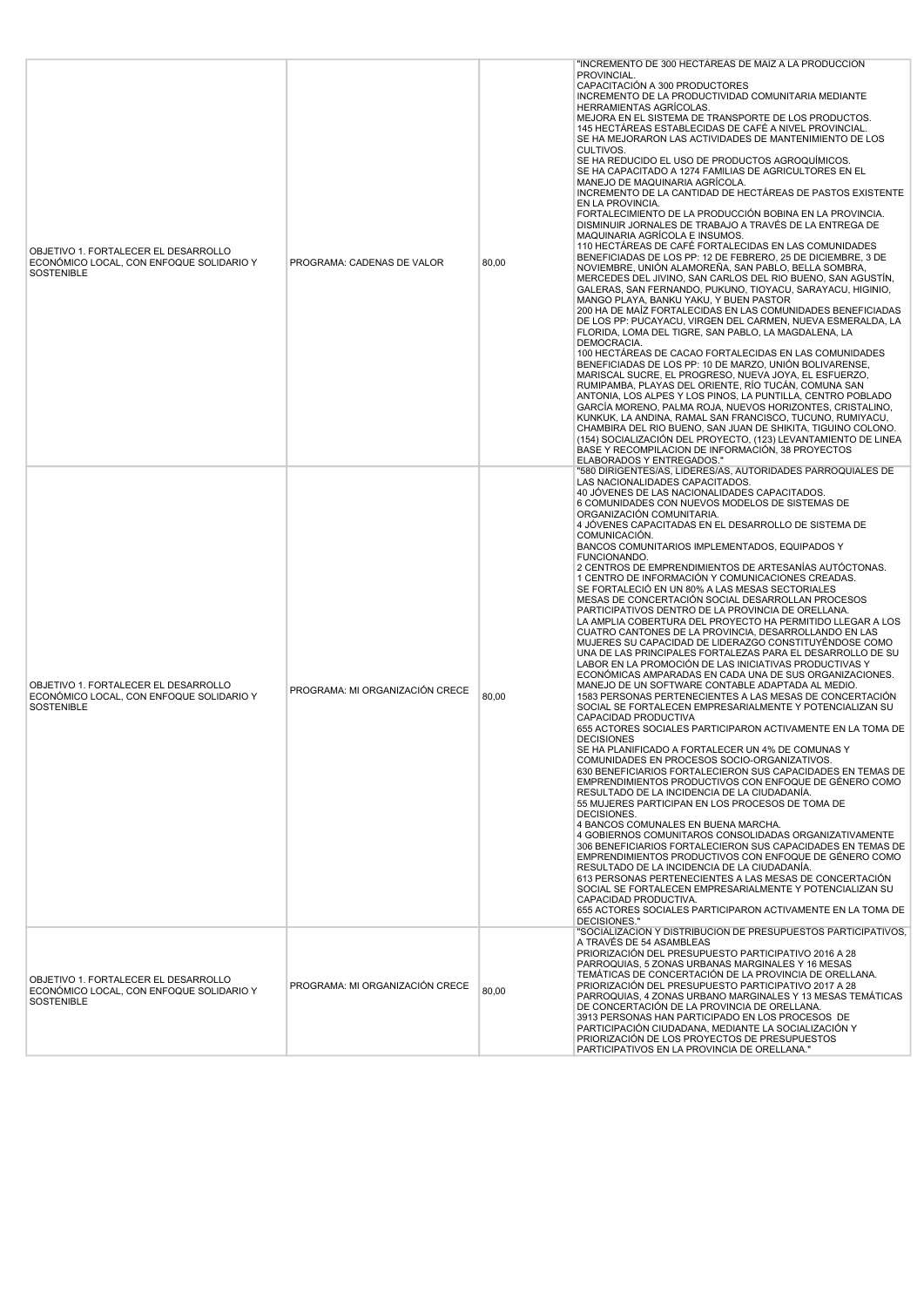| | | | |
|---|---|---|---|
| OBJETIVO 1. FORTALECER EL DESARROLLO ECONÓMICO LOCAL, CON ENFOQUE SOLIDARIO Y SOSTENIBLE | PROGRAMA: CADENAS DE VALOR | 80,00 | "INCREMENTO DE 300 HECTÁREAS DE MAÍZ A LA PRODUCCIÓN PROVINCIAL.<br>CAPACITACIÓN A 300 PRODUCTORES<br>INCREMENTO DE LA PRODUCTIVIDAD COMUNITARIA MEDIANTE HERRAMIENTAS AGRÍCOLAS.<br>MEJORA EN EL SISTEMA DE TRANSPORTE DE LOS PRODUCTOS.<br>145 HECTÁREAS ESTABLECIDAS DE CAFÉ A NIVEL PROVINCIAL.<br>SE HA MEJORARON LAS ACTIVIDADES DE MANTENIMIENTO DE LOS CULTIVOS.<br>SE HA REDUCIDO EL USO DE PRODUCTOS AGROQUÍMICOS.<br>SE HA CAPACITADO A 1274 FAMILIAS DE AGRICULTORES EN EL MANEJO DE MAQUINARIA AGRÍCOLA.<br>INCREMENTO DE LA CANTIDAD DE HECTÁREAS DE PASTOS EXISTENTE EN LA PROVINCIA.<br>FORTALECIMIENTO DE LA PRODUCCIÓN BOBINA EN LA PROVINCIA.<br>DISMINUIR JORNALES DE TRABAJO A TRAVÉS DE LA ENTREGA DE MAQUINARIA AGRÍCOLA E INSUMOS.<br>110 HECTÁREAS DE CAFÉ FORTALECIDAS EN LAS COMUNIDADES BENEFICIADAS DE LOS PP: 12 DE FEBRERO, 25 DE DICIEMBRE, 3 DE NOVIEMBRE, UNIÓN ALAMOREÑA, SAN PABLO, BELLA SOMBRA, MERCEDES DEL JIVINO, SAN CARLOS DEL RIO BUENO, SAN AGUSTÍN, GALERAS, SAN FERNANDO, PUKUNO, TIOYACU, SARAYACU, HIGINIO, MANGO PLAYA, BANKU YAKU, Y BUEN PASTOR<br>200 HA DE MAÍZ FORTALECIDAS EN LAS COMUNIDADES BENEFICIADAS DE LOS PP: PUCAYACU, VIRGEN DEL CARMEN, NUEVA ESMERALDA, LA FLORIDA, LOMA DEL TIGRE, SAN PABLO, LA MAGDALENA, LA DEMOCRACIA.<br>100 HECTÁREAS DE CACAO FORTALECIDAS EN LAS COMUNIDADES BENEFICIADAS DE LOS PP: 10 DE MARZO, UNIÓN BOLIVARENSE, MARISCAL SUCRE, EL PROGRESO, NUEVA JOYA, EL ESFUERZO, RUMIPAMBA, PLAYAS DEL ORIENTE, RÍO TUCÁN, COMUNA SAN ANTONIA, LOS ALPES Y LOS PINOS, LA PUNTILLA, CENTRO POBLADO GARCÍA MORENO, PALMA ROJA, NUEVOS HORIZONTES, CRISTALINO, KUNKUK, LA ANDINA, RAMAL SAN FRANCISCO, TUCUNO, RUMIYACU, CHAMBIRA DEL RIO BUENO, SAN JUAN DE SHIKITA, TIGUINO COLONO.<br>(154) SOCIALIZACIÓN DEL PROYECTO, (123) LEVANTAMIENTO DE LINEA BASE Y RECOMPILACION DE INFORMACIÓN, 38 PROYECTOS ELABORADOS Y ENTREGADOS." |
| OBJETIVO 1. FORTALECER EL DESARROLLO ECONÓMICO LOCAL, CON ENFOQUE SOLIDARIO Y SOSTENIBLE | PROGRAMA: MI ORGANIZACIÓN CRECE | 80,00 | "580 DIRIGENTES/AS, LIDERES/AS, AUTORIDADES PARROQUIALES DE LAS NACIONALIDADES CAPACITADOS.<br>40 JÓVENES DE LAS NACIONALIDADES CAPACITADOS.<br>6 COMUNIDADES CON NUEVOS MODELOS DE SISTEMAS DE ORGANIZACIÓN COMUNITARIA.<br>4 JÓVENES CAPACITADAS EN EL DESARROLLO DE SISTEMA DE COMUNICACIÓN.<br>BANCOS COMUNITARIOS IMPLEMENTADOS, EQUIPADOS Y FUNCIONANDO.<br>2 CENTROS DE EMPRENDIMIENTOS DE ARTESANÍAS AUTÓCTONAS.<br>1 CENTRO DE INFORMACIÓN Y COMUNICACIONES CREADAS.<br>SE FORTALECIÓ EN UN 80% A LAS MESAS SECTORIALES<br>MESAS DE CONCERTACIÓN SOCIAL DESARROLLAN PROCESOS PARTICIPATIVOS DENTRO DE LA PROVINCIA DE ORELLANA.<br>LA AMPLIA COBERTURA DEL PROYECTO HA PERMITIDO LLEGAR A LOS CUATRO CANTONES DE LA PROVINCIA, DESARROLLANDO EN LAS MUJERES SU CAPACIDAD DE LIDERAZGO CONSTITUYÉNDOSE COMO UNA DE LAS PRINCIPALES FORTALEZAS PARA EL DESARROLLO DE SU LABOR EN LA PROMOCIÓN DE LAS INICIATIVAS PRODUCTIVAS Y ECONÓMICAS AMPARADAS EN CADA UNA DE SUS ORGANIZACIONES.<br>MANEJO DE UN SOFTWARE CONTABLE ADAPTADA AL MEDIO.<br>1583 PERSONAS PERTENECIENTES A LAS MESAS DE CONCERTACIÓN SOCIAL SE FORTALECEN EMPRESARIALMENTE Y POTENCIALIZAN SU CAPACIDAD PRODUCTIVA<br>655 ACTORES SOCIALES PARTICIPARON ACTIVAMENTE EN LA TOMA DE DECISIONES<br>SE HA PLANIFICADO A FORTALECER UN 4% DE COMUNAS Y COMUNIDADES EN PROCESOS SOCIO-ORGANIZATIVOS.<br>630 BENEFICIARIOS FORTALECIERON SUS CAPACIDADES EN TEMAS DE EMPRENDIMIENTOS PRODUCTIVOS CON ENFOQUE DE GÉNERO COMO RESULTADO DE LA INCIDENCIA DE LA CIUDADANÍA.<br>55 MUJERES PARTICIPAN EN LOS PROCESOS DE TOMA DE DECISIONES.<br>4 BANCOS COMUNALES EN BUENA MARCHA.<br>4 GOBIERNOS COMUNITAROS CONSOLIDADAS ORGANIZATIVAMENTE<br>306 BENEFICIARIOS FORTALECIERON SUS CAPACIDADES EN TEMAS DE EMPRENDIMIENTOS PRODUCTIVOS CON ENFOQUE DE GÉNERO COMO RESULTADO DE LA INCIDENCIA DE LA CIUDADANÍA.<br>613 PERSONAS PERTENECIENTES A LAS MESAS DE CONCERTACIÓN SOCIAL SE FORTALECEN EMPRESARIALMENTE Y POTENCIALIZAN SU CAPACIDAD PRODUCTIVA.<br>655 ACTORES SOCIALES PARTICIPARON ACTIVAMENTE EN LA TOMA DE DECISIONES." |
| OBJETIVO 1. FORTALECER EL DESARROLLO ECONÓMICO LOCAL, CON ENFOQUE SOLIDARIO Y SOSTENIBLE | PROGRAMA: MI ORGANIZACIÓN CRECE | 80,00 | "SOCIALIZACIÓN Y DISTRIBUCIÓN DE PRESUPUESTOS PARTICIPATIVOS, A TRAVÉS DE 54 ASAMBLEAS<br>PRIORIZACIÓN DEL PRESUPUESTO PARTICIPATIVO 2016 A 28 PARROQUIAS, 5 ZONAS URBANAS MARGINALES Y 16 MESAS TEMÁTICAS DE CONCERTACIÓN DE LA PROVINCIA DE ORELLANA.<br>PRIORIZACIÓN DEL PRESUPUESTO PARTICIPATIVO 2017 A 28 PARROQUIAS, 4 ZONAS URBANO MARGINALES Y 13 MESAS TEMÁTICAS DE CONCERTACIÓN DE LA PROVINCIA DE ORELLANA.<br>3913 PERSONAS HAN PARTICIPADO EN LOS PROCESOS DE PARTICIPACIÓN CIUDADANA, MEDIANTE LA SOCIALIZACIÓN Y PRIORIZACIÓN DE LOS PROYECTOS DE PRESUPUESTOS PARTICIPATIVOS EN LA PROVINCIA DE ORELLANA." |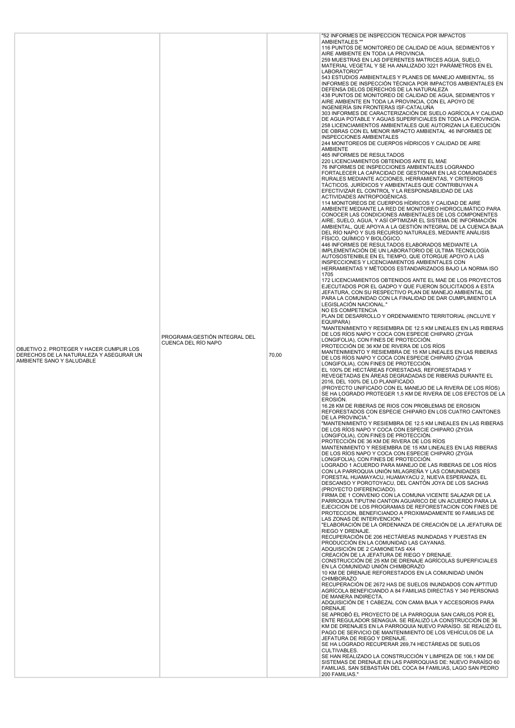| | | | |
|---|---|---|---|
| OBJETIVO 2. PROTEGER Y HACER CUMPLIR LOS DERECHOS DE LA NATURALEZA Y ASEGURAR UN AMBIENTE SANO Y SALUDABLE | PROGRAMA:GESTIÓN INTEGRAL DEL CUENCA DEL RÍO NAPO | 70,00 | "52 INFORMES DE INSPECCIÓN TÉCNICA POR IMPACTOS AMBIENTALES.""<br>116 PUNTOS DE MONITOREO DE CALIDAD DE AGUA, SEDIMENTOS Y AIRE AMBIENTE EN TODA LA PROVINCIA.<br>259 MUESTRAS EN LAS DIFERENTES MATRICES AGUA, SUELO, MATERIAL VEGETAL Y SE HA ANALIZADO 3221 PARÁMETROS EN EL LABORATORIO""<br>543 ESTUDIOS AMBIENTALES Y PLANES DE MANEJO AMBIENTAL. 55 INFORMES DE INSPECCIÓN TÉCNICA POR IMPACTOS AMBIENTALES EN DEFENSA DELOS DERECHOS DE LA NATURALEZA<br>438 PUNTOS DE MONITOREO DE CALIDAD DE AGUA, SEDIMENTOS Y AIRE AMBIENTE EN TODA LA PROVINCIA, CON EL APOYO DE INGENIERÍA SIN FRONTERAS ISF-CATALUÑA<br>303 INFORMES DE CARACTERIZACIÓN DE SUELO AGRÍCOLA Y CALIDAD DE AGUA POTABLE Y AGUAS SUPERFICIALES EN TODA LA PROVINCIA.<br>258 LICENCIAMIENTOS AMBIENTALES QUE AUTORIZAN LA EJECUCIÓN DE OBRAS CON EL MENOR IMPACTO AMBIENTAL 46 INFORMES DE INSPECCIONES AMBIENTALES<br>244 MONITOREOS DE CUERPOS HÍDRICOS Y CALIDAD DE AIRE AMBIENTE<br>465 INFORMES DE RESULTADOS<br>220 LICENCIAMIENTOS OBTENIDOS ANTE EL MAE<br>76 INFORMES DE INSPECCIONES AMBIENTALES LOGRANDO FORTALECER LA CAPACIDAD DE GESTIONAR EN LAS COMUNIDADES RURALES MEDIANTE ACCIONES, HERRAMIENTAS, Y CRITERIOS TÁCTICOS, JURÍDICOS Y AMBIENTALES QUE CONTRIBUYAN A EFECTIVIZAR EL CONTROL Y LA RESPONSABILIDAD DE LAS ACTIVIDADES ANTROPOGÉNICAS.<br>114 MONITOREOS DE CUERPOS HÍDRICOS Y CALIDAD DE AIRE AMBIENTE MEDIANTE LA RED DE MONITOREO HIDROCLIMÁTICO PARA CONOCER LAS CONDICIONES AMBIENTALES DE LOS COMPONENTES AIRE, SUELO, AGUA, Y ASÍ OPTIMIZAR EL SISTEMA DE INFORMACIÓN AMBIENTAL, QUE APOYA A LA GESTIÓN INTEGRAL DE LA CUENCA BAJA DEL RÍO NAPO Y SUS RECURSO NATURALES, MEDIANTE ANÁLISIS FÍSICO, QUÍMICO Y BIOLÓGICO.<br>446 INFORMES DE RESULTADOS ELABORADOS MEDIANTE LA IMPLEMENTACIÓN DE UN LABORATORIO DE ÚLTIMA TECNOLOGÍA AUTOSOSTENIBLE EN EL TIEMPO, QUE OTORGUE APOYO A LAS INSPECCIONES Y LICENCIAMIENTOS AMBIENTALES CON HERRAMIENTAS Y MÉTODOS ESTANDARIZADOS BAJO LA NORMA ISO 1705<br>172 LICENCIAMIENTOS OBTENIDOS ANTE EL MAE DE LOS PROYECTOS EJECUTADOS POR EL GADPO Y QUE FUERON SOLICITADOS A ESTA JEFATURA, CON SU RESPECTIVO PLAN DE MANEJO AMBIENTAL DE PARA LA COMUNIDAD CON LA FINALIDAD DE DAR CUMPLIMIENTO LA LEGISLACIÓN NACIONAL."<br>NO ES COMPETENCIA<br>PLAN DE DESARROLLO Y ORDENAMIENTO TERRITORIAL (INCLUYE Y EQUIPARA)<br>"MANTENIMIENTO Y RESIEMBRA DE 12.5 KM LINEALES EN LAS RIBERAS DE LOS RÍOS NAPO Y COCA CON ESPECIE CHIPARO (ZYGIA LONGIFOLIA), CON FINES DE PROTECCIÓN.<br>PROTECCIÓN DE 36 KM DE RIVERA DE LOS RÍOS<br>MANTENIMIENTO Y RESIEMBRA DE 15 KM LINEALES EN LAS RIBERAS DE LOS RÍOS NAPO Y COCA CON ESPECIE CHIPARO (ZYGIA LONGIFOLIA), CON FINES DE PROTECCIÓN.<br>EL 100% DE HECTÁREAS FORESTADAS, REFORESTADAS Y REVEGETADAS EN ÁREAS DEGRADADAS DE RIBERAS DURANTE EL 2016, DEL 100% DE LO PLANIFICADO.<br>(PROYECTO UNIFICADO CON EL MANEJO DE LA RIVERA DE LOS RÍOS) SE HA LOGRADO PROTEGER 1,5 KM DE RIVERA DE LOS EFECTOS DE LA EROSIÓN.<br>16.28 KM DE RIBERAS DE RIOS CON PROBLEMAS DE EROSION REFORESTADOS CON ESPECIE CHIPARO EN LOS CUATRO CANTONES DE LA PROVINCIA."<br>"MANTENIMIENTO Y RESIEMBRA DE 12.5 KM LINEALES EN LAS RIBERAS DE LOS RÍOS NAPO Y COCA CON ESPECIE CHIPARO (ZYGIA LONGIFOLIA), CON FINES DE PROTECCIÓN.<br>PROTECCIÓN DE 36 KM DE RIVERA DE LOS RÍOS<br>MANTENIMIENTO Y RESIEMBRA DE 15 KM LINEALES EN LAS RIBERAS DE LOS RÍOS NAPO Y COCA CON ESPECIE CHIPARO (ZYGIA LONGIFOLIA), CON FINES DE PROTECCIÓN.<br>LOGRADO 1 ACUERDO PARA MANEJO DE LAS RIBERAS DE LOS RÍOS CON LA PARROQUIA UNIÓN MILAGREÑA Y LAS COMUNIDADES FORESTAL HUAMAYACU, HUAMAYACU 2, NUEVA ESPERANZA, EL DESCANSO Y POROTOYACU, DEL CANTÓN JOYA DE LOS SACHAS (PROYECTO DIFERENCIADO).<br>FIRMA DE 1 CONVENIO CON LA COMUNA VICENTE SALAZAR DE LA PARROQUIA TIPUTINI CANTON AGUARICO DE UN ACUERDO PARA LA EJECICION DE LOS PROGRAMAS DE REFORESTACION CON FINES DE PROTECCION, BENEFICIANDO A PROXIMADAMENTE 90 FAMILIAS DE LAS ZONAS DE INTERVENCION."<br>"ELABORACIÓN DE LA ORDENANZA DE CREACIÓN DE LA JEFATURA DE RIEGO Y DRENAJE.<br>RECUPERACIÓN DE 206 HECTÁREAS INUNDADAS Y PUESTAS EN PRODUCCIÓN EN LA COMUNIDAD LAS CAYANAS.<br>ADQUISICIÓN DE 2 CAMIONETAS 4X4<br>CREACIÓN DE LA JEFATURA DE RIEGO Y DRENAJE.<br>CONSTRUCCIÓN DE 25 KM DE DRENAJE AGRÍCOLAS SUPERFICIALES EN LA COMUNIDAD UNIÓN CHIMBORAZO<br>10 KM DE DRENAJE REFORESTADOS EN LA COMUNIDAD UNIÓN CHIMBORAZO<br>RECUPERACIÓN DE 2672 HAS DE SUELOS INUNDADOS CON APTITUD AGRÍCOLA BENEFICIANDO A 84 FAMILIAS DIRECTAS Y 340 PERSONAS DE MANERA INDIRECTA.<br>ADQUISICIÓN DE 1 CABEZAL CON CAMA BAJA Y ACCESORIOS PARA DRENAJE<br>SE APROBÓ EL PROYECTO DE LA PARROQUIA SAN CARLOS POR EL ENTE REGULADOR SENAGUA. SE REALIZÓ LA CONSTRUCCIÓN DE 36 KM DE DRENAJES EN LA PARROQUIA NUEVO PARAÍSO. SE REALIZÓ EL PAGO DE SERVICIO DE MANTENIMIENTO DE LOS VEHÍCULOS DE LA JEFATURA DE RIEGO Y DRENAJE.<br>SE HA LOGRADO RECUPERAR 269,74 HECTÁREAS DE SUELOS CULTIVABLES.<br>SE HAN REALIZADO LA CONSTRUCCIÓN Y LIMPIEZA DE 106,1 KM DE SISTEMAS DE DRENAJE EN LAS PARROQUIAS DE: NUEVO PARAÍSO 60 FAMILIAS, SAN SEBASTIÁN DEL COCA 84 FAMILIAS, LAGO SAN PEDRO 200 FAMILIAS." |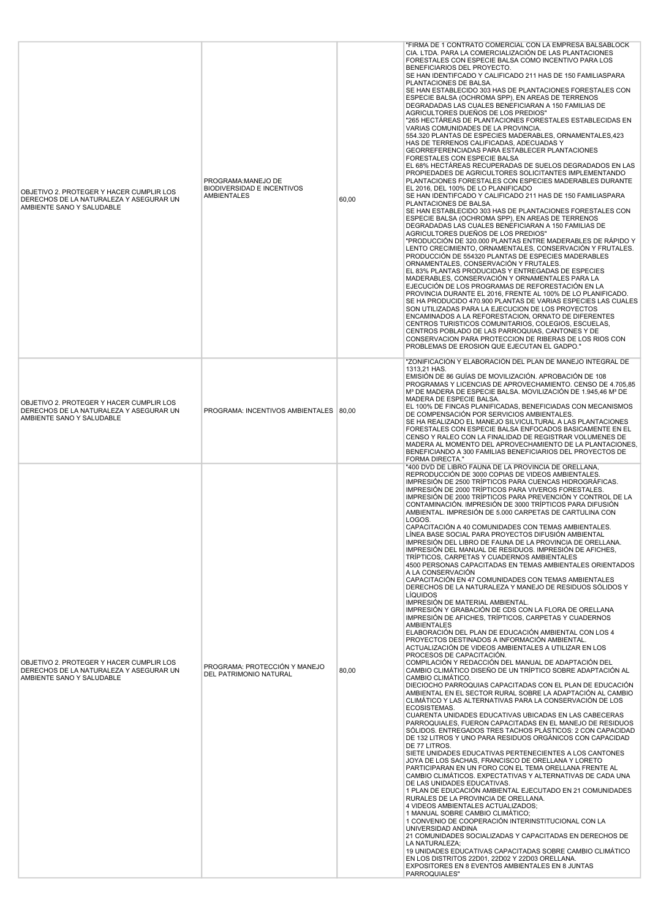| | | | |
|---|---|---|---|
| OBJETIVO 2. PROTEGER Y HACER CUMPLIR LOS DERECHOS DE LA NATURALEZA Y ASEGURAR UN AMBIENTE SANO Y SALUDABLE | PROGRAMA:MANEJO DE BIODIVERSIDAD E INCENTIVOS AMBIENTALES | 60,00 | "FIRMA DE 1 CONTRATO COMERCIAL CON LA EMPRESA BALSABLOCK CIA. LTDA. PARA LA COMERCIALIZACIÓN DE LAS PLANTACIONES FORESTALES CON ESPECIE BALSA COMO INCENTIVO PARA LOS BENEFICIARIOS DEL PROYECTO.<br>SE HAN IDENTIFCADO Y CALIFICADO 211 HAS DE 150 FAMILIASPARA PLANTACIONES DE BALSA.<br>SE HAN ESTABLECIDO 303 HAS DE PLANTACIONES FORESTALES CON ESPECIE BALSA (OCHROMA SPP), EN AREAS DE TERRENOS DEGRADADAS LAS CUALES BENEFICIARAN A 150 FAMILIAS DE AGRICULTORES DUEÑOS DE LOS PREDIOS"<br>"265 HECTÁREAS DE PLANTACIONES FORESTALES ESTABLECIDAS EN VARIAS COMUNIDADES DE LA PROVINCIA.<br>554.320 PLANTAS DE ESPECIES MADERABLES, ORNAMENTALES,423 HAS DE TERRENOS CALIFICADAS, ADECUADAS Y GEORREFERENCIADAS PARA ESTABLECER PLANTACIONES FORESTALES CON ESPECIE BALSA<br>EL 68% HECTÁREAS RECUPERADAS DE SUELOS DEGRADADOS EN LAS PROPIEDADES DE AGRICULTORES SOLICITANTES IMPLEMENTANDO PLANTACIONES FORESTALES CON ESPECIES MADERABLES DURANTE EL 2016, DEL 100% DE LO PLANIFICADO<br>SE HAN IDENTIFCADO Y CALIFICADO 211 HAS DE 150 FAMILIASPARA PLANTACIONES DE BALSA.<br>SE HAN ESTABLECIDO 303 HAS DE PLANTACIONES FORESTALES CON ESPECIE BALSA (OCHROMA SPP), EN AREAS DE TERRENOS DEGRADADAS LAS CUALES BENEFICIARAN A 150 FAMILIAS DE AGRICULTORES DUEÑOS DE LOS PREDIOS"<br>"PRODUCCIÓN DE 320.000 PLANTAS ENTRE MADERABLES DE RÁPIDO Y LENTO CRECIMIENTO, ORNAMENTALES, CONSERVACIÓN Y FRUTALES.<br>PRODUCCIÓN DE 554320 PLANTAS DE ESPECIES MADERABLES ORNAMENTALES, CONSERVACIÓN Y FRUTALES.<br>EL 83% PLANTAS PRODUCIDAS Y ENTREGADAS DE ESPECIES MADERABLES, CONSERVACIÓN Y ORNAMENTALES PARA LA EJECUCIÓN DE LOS PROGRAMAS DE REFORESTACIÓN EN LA PROVINCIA DURANTE EL 2016, FRENTE AL 100% DE LO PLANIFICADO.<br>SE HA PRODUCIDO 470.900 PLANTAS DE VARIAS ESPECIES LAS CUALES SON UTILIZADAS PARA LA EJECUCION DE LOS PROYECTOS ENCAMINADOS A LA REFORESTACION, ORNATO DE DIFERENTES CENTROS TURISTICOS COMUNITARIOS, COLEGIOS, ESCUELAS, CENTROS POBLADO DE LAS PARROQUIAS, CANTONES Y DE CONSERVACION PARA PROTECCION DE RIBERAS DE LOS RIOS CON PROBLEMAS DE EROSION QUE EJECUTAN EL GADPO." |
| OBJETIVO 2. PROTEGER Y HACER CUMPLIR LOS DERECHOS DE LA NATURALEZA Y ASEGURAR UN AMBIENTE SANO Y SALUDABLE | PROGRAMA: INCENTIVOS AMBIENTALES | 80,00 | "ZONIFICACIÓN Y ELABORACIÓN DEL PLAN DE MANEJO INTEGRAL DE 1313,21 HAS.<br>EMISIÓN DE 86 GUÍAS DE MOVILIZACIÓN. APROBACIÓN DE 108 PROGRAMAS Y LICENCIAS DE APROVECHAMIENTO. CENSO DE 4.705,85 M³ DE MADERA DE ESPECIE BALSA. MOVILIZACIÓN DE 1.945,46 M³ DE MADERA DE ESPECIE BALSA.<br>EL 100% DE FINCAS PLANIFICADAS, BENEFICIADAS CON MECANISMOS DE COMPENSACIÓN POR SERVICIOS AMBIENTALES.<br>SE HA REALIZADO EL MANEJO SILVICULTURAL A LAS PLANTACIONES FORESTALES CON ESPECIE BALSA ENFOCADOS BASICAMENTE EN EL CENSO Y RALEO CON LA FINALIDAD DE REGISTRAR VOLUMENES DE MADERA AL MOMENTO DEL APROVECHAMIENTO DE LA PLANTACIONES, BENEFICIANDO A 300 FAMILIAS BENEFICIARIOS DEL PROYECTOS DE FORMA DIRECTA." |
| OBJETIVO 2. PROTEGER Y HACER CUMPLIR LOS DERECHOS DE LA NATURALEZA Y ASEGURAR UN AMBIENTE SANO Y SALUDABLE | PROGRAMA: PROTECCIÓN Y MANEJO DEL PATRIMONIO NATURAL | 80,00 | "400 DVD DE LIBRO FAUNA DE LA PROVINCIA DE ORELLANA, REPRODUCCIÓN DE 3000 COPIAS DE VIDEOS AMBIENTALES.<br>IMPRESIÓN DE 2500 TRÍPTICOS PARA CUENCAS HIDROGRÁFICAS.<br>IMPRESIÓN DE 2000 TRÍPTICOS PARA VIVEROS FORESTALES.<br>IMPRESIÓN DE 2000 TRÍPTICOS PARA PREVENCIÓN Y CONTROL DE LA CONTAMINACIÓN. IMPRESIÓN DE 3000 TRÍPTICOS PARA DIFUSIÓN AMBIENTAL. IMPRESIÓN DE 5.000 CARPETAS DE CARTULINA CON LOGOS.<br>CAPACITACIÓN A 40 COMUNIDADES CON TEMAS AMBIENTALES.<br>LÍNEA BASE SOCIAL PARA PROYECTOS DIFUSIÓN AMBIENTAL<br>IMPRESIÓN DEL LIBRO DE FAUNA DE LA PROVINCIA DE ORELLANA.<br>IMPRESIÓN DEL MANUAL DE RESIDUOS. IMPRESIÓN DE AFICHES, TRÍPTICOS, CARPETAS Y CUADERNOS AMBIENTALES<br>4500 PERSONAS CAPACITADAS EN TEMAS AMBIENTALES ORIENTADOS A LA CONSERVACIÓN<br>CAPACITACIÓN EN 47 COMUNIDADES CON TEMAS AMBIENTALES DERECHOS DE LA NATURALEZA Y MANEJO DE RESIDUOS SÓLIDOS Y LÍQUIDOS<br>IMPRESIÓN DE MATERIAL AMBIENTAL.<br>IMPRESIÓN Y GRABACIÓN DE CDS CON LA FLORA DE ORELLANA<br>IMPRESIÓN DE AFICHES, TRÍPTICOS, CARPETAS Y CUADERNOS AMBIENTALES<br>ELABORACIÓN DEL PLAN DE EDUCACIÓN AMBIENTAL CON LOS 4 PROYECTOS DESTINADOS A INFORMACIÓN AMBIENTAL.<br>ACTUALIZACIÓN DE VIDEOS AMBIENTALES A UTILIZAR EN LOS PROCESOS DE CAPACITACIÓN.<br>COMPILACIÓN Y REDACCIÓN DEL MANUAL DE ADAPTACIÓN DEL CAMBIO CLIMÁTICO DISEÑO DE UN TRÍPTICO SOBRE ADAPTACIÓN AL CAMBIO CLIMÁTICO.<br>DIECIOCHO PARROQUIAS CAPACITADAS CON EL PLAN DE EDUCACIÓN AMBIENTAL EN EL SECTOR RURAL SOBRE LA ADAPTACIÓN AL CAMBIO CLIMÁTICO Y LAS ALTERNATIVAS PARA LA CONSERVACIÓN DE LOS ECOSISTEMAS.<br>CUARENTA UNIDADES EDUCATIVAS UBICADAS EN LAS CABECERAS PARROQUIALES, FUERON CAPACITADAS EN EL MANEJO DE RESIDUOS SÓLIDOS. ENTREGADOS TRES TACHOS PLÁSTICOS: 2 CON CAPACIDAD DE 132 LITROS Y UNO PARA RESIDUOS ORGÁNICOS CON CAPACIDAD DE 77 LITROS.<br>SIETE UNIDADES EDUCATIVAS PERTENECIENTES A LOS CANTONES JOYA DE LOS SACHAS, FRANCISCO DE ORELLANA Y LORETO PARTICIPARAN EN UN FORO CON EL TEMA ORELLANA FRENTE AL CAMBIO CLIMÁTICOS. EXPECTATIVAS Y ALTERNATIVAS DE CADA UNA DE LAS UNIDADES EDUCATIVAS.<br>1 PLAN DE EDUCACIÓN AMBIENTAL EJECUTADO EN 21 COMUNIDADES RURALES DE LA PROVINCIA DE ORELLANA.<br>4 VIDEOS AMBIENTALES ACTUALIZADOS;<br>1 MANUAL SOBRE CAMBIO CLIMÁTICO;<br>1 CONVENIO DE COOPERACIÓN INTERINSTITUCIONAL CON LA UNIVERSIDAD ANDINA<br>21 COMUNIDADES SOCIALIZADAS Y CAPACITADAS EN DERECHOS DE LA NATURALEZA;<br>19 UNIDADES EDUCATIVAS CAPACITADAS SOBRE CAMBIO CLIMÁTICO EN LOS DISTRITOS 22D01, 22D02 Y 22D03 ORELLANA.<br>EXPOSITORES EN 8 EVENTOS AMBIENTALES EN 8 JUNTAS PARROQUIALES" |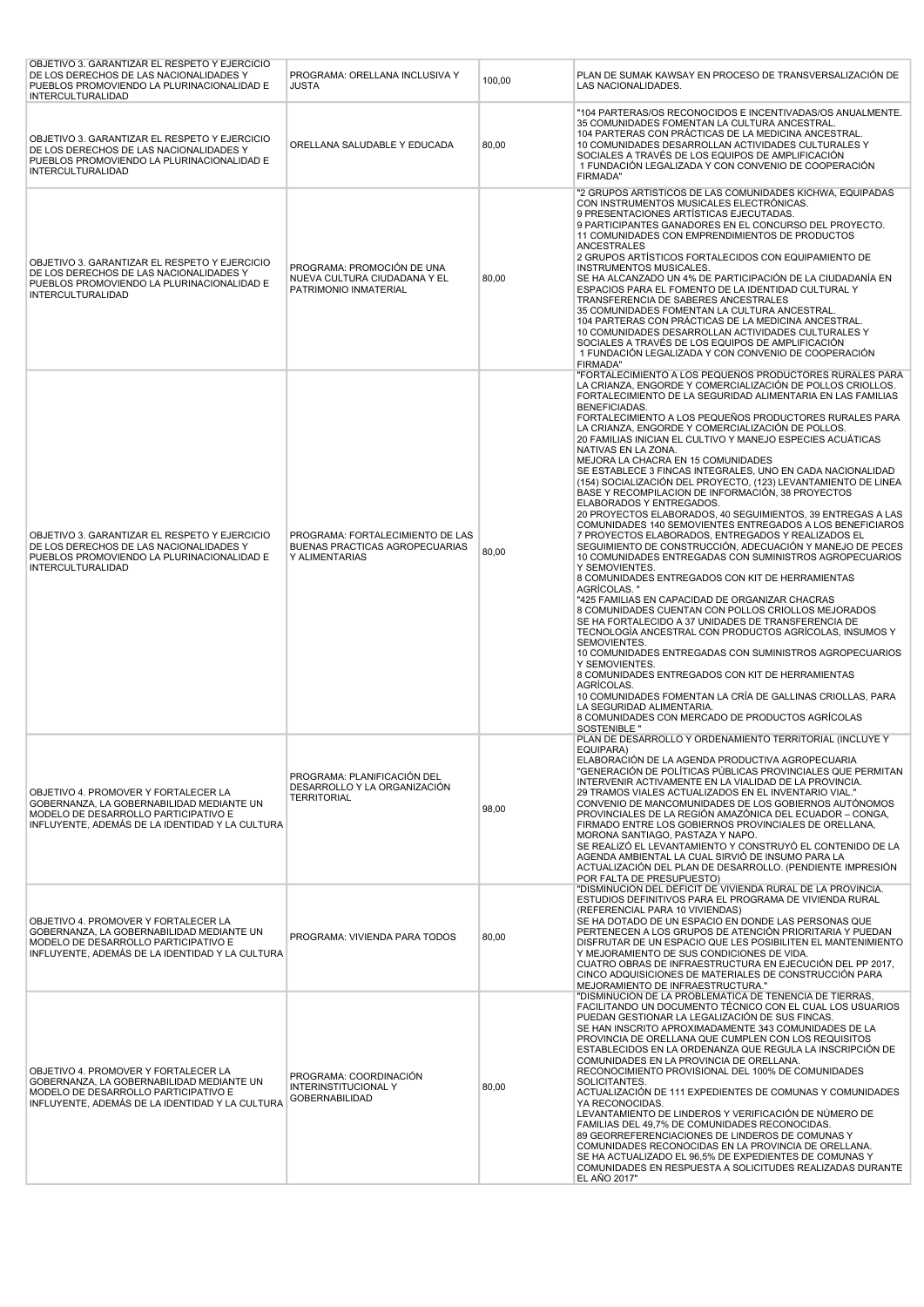| | | | |
|---|---|---|---|
| OBJETIVO 3. GARANTIZAR EL RESPETO Y EJERCICIO DE LOS DERECHOS DE LAS NACIONALIDADES Y PUEBLOS PROMOVIENDO LA PLURINACIONALIDAD E INTERCULTURALIDAD | PROGRAMA: ORELLANA INCLUSIVA Y JUSTA | 100,00 | PLAN DE SUMAK KAWSAY EN PROCESO DE TRANSVERSALIZACIÓN DE LAS NACIONALIDADES. |
| OBJETIVO 3. GARANTIZAR EL RESPETO Y EJERCICIO DE LOS DERECHOS DE LAS NACIONALIDADES Y PUEBLOS PROMOVIENDO LA PLURINACIONALIDAD E INTERCULTURALIDAD | ORELLANA SALUDABLE Y EDUCADA | 80,00 | "104 PARTERAS/OS RECONOCIDOS E INCENTIVADAS/OS ANUALMENTE. 35 COMUNIDADES FOMENTAN LA CULTURA ANCESTRAL. 104 PARTERAS CON PRÁCTICAS DE LA MEDICINA ANCESTRAL. 10 COMUNIDADES DESARROLLAN ACTIVIDADES CULTURALES Y SOCIALES A TRAVÉS DE LOS EQUIPOS DE AMPLIFICACIÓN 1 FUNDACIÓN LEGALIZADA Y CON CONVENIO DE COOPERACIÓN FIRMADA" |
| OBJETIVO 3. GARANTIZAR EL RESPETO Y EJERCICIO DE LOS DERECHOS DE LAS NACIONALIDADES Y PUEBLOS PROMOVIENDO LA PLURINACIONALIDAD E INTERCULTURALIDAD | PROGRAMA: PROMOCIÓN DE UNA NUEVA CULTURA CIUDADANA Y EL PATRIMONIO INMATERIAL | 80,00 | "2 GRUPOS ARTÍSTICOS DE LAS COMUNIDADES KICHWA, EQUIPADAS CON INSTRUMENTOS MUSICALES ELECTRÓNICAS. 9 PRESENTACIONES ARTÍSTICAS EJECUTADAS. 9 PARTICIPANTES GANADORES EN EL CONCURSO DEL PROYECTO. 11 COMUNIDADES CON EMPRENDIMIENTOS DE PRODUCTOS ANCESTRALES 2 GRUPOS ARTÍSTICOS FORTALECIDOS CON EQUIPAMIENTO DE INSTRUMENTOS MUSICALES. SE HA ALCANZADO UN 4% DE PARTICIPACIÓN DE LA CIUDADANÍA EN ESPACIOS PARA EL FOMENTO DE LA IDENTIDAD CULTURAL Y TRANSFERENCIA DE SABERES ANCESTRALES 35 COMUNIDADES FOMENTAN LA CULTURA ANCESTRAL. 104 PARTERAS CON PRÁCTICAS DE LA MEDICINA ANCESTRAL. 10 COMUNIDADES DESARROLLAN ACTIVIDADES CULTURALES Y SOCIALES A TRAVÉS DE LOS EQUIPOS DE AMPLIFICACIÓN 1 FUNDACIÓN LEGALIZADA Y CON CONVENIO DE COOPERACIÓN FIRMADA" |
| OBJETIVO 3. GARANTIZAR EL RESPETO Y EJERCICIO DE LOS DERECHOS DE LAS NACIONALIDADES Y PUEBLOS PROMOVIENDO LA PLURINACIONALIDAD E INTERCULTURALIDAD | PROGRAMA: FORTALECIMIENTO DE LAS BUENAS PRACTICAS AGROPECUARIAS Y ALIMENTARIAS | 80,00 | "FORTALECIMIENTO A LOS PEQUEÑOS PRODUCTORES RURALES PARA LA CRIANZA, ENGORDE Y COMERCIALIZACIÓN DE POLLOS CRIOLLOS. FORTALECIMIENTO DE LA SEGURIDAD ALIMENTARIA EN LAS FAMILIAS BENEFICIADAS. FORTALECIMIENTO A LOS PEQUEÑOS PRODUCTORES RURALES PARA LA CRIANZA, ENGORDE Y COMERCIALIZACIÓN DE POLLOS. 20 FAMILIAS INICIAN EL CULTIVO Y MANEJO ESPECIES ACUÁTICAS NATIVAS EN LA ZONA. MEJORA LA CHACRA EN 15 COMUNIDADES SE ESTABLECE 3 FINCAS INTEGRALES, UNO EN CADA NACIONALIDAD (154) SOCIALIZACIÓN DEL PROYECTO, (123) LEVANTAMIENTO DE LINEA BASE Y RECOMPILACION DE INFORMACIÓN, 38 PROYECTOS ELABORADOS Y ENTREGADOS. 20 PROYECTOS ELABORADOS, 40 SEGUIMIENTOS, 39 ENTREGAS A LAS COMUNIDADES 140 SEMOVIENTES ENTREGADOS A LOS BENEFICIAROS 7 PROYECTOS ELABORADOS, ENTREGADOS Y REALIZADOS EL SEGUIMIENTO DE CONSTRUCCIÓN, ADECUACIÓN Y MANEJO DE PECES 10 COMUNIDADES ENTREGADAS CON SUMINISTROS AGROPECUARIOS Y SEMOVIENTES. 8 COMUNIDADES ENTREGADOS CON KIT DE HERRAMIENTAS AGRÍCOLAS. " "425 FAMILIAS EN CAPACIDAD DE ORGANIZAR CHACRAS 8 COMUNIDADES CUENTAN CON POLLOS CRIOLLOS MEJORADOS SE HA FORTALECIDO A 37 UNIDADES DE TRANSFERENCIA DE TECNOLOGÍA ANCESTRAL CON PRODUCTOS AGRÍCOLAS, INSUMOS Y SEMOVIENTES. 10 COMUNIDADES ENTREGADAS CON SUMINISTROS AGROPECUARIOS Y SEMOVIENTES. 8 COMUNIDADES ENTREGADOS CON KIT DE HERRAMIENTAS AGRÍCOLAS. 10 COMUNIDADES FOMENTAN LA CRÍA DE GALLINAS CRIOLLAS, PARA LA SEGURIDAD ALIMENTARIA. 8 COMUNIDADES CON MERCADO DE PRODUCTOS AGRÍCOLAS SOSTENIBLE " |
| OBJETIVO 4. PROMOVER Y FORTALECER LA GOBERNANZA, LA GOBERNABILIDAD MEDIANTE UN MODELO DE DESARROLLO PARTICIPATIVO E INFLUYENTE, ADEMÁS DE LA IDENTIDAD Y LA CULTURA | PROGRAMA: PLANIFICACIÓN DEL DESARROLLO Y LA ORGANIZACIÓN TERRITORIAL | 98,00 | PLAN DE DESARROLLO Y ORDENAMIENTO TERRITORIAL (INCLUYE Y EQUIPARA) ELABORACIÓN DE LA AGENDA PRODUCTIVA AGROPECUARIA "GENERACIÓN DE POLÍTICAS PÚBLICAS PROVINCIALES QUE PERMITAN INTERVENIR ACTIVAMENTE EN LA VIALIDAD DE LA PROVINCIA. 29 TRAMOS VIALES ACTUALIZADOS EN EL INVENTARIO VIAL." CONVENIO DE MANCOMUNIDADES DE LOS GOBIERNOS AUTÓNOMOS PROVINCIALES DE LA REGIÓN AMAZÓNICA DEL ECUADOR – CONGA, FIRMADO ENTRE LOS GOBIERNOS PROVINCIALES DE ORELLANA, MORONA SANTIAGO, PASTAZA Y NAPO. SE REALIZÓ EL LEVANTAMIENTO Y CONSTRUYÓ EL CONTENIDO DE LA AGENDA AMBIENTAL LA CUAL SIRVIÓ DE INSUMO PARA LA ACTUALIZACIÓN DEL PLAN DE DESARROLLO. (PENDIENTE IMPRESIÓN POR FALTA DE PRESUPUESTO) |
| OBJETIVO 4. PROMOVER Y FORTALECER LA GOBERNANZA, LA GOBERNABILIDAD MEDIANTE UN MODELO DE DESARROLLO PARTICIPATIVO E INFLUYENTE, ADEMÁS DE LA IDENTIDAD Y LA CULTURA | PROGRAMA: VIVIENDA PARA TODOS | 80,00 | "DISMINUCIÓN DEL DÉFICIT DE VIVIENDA RURAL DE LA PROVINCIA. ESTUDIOS DEFINITIVOS PARA EL PROGRAMA DE VIVIENDA RURAL (REFERENCIAL PARA 10 VIVIENDAS) SE HA DOTADO DE UN ESPACIO EN DONDE LAS PERSONAS QUE PERTENECEN A LOS GRUPOS DE ATENCIÓN PRIORITARIA Y PUEDAN DISFRUTAR DE UN ESPACIO QUE LES POSIBILITEN EL MANTENIMIENTO Y MEJORAMIENTO DE SUS CONDICIONES DE VIDA. CUATRO OBRAS DE INFRAESTRUCTURA EN EJECUCIÓN DEL PP 2017, CINCO ADQUISICIONES DE MATERIALES DE CONSTRUCCIÓN PARA MEJORAMIENTO DE INFRAESTRUCTURA." |
| OBJETIVO 4. PROMOVER Y FORTALECER LA GOBERNANZA, LA GOBERNABILIDAD MEDIANTE UN MODELO DE DESARROLLO PARTICIPATIVO E INFLUYENTE, ADEMÁS DE LA IDENTIDAD Y LA CULTURA | PROGRAMA: COORDINACIÓN INTERINSTITUCIONAL Y GOBERNABILIDAD | 80,00 | "DISMINUCIÓN DE LA PROBLEMÁTICA DE TENENCIA DE TIERRAS, FACILITANDO UN DOCUMENTO TÉCNICO CON EL CUAL LOS USUARIOS PUEDAN GESTIONAR LA LEGALIZACIÓN DE SUS FINCAS. SE HAN INSCRITO APROXIMADAMENTE 343 COMUNIDADES DE LA PROVINCIA DE ORELLANA QUE CUMPLEN CON LOS REQUISITOS ESTABLECIDOS EN LA ORDENANZA QUE REGULA LA INSCRIPCIÓN DE COMUNIDADES EN LA PROVINCIA DE ORELLANA. RECONOCIMIENTO PROVISIONAL DEL 100% DE COMUNIDADES SOLICITANTES. ACTUALIZACIÓN DE 111 EXPEDIENTES DE COMUNAS Y COMUNIDADES YA RECONOCIDAS. LEVANTAMIENTO DE LINDEROS Y VERIFICACIÓN DE NÚMERO DE FAMILIAS DEL 49,7% DE COMUNIDADES RECONOCIDAS. 89 GEORREFERENCIACIONES DE LINDEROS DE COMUNAS Y COMUNIDADES RECONOCIDAS EN LA PROVINCIA DE ORELLANA. SE HA ACTUALIZADO EL 96,5% DE EXPEDIENTES DE COMUNAS Y COMUNIDADES EN RESPUESTA A SOLICITUDES REALIZADAS DURANTE EL AÑO 2017" |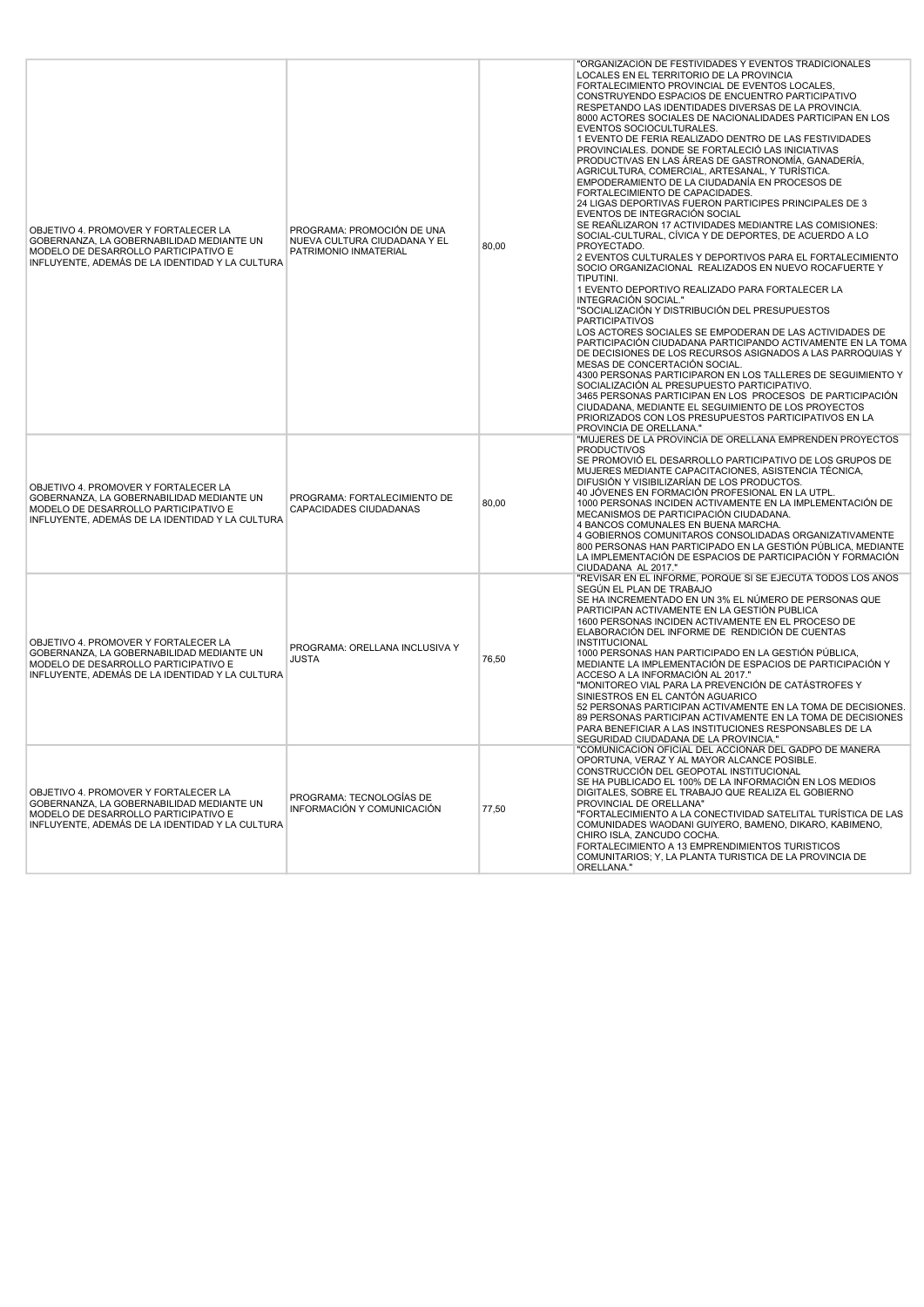| | | | |
|---|---|---|---|
| OBJETIVO 4. PROMOVER Y FORTALECER LA GOBERNANZA, LA GOBERNABILIDAD MEDIANTE UN MODELO DE DESARROLLO PARTICIPATIVO E INFLUYENTE, ADEMÁS DE LA IDENTIDAD Y LA CULTURA | PROGRAMA: PROMOCIÓN DE UNA NUEVA CULTURA CIUDADANA Y EL PATRIMONIO INMATERIAL | 80,00 | "ORGANIZACIÓN DE FESTIVIDADES Y EVENTOS TRADICIONALES LOCALES EN EL TERRITORIO DE LA PROVINCIA FORTALECIMIENTO PROVINCIAL DE EVENTOS LOCALES, CONSTRUYENDO ESPACIOS DE ENCUENTRO PARTICIPATIVO RESPETANDO LAS IDENTIDADES DIVERSAS DE LA PROVINCIA. 8000 ACTORES SOCIALES DE NACIONALIDADES PARTICIPAN EN LOS EVENTOS SOCIOCULTURALES. 1 EVENTO DE FERIA REALIZADO DENTRO DE LAS FESTIVIDADES PROVINCIALES. DONDE SE FORTALECIÓ LAS INICIATIVAS PRODUCTIVAS EN LAS ÁREAS DE GASTRONOMÍA, GANADERÍA, AGRICULTURA, COMERCIAL, ARTESANAL, Y TURÍSTICA. EMPODERAMIENTO DE LA CIUDADANÍA EN PROCESOS DE FORTALECIMIENTO DE CAPACIDADES. 24 LIGAS DEPORTIVAS FUERON PARTICIPES PRINCIPALES DE 3 EVENTOS DE INTEGRACIÓN SOCIAL SE REAÑLIZARON 17 ACTIVIDADES MEDIANTRE LAS COMISIONES: SOCIAL-CULTURAL, CÍVICA Y DE DEPORTES, DE ACUERDO A LO PROYECTADO. 2 EVENTOS CULTURALES Y DEPORTIVOS PARA EL FORTALECIMIENTO SOCIO ORGANIZACIONAL REALIZADOS EN NUEVO ROCAFUERTE Y TIPUTINI. 1 EVENTO DEPORTIVO REALIZADO PARA FORTALECER LA INTEGRACIÓN SOCIAL." "SOCIALIZACIÓN Y DISTRIBUCIÓN DEL PRESUPUESTOS PARTICIPATIVOS LOS ACTORES SOCIALES SE EMPODERAN DE LAS ACTIVIDADES DE PARTICIPACIÓN CIUDADANA PARTICIPANDO ACTIVAMENTE EN LA TOMA DE DECISIONES DE LOS RECURSOS ASIGNADOS A LAS PARROQUIAS Y MESAS DE CONCERTACIÓN SOCIAL. 4300 PERSONAS PARTICIPARON EN LOS TALLERES DE SEGUIMIENTO Y SOCIALIZACIÓN AL PRESUPUESTO PARTICIPATIVO. 3465 PERSONAS PARTICIPAN EN LOS PROCESOS DE PARTICIPACIÓN CIUDADANA, MEDIANTE EL SEGUIMIENTO DE LOS PROYECTOS PRIORIZADOS CON LOS PRESUPUESTOS PARTICIPATIVOS EN LA PROVINCIA DE ORELLANA." |
| OBJETIVO 4. PROMOVER Y FORTALECER LA GOBERNANZA, LA GOBERNABILIDAD MEDIANTE UN MODELO DE DESARROLLO PARTICIPATIVO E INFLUYENTE, ADEMÁS DE LA IDENTIDAD Y LA CULTURA | PROGRAMA: FORTALECIMIENTO DE CAPACIDADES CIUDADANAS | 80,00 | "MUJERES DE LA PROVINCIA DE ORELLANA EMPRENDEN PROYECTOS PRODUCTIVOS SE PROMOVIÓ EL DESARROLLO PARTICIPATIVO DE LOS GRUPOS DE MUJERES MEDIANTE CAPACITACIONES, ASISTENCIA TÉCNICA, DIFUSIÓN Y VISIBILIZARÍAN DE LOS PRODUCTOS. 40 JÓVENES EN FORMACIÓN PROFESIONAL EN LA UTPL. 1000 PERSONAS INCIDEN ACTIVAMENTE EN LA IMPLEMENTACIÓN DE MECANISMOS DE PARTICIPACIÓN CIUDADANA. 4 BANCOS COMUNALES EN BUENA MARCHA. 4 GOBIERNOS COMUNITAROS CONSOLIDADAS ORGANIZATIVAMENTE 800 PERSONAS HAN PARTICIPADO EN LA GESTIÓN PÚBLICA, MEDIANTE LA IMPLEMENTACIÓN DE ESPACIOS DE PARTICIPACIÓN Y FORMACIÓN CIUDADANA AL 2017." |
| OBJETIVO 4. PROMOVER Y FORTALECER LA GOBERNANZA, LA GOBERNABILIDAD MEDIANTE UN MODELO DE DESARROLLO PARTICIPATIVO E INFLUYENTE, ADEMÁS DE LA IDENTIDAD Y LA CULTURA | PROGRAMA: ORELLANA INCLUSIVA Y JUSTA | 76,50 | "REVISAR EN EL INFORME, PORQUE SI SE EJECUTA TODOS LOS AÑOS SEGÚN EL PLAN DE TRABAJO SE HA INCREMENTADO EN UN 3% EL NÚMERO DE PERSONAS QUE PARTICIPAN ACTIVAMENTE EN LA GESTIÓN PUBLICA 1600 PERSONAS INCIDEN ACTIVAMENTE EN EL PROCESO DE ELABORACIÓN DEL INFORME DE RENDICIÓN DE CUENTAS INSTITUCIONAL 1000 PERSONAS HAN PARTICIPADO EN LA GESTIÓN PÚBLICA, MEDIANTE LA IMPLEMENTACIÓN DE ESPACIOS DE PARTICIPACIÓN Y ACCESO A LA INFORMACIÓN AL 2017." "MONITOREO VIAL PARA LA PREVENCIÓN DE CATÁSTROFES Y SINIESTROS EN EL CANTÓN AGUARICO 52 PERSONAS PARTICIPAN ACTIVAMENTE EN LA TOMA DE DECISIONES. 89 PERSONAS PARTICIPAN ACTIVAMENTE EN LA TOMA DE DECISIONES PARA BENEFICIAR A LAS INSTITUCIONES RESPONSABLES DE LA SEGURIDAD CIUDADANA DE LA PROVINCIA." |
| OBJETIVO 4. PROMOVER Y FORTALECER LA GOBERNANZA, LA GOBERNABILIDAD MEDIANTE UN MODELO DE DESARROLLO PARTICIPATIVO E INFLUYENTE, ADEMÁS DE LA IDENTIDAD Y LA CULTURA | PROGRAMA: TECNOLOGÍAS DE INFORMACIÓN Y COMUNICACIÓN | 77,50 | "COMUNICACIÓN OFICIAL DEL ACCIONAR DEL GADPO DE MANERA OPORTUNA, VERAZ Y AL MAYOR ALCANCE POSIBLE. CONSTRUCCIÓN DEL GEOPOTAL INSTITUCIONAL SE HA PUBLICADO EL 100% DE LA INFORMACIÓN EN LOS MEDIOS DIGITALES, SOBRE EL TRABAJO QUE REALIZA EL GOBIERNO PROVINCIAL DE ORELLANA" "FORTALECIMIENTO A LA CONECTIVIDAD SATELITAL TURÍSTICA DE LAS COMUNIDADES WAODANI GUIYERO, BAMENO, DIKARO, KABIMENO, CHIRO ISLA, ZANCUDO COCHA. FORTALECIMIENTO A 13 EMPRENDIMIENTOS TURISTICOS COMUNITARIOS; Y, LA PLANTA TURISTICA DE LA PROVINCIA DE ORELLANA." |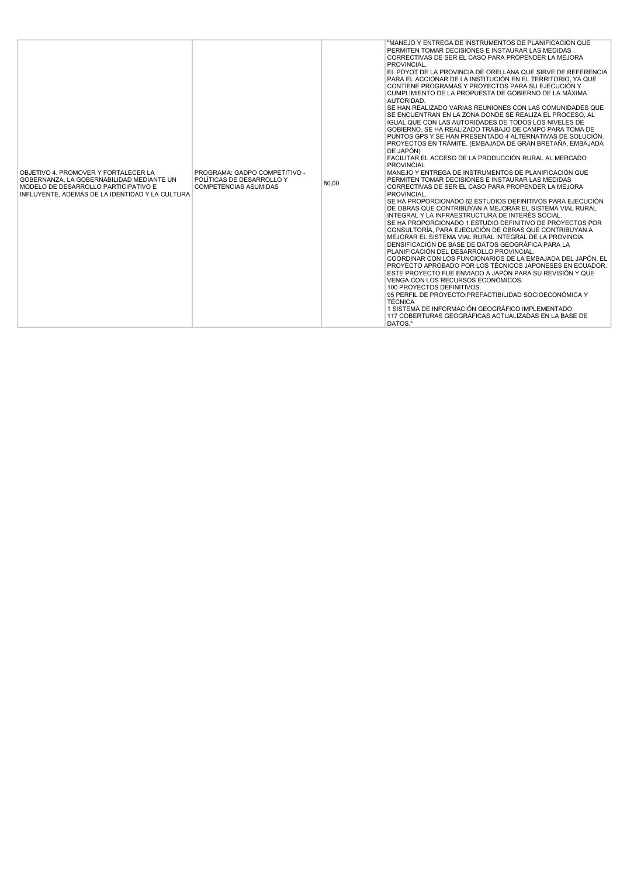| | | | |
|---|---|---|---|
| OBJETIVO 4. PROMOVER Y FORTALECER LA GOBERNANZA, LA GOBERNABILIDAD MEDIANTE UN MODELO DE DESARROLLO PARTICIPATIVO E INFLUYENTE, ADEMÁS DE LA IDENTIDAD Y LA CULTURA | PROGRAMA: GADPO COMPETITIVO - POLÍTICAS DE DESARROLLO Y COMPETENCIAS ASUMIDAS | 80,00 | "MANEJO Y ENTREGA DE INSTRUMENTOS DE PLANIFICACION QUE PERMITEN TOMAR DECISIONES E INSTAURAR LAS MEDIDAS CORRECTIVAS DE SER EL CASO PARA PROPENDER LA MEJORA PROVINCIAL.<br>EL PDYOT DE LA PROVINCIA DE ORELLANA QUE SIRVE DE REFERENCIA PARA EL ACCIONAR DE LA INSTITUCIÓN EN EL TERRITORIO, YA QUE CONTIENE PROGRAMAS Y PROYECTOS PARA SU EJECUCIÓN Y CUMPLIMIENTO DE LA PROPUESTA DE GOBIERNO DE LA MÁXIMA AUTORIDAD.<br>SE HAN REALIZADO VARIAS REUNIONES CON LAS COMUNIDADES QUE SE ENCUENTRAN EN LA ZONA DONDE SE REALIZA EL PROCESO, AL IGUAL QUE CON LAS AUTORIDADES DE TODOS LOS NIVELES DE GOBIERNO. SE HA REALIZADO TRABAJO DE CAMPO PARA TOMA DE PUNTOS GPS Y SE HAN PRESENTADO 4 ALTERNATIVAS DE SOLUCIÓN. PROYECTOS EN TRÁMITE. (EMBAJADA DE GRAN BRETAÑA, EMBAJADA DE JAPÓN)<br>FACILITAR EL ACCESO DE LA PRODUCCIÓN RURAL AL MERCADO PROVINCIAL<br>MANEJO Y ENTREGA DE INSTRUMENTOS DE PLANIFICACIÓN QUE PERMITEN TOMAR DECISIONES E INSTAURAR LAS MEDIDAS CORRECTIVAS DE SER EL CASO PARA PROPENDER LA MEJORA PROVINCIAL.<br>SE HA PROPORCIONADO 62 ESTUDIOS DEFINITIVOS PARA EJECUCIÓN DE OBRAS QUE CONTRIBUYAN A MEJORAR EL SISTEMA VIAL RURAL INTEGRAL Y LA INFRAESTRUCTURA DE INTERÉS SOCIAL.<br>SE HA PROPORCIONADO 1 ESTUDIO DEFINITIVO DE PROYECTOS POR CONSULTORÍA, PARA EJECUCIÓN DE OBRAS QUE CONTRIBUYAN A MEJORAR EL SISTEMA VIAL RURAL INTEGRAL DE LA PROVINCIA.<br>DENSIFICACIÓN DE BASE DE DATOS GEOGRÁFICA PARA LA PLANIFICACIÓN DEL DESARROLLO PROVINCIAL.<br>COORDINAR CON LOS FUNCIONARIOS DE LA EMBAJADA DEL JAPÓN. EL PROYECTO APROBADO POR LOS TÉCNICOS JAPONESES EN ECUADOR. ESTE PROYECTO FUE ENVIADO A JAPÓN PARA SU REVISIÓN Y QUE VENGA CON LOS RECURSOS ECONÓMICOS.<br>100 PROYECTOS DEFINITIVOS.<br>95 PERFIL DE PROYECTO:PREFACTIBILIDAD SOCIOECONÓMICA Y TÉCNICA<br>1 SISTEMA DE INFORMACIÓN GEOGRÁFICO IMPLEMENTADO<br>117 COBERTURAS GEOGRÁFICAS ACTUALIZADAS EN LA BASE DE DATOS." |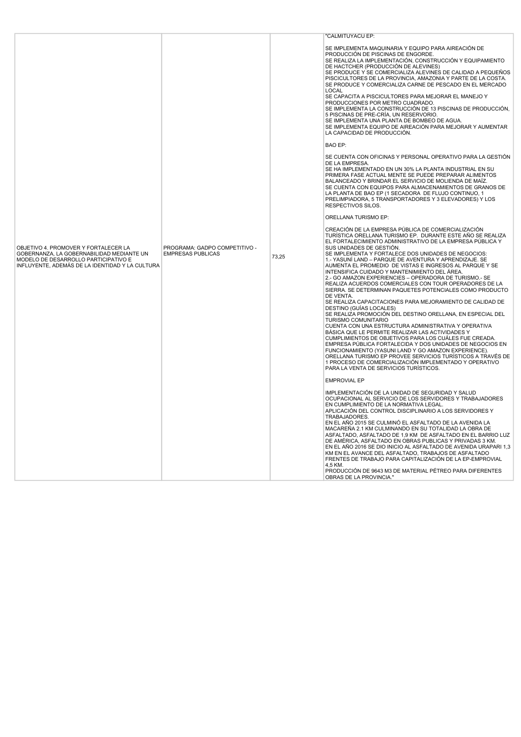| | | | |
|---|---|---|---|
| OBJETIVO 4. PROMOVER Y FORTALECER LA GOBERNANZA, LA GOBERNABILIDAD MEDIANTE UN MODELO DE DESARROLLO PARTICIPATIVO E INFLUYENTE, ADEMÁS DE LA IDENTIDAD Y LA CULTURA | PROGRAMA: GADPO COMPETITIVO - EMPRESAS PUBLICAS | 73,25 | "CALMITUYACU EP:<br><br>SE IMPLEMENTA MAQUINARIA Y EQUIPO PARA AIREACIÓN DE PRODUCCIÓN DE PISCINAS DE ENGORDE.<br>SE REALIZA LA IMPLEMENTACIÓN, CONSTRUCCIÓN Y EQUIPAMIENTO DE HACTCHER (PRODUCCIÓN DE ALEVINES)<br>SE PRODUCE Y SE COMERCIALIZA ALEVINES DE CALIDAD A PEQUEÑOS PISCICULTORES DE LA PROVINCIA, AMAZONIA Y PARTE DE LA COSTA.<br>SE PRODUCE Y COMERCIALIZA CARNE DE PESCADO EN EL MERCADO LOCAL<br>SE CAPACITA A PISCICULTORES PARA MEJORAR EL MANEJO Y PRODUCCIONES POR METRO CUADRADO.<br>SE IMPLEMENTA LA CONSTRUCCIÓN DE 13 PISCINAS DE PRODUCCIÓN, 5 PISCINAS DE PRE-CRÍA, UN RESERVORIO.<br>SE IMPLEMENTA UNA PLANTA DE BOMBEO DE AGUA.<br>SE IMPLEMENTA EQUIPO DE AIREACIÓN PARA MEJORAR Y AUMENTAR LA CAPACIDAD DE PRODUCCIÓN.<br><br>BAO EP:<br><br>SE CUENTA CON OFICINAS Y PERSONAL OPERATIVO PARA LA GESTIÓN DE LA EMPRESA.<br>SE HA IMPLEMENTADO EN UN 30% LA PLANTA INDUSTRIAL EN SU PRIMERA FASE ACTUAL MENTE SE PUEDE PREPARAR ALIMENTOS BALANCEADO Y BRINDAR EL SERVICIO DE MOLIENDA DE MAÍZ.<br>SE CUENTA CON EQUIPOS PARA ALMACENAMIENTOS DE GRANOS DE LA PLANTA DE BAO EP (1 SECADORA DE FLUJO CONTINUO, 1 PRELIMPIADORA, 5 TRANSPORTADORES Y 3 ELEVADORES) Y LOS RESPECTIVOS SILOS.<br><br>ORELLANA TURISMO EP:<br><br>CREACIÓN DE LA EMPRESA PÚBLICA DE COMERCIALIZACIÓN TURÍSTICA ORELLANA TURISMO EP. DURANTE ESTE AÑO SE REALIZA EL FORTALECIMIENTO ADMINISTRATIVO DE LA EMPRESA PÚBLICA Y SUS UNIDADES DE GESTIÓN.<br>SE IMPLEMENTA Y FORTALECE DOS UNIDADES DE NEGOCIOS:<br>1.- YASUNÍ LAND – PARQUE DE AVENTURA Y APRENDIZAJE. SE AUMENTA EL PROMEDIO DE VISTAS E INGRESOS AL PARQUE Y SE INTENSIFICA CUIDADO Y MANTENIMIENTO DEL ÁREA.<br>2.- GO AMAZON EXPERIENCIES – OPERADORA DE TURISMO.- SE REALIZA ACUERDOS COMERCIALES CON TOUR OPERADORES DE LA SIERRA. SE DETERMINAN PAQUETES POTENCIALES COMO PRODUCTO DE VENTA.<br>SE REALIZA CAPACITACIONES PARA MEJORAMIENTO DE CALIDAD DE DESTINO (GUÍAS LOCALES)<br>SE REALIZA PROMOCIÓN DEL DESTINO ORELLANA, EN ESPECIAL DEL TURISMO COMUNITARIO<br>CUENTA CON UNA ESTRUCTURA ADMINISTRATIVA Y OPERATIVA BÁSICA QUE LE PERMITE REALIZAR LAS ACTIVIDADES Y CUMPLIMIENTOS DE OBJETIVOS PARA LOS CUÁLES FUE CREADA.<br>EMPRESA PÚBLICA FORTALECIDA Y DOS UNIDADES DE NEGOCIOS EN FUNCIONAMIENTO (YASUNI LAND Y GO AMAZON EXPERIENCE).<br>ORELLANA TURISMO EP PROVEE SERVICIOS TURÍSTICOS A TRAVÉS DE 1 PROCESO DE COMERCIALIZACIÓN IMPLEMENTADO Y OPERATIVO PARA LA VENTA DE SERVICIOS TURÍSTICOS.<br><br>EMPROVIAL EP<br><br>IMPLEMENTACIÓN DE LA UNIDAD DE SEGURIDAD Y SALUD OCUPACIONAL AL SERVICIO DE LOS SERVIDORES Y TRABAJADORES EN CUMPLIMIENTO DE LA NORMATIVA LEGAL.<br>APLICACIÓN DEL CONTROL DISCIPLINARIO A LOS SERVIDORES Y TRABAJADORES.<br>EN EL AÑO 2015 SE CULMINÓ EL ASFALTADO DE LA AVENIDA LA MACAREÑA 2.1 KM CULMINANDO EN SU TOTALIDAD LA OBRA DE ASFALTADO, ASFALTADO DE 1,9 KM DE ASFALTADO EN EL BARRIO LUZ DE AMÉRICA, ASFALTADO EN OBRAS PUBLICAS Y PRIVADAS 3 KM.<br>EN EL AÑO 2016 SE DIO INICIO AL ASFALTADO DE AVENIDA URAPARI 1,3 KM EN EL AVANCE DEL ASFALTADO, TRABAJOS DE ASFALTADO FRENTES DE TRABAJO PARA CAPITALIZACIÓN DE LA EP-EMPROVIAL 4,5 KM.<br>PRODUCCIÓN DE 9643 M3 DE MATERIAL PÉTREO PARA DIFERENTES OBRAS DE LA PROVINCIA." |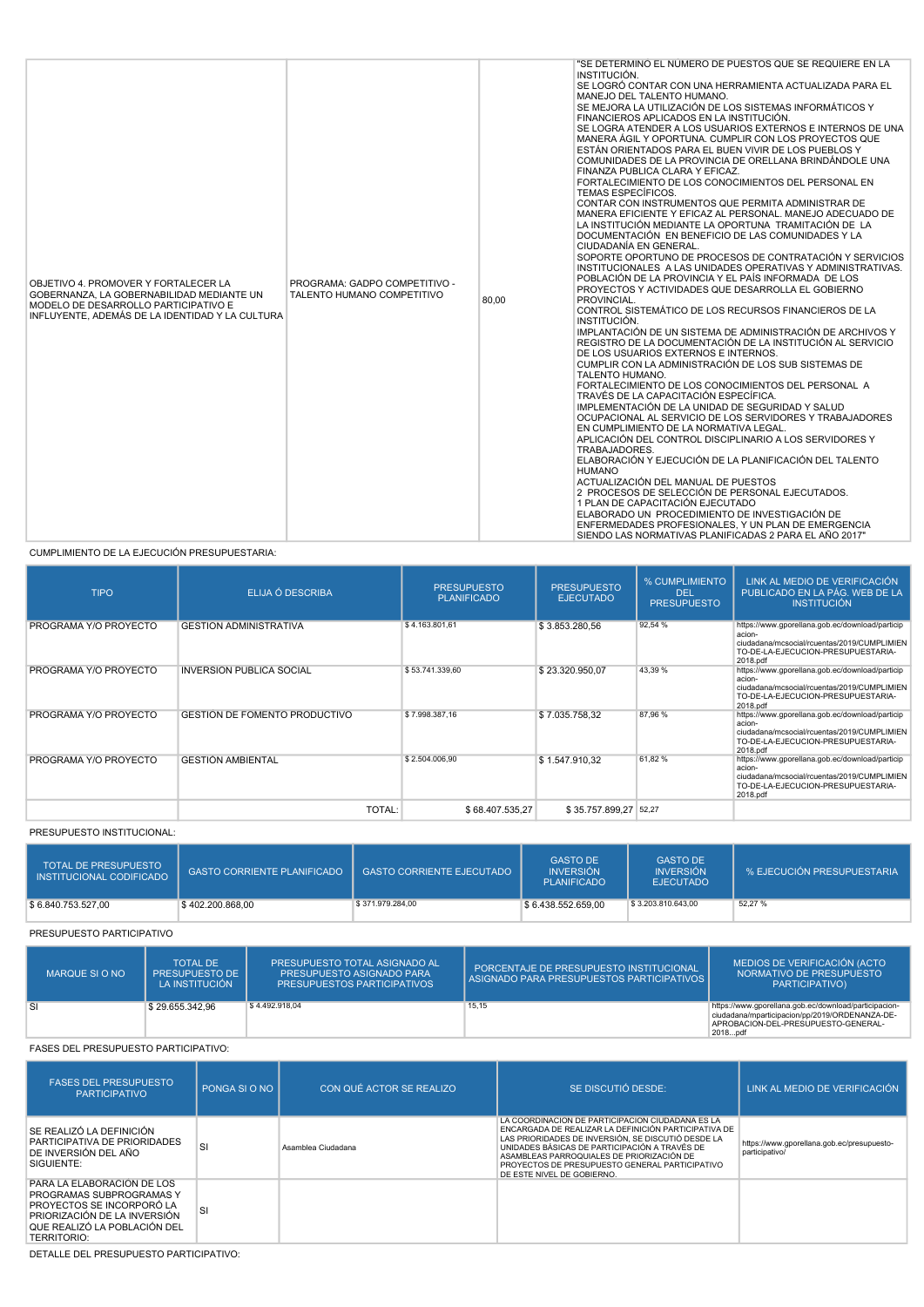| | | | |
|---|---|---|---|
| OBJETIVO 4. PROMOVER Y FORTALECER LA GOBERNANZA, LA GOBERNABILIDAD MEDIANTE UN MODELO DE DESARROLLO PARTICIPATIVO E INFLUYENTE, ADEMÁS DE LA IDENTIDAD Y LA CULTURA | PROGRAMA: GADPO COMPETITIVO - TALENTO HUMANO COMPETITIVO | 80,00 | "SE DETERMINO EL NUMERO DE PUESTOS QUE SE REQUIERE EN LA INSTITUCIÓN. SE LOGRÓ CONTAR CON UNA HERRAMIENTA ACTUALIZADA PARA EL MANEJO DEL TALENTO HUMANO. SE MEJORA LA UTILIZACIÓN DE LOS SISTEMAS INFORMÁTICOS Y FINANCIEROS APLICADOS EN LA INSTITUCIÓN. SE LOGRA ATENDER A LOS USUARIOS EXTERNOS E INTERNOS DE UNA MANERA ÁGIL Y OPORTUNA. CUMPLIR CON LOS PROYECTOS QUE ESTÁN ORIENTADOS PARA EL BUEN VIVIR DE LOS PUEBLOS Y COMUNIDADES DE LA PROVINCIA DE ORELLANA BRINDÁNDOLE UNA FINANZA PUBLICA CLARA Y EFICAZ. FORTALECIMIENTO DE LOS CONOCIMIENTOS DEL PERSONAL EN TEMAS ESPECÍFICOS. CONTAR CON INSTRUMENTOS QUE PERMITA ADMINISTRAR DE MANERA EFICIENTE Y EFICAZ AL PERSONAL. MANEJO ADECUADO DE LA INSTITUCIÓN MEDIANTE LA OPORTUNA TRAMITACIÓN DE LA DOCUMENTACIÓN EN BENEFICIO DE LAS COMUNIDADES Y LA CIUDADANÍA EN GENERAL. SOPORTE OPORTUNO DE PROCESOS DE CONTRATACIÓN Y SERVICIOS INSTITUCIONALES A LAS UNIDADES OPERATIVAS Y ADMINISTRATIVAS. POBLACIÓN DE LA PROVINCIA Y EL PAÍS INFORMADA DE LOS PROYECTOS Y ACTIVIDADES QUE DESARROLLA EL GOBIERNO PROVINCIAL. CONTROL SISTEMÁTICO DE LOS RECURSOS FINANCIEROS DE LA INSTITUCIÓN. IMPLANTACIÓN DE UN SISTEMA DE ADMINISTRACIÓN DE ARCHIVOS Y REGISTRO DE LA DOCUMENTACIÓN DE LA INSTITUCIÓN AL SERVICIO DE LOS USUARIOS EXTERNOS E INTERNOS. CUMPLIR CON LA ADMINISTRACIÓN DE LOS SUB SISTEMAS DE TALENTO HUMANO. FORTALECIMIENTO DE LOS CONOCIMIENTOS DEL PERSONAL A TRAVÉS DE LA CAPACITACIÓN ESPECÍFICA. IMPLEMENTACIÓN DE LA UNIDAD DE SEGURIDAD Y SALUD OCUPACIONAL AL SERVICIO DE LOS SERVIDORES Y TRABAJADORES EN CUMPLIMIENTO DE LA NORMATIVA LEGAL. APLICACIÓN DEL CONTROL DISCIPLINARIO A LOS SERVIDORES Y TRABAJADORES. ELABORACIÓN Y EJECUCIÓN DE LA PLANIFICACIÓN DEL TALENTO HUMANO ACTUALIZACIÓN DEL MANUAL DE PUESTOS 2 PROCESOS DE SELECCIÓN DE PERSONAL EJECUTADOS. 1 PLAN DE CAPACITACIÓN EJECUTADO ELABORADO UN PROCEDIMIENTO DE INVESTIGACIÓN DE ENFERMEDADES PROFESIONALES, Y UN PLAN DE EMERGENCIA SIENDO LAS NORMATIVAS PLANIFICADAS 2 PARA EL AÑO 2017" |

CUMPLIMIENTO DE LA EJECUCIÓN PRESUPUESTARIA:

| TIPO | ELIJA Ó DESCRIBA | PRESUPUESTO PLANIFICADO | PRESUPUESTO EJECUTADO | % CUMPLIMIENTO DEL PRESUPUESTO | LINK AL MEDIO DE VERIFICACIÓN PUBLICADO EN LA PÁG. WEB DE LA INSTITUCIÓN |
|---|---|---|---|---|---|
| PROGRAMA Y/O PROYECTO | GESTION ADMINISTRATIVA | $ 4.163.801,61 | $ 3.853.280,56 | 92,54 % | https://www.gporellana.gob.ec/download/participacion-ciudadana/mcsocial/cuentas2019/CUMPLIMIENTO-DE-LA-EJECUCION-PRESUPUESTARIA-2018.pdf |
| PROGRAMA Y/O PROYECTO | INVERSION PUBLICA SOCIAL | $ 53.741.339,60 | $ 23.320.950,07 | 43,39 % | https://www.gporellana.gob.ec/download/participacion-ciudadana/mcsocial/cuentas2019/CUMPLIMIENTO-DE-LA-EJECUCION-PRESUPUESTARIA-2018.pdf |
| PROGRAMA Y/O PROYECTO | GESTION DE FOMENTO PRODUCTIVO | $ 7.998.387,16 | $ 7.035.758,32 | 87,96 % | https://www.gporellana.gob.ec/download/participacion-ciudadana/mcsocial/cuentas2019/CUMPLIMIENTO-DE-LA-EJECUCION-PRESUPUESTARIA-2018.pdf |
| PROGRAMA Y/O PROYECTO | GESTIÓN AMBIENTAL | $ 2.504.006,90 | $ 1.547.910,32 | 61,82 % | https://www.gporellana.gob.ec/download/participacion-ciudadana/mcsocial/cuentas2019/CUMPLIMIENTO-DE-LA-EJECUCION-PRESUPUESTARIA-2018.pdf |
| | TOTAL: | $ 68.407.535,27 | $ 35.757.899,27 | 52,27 | |

PRESUPUESTO INSTITUCIONAL:

| TOTAL DE PRESUPUESTO INSTITUCIONAL CODIFICADO | GASTO CORRIENTE PLANIFICADO | GASTO CORRIENTE EJECUTADO | GASTO DE INVERSIÓN PLANIFICADO | GASTO DE INVERSIÓN EJECUTADO | % EJECUCIÓN PRESUPUESTARIA |
|---|---|---|---|---|---|
| $ 6.840.753.527,00 | $ 402.200.868,00 | $ 371.979.284,00 | $ 6.438.552.659,00 | $ 3.203.810.643,00 | 52,27 % |

PRESUPUESTO PARTICIPATIVO

| MARQUE SI O NO | TOTAL DE PRESUPUESTO DE LA INSTITUCIÓN | PRESUPUESTO TOTAL ASIGNADO AL PRESUPUESTO ASIGNADO PARA PRESUPUESTOS PARTICIPATIVOS | PORCENTAJE DE PRESUPUESTO INSTITUCIONAL ASIGNADO PARA PRESUPUESTOS PARTICIPATIVOS | MEDIOS DE VERIFICACIÓN (ACTO NORMATIVO DE PRESUPUESTO PARTICIPATIVO) |
|---|---|---|---|---|
| SI | $ 29.655.342,96 | $ 4.492.918,04 | 15,15 | https://www.gporellana.gob.ec/download/participacion-ciudadana/mparticipacion/pp/2019/ORDENANZA-DE-APROBACION-DEL-PRESUPUESTO-GENERAL-2018...pdf |

FASES DEL PRESUPUESTO PARTICIPATIVO:

| FASES DEL PRESUPUESTO PARTICIPATIVO | PONGA SI O NO | CON QUÉ ACTOR SE REALIZO | SE DISCUTIÓ DESDE: | LINK AL MEDIO DE VERIFICACIÓN |
|---|---|---|---|---|
| SE REALIZÓ LA DEFINICIÓN PARTICIPATIVA DE PRIORIDADES DE INVERSIÓN DEL AÑO SIGUIENTE: | SI | Asamblea Ciudadana | LA COORDINACION DE PARTICIPACION CIUDADANA ES LA ENCARGADA DE REALIZAR LA DEFINICIÓN PARTICIPATIVA DE LAS PRIORIDADES DE INVERSIÓN, SE DISCUTIÓ DESDE LA UNIDADES BÁSICAS DE PARTICIPACIÓN A TRAVÉS DE ASAMBLEAS PARROQUIALES DE PRIORIZACIÓN DE PROYECTOS DE PRESUPUESTO GENERAL PARTICIPATIVO DE ESTE NIVEL DE GOBIERNO. | https://www.gporellana.gob.ec/presupuesto-participativo/ |
| PARA LA ELABORACION DE LOS PROGRAMAS SUBPROGRAMAS Y PROYECTOS SE INCORPORÓ LA PRIORIZACIÓN DE LA INVERSIÓN QUE REALIZÓ LA POBLACIÓN DEL TERRITORIO: | SI | | | |

DETALLE DEL PRESUPUESTO PARTICIPATIVO: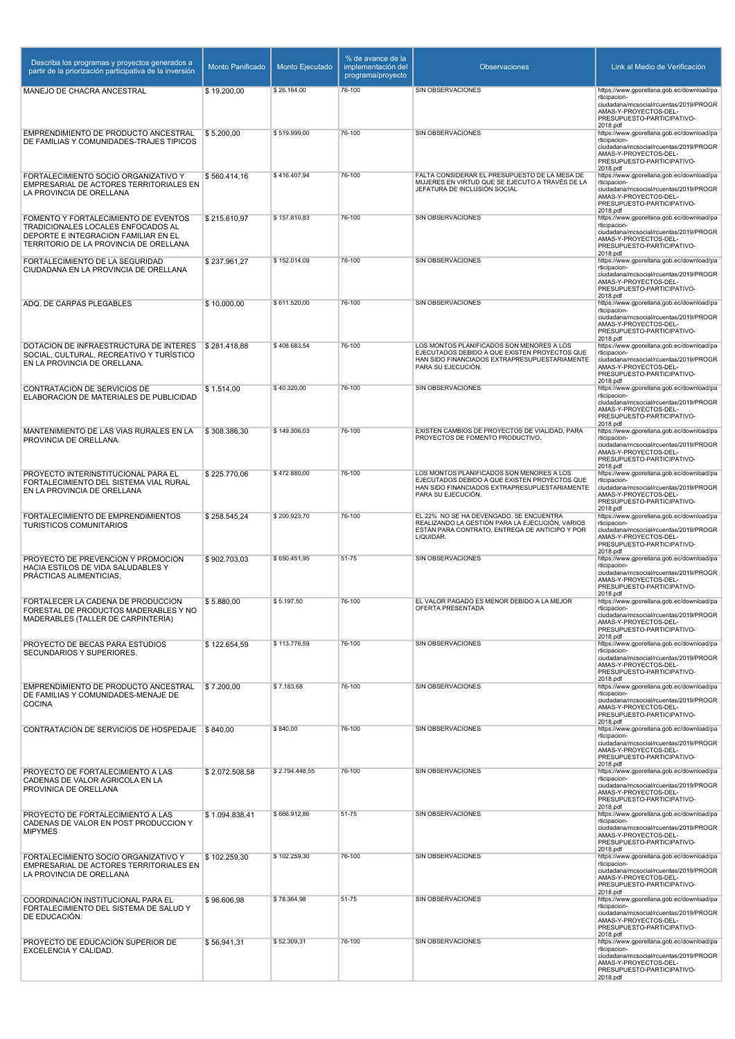| Describa los programas y proyectos generados a partir de la priorización participativa de la inversión | Monto Panificado | Monto Ejecutado | % de avance de la implementación del programa/proyecto | Observaciones | Link al Medio de Verificación |
|---|---|---|---|---|---|
| MANEJO DE CHACRA ANCESTRAL | $ 19.200,00 | $ 26.164,00 | 76-100 | SIN OBSERVACIONES | https://www.gporellana.gob.ec/download/participacion-ciudadana/mcsocial/rcuentas/2019/PROGRAMAS-Y-PROYECTOS-DEL-PRESUPUESTO-PARTICIPATIVO-2018.pdf |
| EMPRENDIMIENTO DE PRODUCTO ANCESTRAL DE FAMILIAS Y COMUNIDADES-TRAJES TIPICOS | $ 5.200,00 | $ 519.999,00 | 76-100 | SIN OBSERVACIONES | https://www.gporellana.gob.ec/download/participacion-ciudadana/mcsocial/rcuentas/2019/PROGRAMAS-Y-PROYECTOS-DEL-PRESUPUESTO-PARTICIPATIVO-2018.pdf |
| FORTALECIMIENTO SOCIO ORGANIZATIVO Y EMPRESARIAL DE ACTORES TERRITORIALES EN LA PROVINCIA DE ORELLANA | $ 560.414,16 | $ 416.407,94 | 76-100 | FALTA CONSIDERAR EL PRESUPUESTO DE LA MESA DE MUJERES EN VIRTUD QUE SE EJECUTO A TRAVÉS DE LA JEFATURA DE INCLUSIÓN SOCIAL | https://www.gporellana.gob.ec/download/participacion-ciudadana/mcsocial/rcuentas/2019/PROGRAMAS-Y-PROYECTOS-DEL-PRESUPUESTO-PARTICIPATIVO-2018.pdf |
| FOMENTO Y FORTALECIMIENTO DE EVENTOS TRADICIONALES LOCALES ENFOCADOS AL DEPORTE E INTEGRACION FAMILIAR EN EL TERRITORIO DE LA PROVINCIA DE ORELLANA | $ 215.610,97 | $ 157.810,83 | 76-100 | SIN OBSERVACIONES | https://www.gporellana.gob.ec/download/participacion-ciudadana/mcsocial/rcuentas/2019/PROGRAMAS-Y-PROYECTOS-DEL-PRESUPUESTO-PARTICIPATIVO-2018.pdf |
| FORTALECIMIENTO DE LA SEGURIDAD CIUDADANA EN LA PROVINCIA DE ORELLANA | $ 237.961,27 | $ 152.014,09 | 76-100 | SIN OBSERVACIONES | https://www.gporellana.gob.ec/download/participacion-ciudadana/mcsocial/rcuentas/2019/PROGRAMAS-Y-PROYECTOS-DEL-PRESUPUESTO-PARTICIPATIVO-2018.pdf |
| ADQ. DE CARPAS PLEGABLES | $ 10.000,00 | $ 611.520,00 | 76-100 | SIN OBSERVACIONES | https://www.gporellana.gob.ec/download/participacion-ciudadana/mcsocial/rcuentas/2019/PROGRAMAS-Y-PROYECTOS-DEL-PRESUPUESTO-PARTICIPATIVO-2018.pdf |
| DOTACION DE INFRAESTRUCTURA DE INTERES SOCIAL, CULTURAL, RECREATIVO Y TURÍSTICO EN LA PROVINCIA DE ORELLANA. | $ 281.418,88 | $ 408.683,54 | 76-100 | LOS MONTOS PLANIFICADOS SON MENORES A LOS EJECUTADOS DEBIDO A QUE EXISTEN PROYECTOS QUE HAN SIDO FINANCIADOS EXTRAPRESUPUESTARIAMENTE PARA SU EJECUCIÓN. | https://www.gporellana.gob.ec/download/participacion-ciudadana/mcsocial/rcuentas/2019/PROGRAMAS-Y-PROYECTOS-DEL-PRESUPUESTO-PARTICIPATIVO-2018.pdf |
| CONTRATACION DE SERVICIOS DE ELABORACION DE MATERIALES DE PUBLICIDAD | $ 1.514,00 | $ 40.320,00 | 76-100 | SIN OBSERVACIONES | https://www.gporellana.gob.ec/download/participacion-ciudadana/mcsocial/rcuentas/2019/PROGRAMAS-Y-PROYECTOS-DEL-PRESUPUESTO-PARTICIPATIVO-2018.pdf |
| MANTENIMIENTO DE LAS VIAS RURALES EN LA PROVINCIA DE ORELLANA. | $ 308.386,30 | $ 149.306,03 | 76-100 | EXISTEN CAMBIOS DE PROYECTOS DE VIALIDAD, PARA PROYECTOS DE FOMENTO PRODUCTIVO. | https://www.gporellana.gob.ec/download/participacion-ciudadana/mcsocial/rcuentas/2019/PROGRAMAS-Y-PROYECTOS-DEL-PRESUPUESTO-PARTICIPATIVO-2018.pdf |
| PROYECTO INTERINSTITUCIONAL PARA EL FORTALECIMIENTO DEL SISTEMA VIAL RURAL EN LA PROVINCIA DE ORELLANA | $ 225.770,06 | $ 472.880,00 | 76-100 | LOS MONTOS PLANIFICADOS SON MENORES A LOS EJECUTADOS DEBIDO A QUE EXISTEN PROYECTOS QUE HAN SIDO FINANCIADOS EXTRAPRESUPUESTARIAMENTE PARA SU EJECUCIÓN. | https://www.gporellana.gob.ec/download/participacion-ciudadana/mcsocial/rcuentas/2019/PROGRAMAS-Y-PROYECTOS-DEL-PRESUPUESTO-PARTICIPATIVO-2018.pdf |
| FORTALECIMIENTO DE EMPRENDIMIENTOS TURISTICOS COMUNITARIOS | $ 258.545,24 | $ 200.923,70 | 76-100 | EL 22% NO SE HA DEVENGADO, SE ENCUENTRA REALIZANDO LA GESTIÓN PARA LA EJECUCIÓN, VARIOS ESTÁN PARA CONTRATO, ENTREGA DE ANTICIPO Y POR LIQUIDAR. | https://www.gporellana.gob.ec/download/participacion-ciudadana/mcsocial/rcuentas/2019/PROGRAMAS-Y-PROYECTOS-DEL-PRESUPUESTO-PARTICIPATIVO-2018.pdf |
| PROYECTO DE PREVENCION Y PROMOCION HACIA ESTILOS DE VIDA SALUDABLES Y PRÁCTICAS ALIMENTICIAS. | $ 902.703,03 | $ 650.451,95 | 51-75 | SIN OBSERVACIONES | https://www.gporellana.gob.ec/download/participacion-ciudadana/mcsocial/rcuentas/2019/PROGRAMAS-Y-PROYECTOS-DEL-PRESUPUESTO-PARTICIPATIVO-2018.pdf |
| FORTALECER LA CADENA DE PRODUCCION FORESTAL DE PRODUCTOS MADERABLES Y NO MADERABLES (TALLER DE CARPINTERÍA) | $ 5.880,00 | $ 5.197,50 | 76-100 | EL VALOR PAGADO ES MENOR DEBIDO A LA MEJOR OFERTA PRESENTADA | https://www.gporellana.gob.ec/download/participacion-ciudadana/mcsocial/rcuentas/2019/PROGRAMAS-Y-PROYECTOS-DEL-PRESUPUESTO-PARTICIPATIVO-2018.pdf |
| PROYECTO DE BECAS PARA ESTUDIOS SECUNDARIOS Y SUPERIORES. | $ 122.654,59 | $ 113.776,59 | 76-100 | SIN OBSERVACIONES | https://www.gporellana.gob.ec/download/participacion-ciudadana/mcsocial/rcuentas/2019/PROGRAMAS-Y-PROYECTOS-DEL-PRESUPUESTO-PARTICIPATIVO-2018.pdf |
| EMPRENDIMIENTO DE PRODUCTO ANCESTRAL DE FAMILIAS Y COMUNIDADES-MENAJE DE COCINA | $ 7.200,00 | $ 7.183,68 | 76-100 | SIN OBSERVACIONES | https://www.gporellana.gob.ec/download/participacion-ciudadana/mcsocial/rcuentas/2019/PROGRAMAS-Y-PROYECTOS-DEL-PRESUPUESTO-PARTICIPATIVO-2018.pdf |
| CONTRATACIÓN DE SERVICIOS DE HOSPEDAJE | $ 840,00 | $ 840,00 | 76-100 | SIN OBSERVACIONES | https://www.gporellana.gob.ec/download/participacion-ciudadana/mcsocial/rcuentas/2019/PROGRAMAS-Y-PROYECTOS-DEL-PRESUPUESTO-PARTICIPATIVO-2018.pdf |
| PROYECTO DE FORTALECIMIENTO A LAS CADENAS DE VALOR AGRICOLA EN LA PROVINICA DE ORELLANA | $ 2.072.508,58 | $ 2.794.448,55 | 76-100 | SIN OBSERVACIONES | https://www.gporellana.gob.ec/download/participacion-ciudadana/mcsocial/rcuentas/2019/PROGRAMAS-Y-PROYECTOS-DEL-PRESUPUESTO-PARTICIPATIVO-2018.pdf |
| PROYECTO DE FORTALECIMIENTO A LAS CADENAS DE VALOR EN POST PRODUCCION Y MIPYMES | $ 1.094.838,41 | $ 666.912,86 | 51-75 | SIN OBSERVACIONES | https://www.gporellana.gob.ec/download/participacion-ciudadana/mcsocial/rcuentas/2019/PROGRAMAS-Y-PROYECTOS-DEL-PRESUPUESTO-PARTICIPATIVO-2018.pdf |
| FORTALECIMIENTO SOCIO ORGANIZATIVO Y EMPRESARIAL DE ACTORES TERRITORIALES EN LA PROVINCIA DE ORELLANA | $ 102.259,30 | $ 102.259,30 | 76-100 | SIN OBSERVACIONES | https://www.gporellana.gob.ec/download/participacion-ciudadana/mcsocial/rcuentas/2019/PROGRAMAS-Y-PROYECTOS-DEL-PRESUPUESTO-PARTICIPATIVO-2018.pdf |
| COORDINACIÓN INSTITUCIONAL PARA EL FORTALECIMIENTO DEL SISTEMA DE SALUD Y DE EDUCACIÓN. | $ 96.606,98 | $ 78.364,98 | 51-75 | SIN OBSERVACIONES | https://www.gporellana.gob.ec/download/participacion-ciudadana/mcsocial/rcuentas/2019/PROGRAMAS-Y-PROYECTOS-DEL-PRESUPUESTO-PARTICIPATIVO-2018.pdf |
| PROYECTO DE EDUCACION SUPERIOR DE EXCELENCIA Y CALIDAD. | $ 56.941,31 | $ 52.309,31 | 76-100 | SIN OBSERVACIONES | https://www.gporellana.gob.ec/download/participacion-ciudadana/mcsocial/rcuentas/2019/PROGRAMAS-Y-PROYECTOS-DEL-PRESUPUESTO-PARTICIPATIVO-2018.pdf |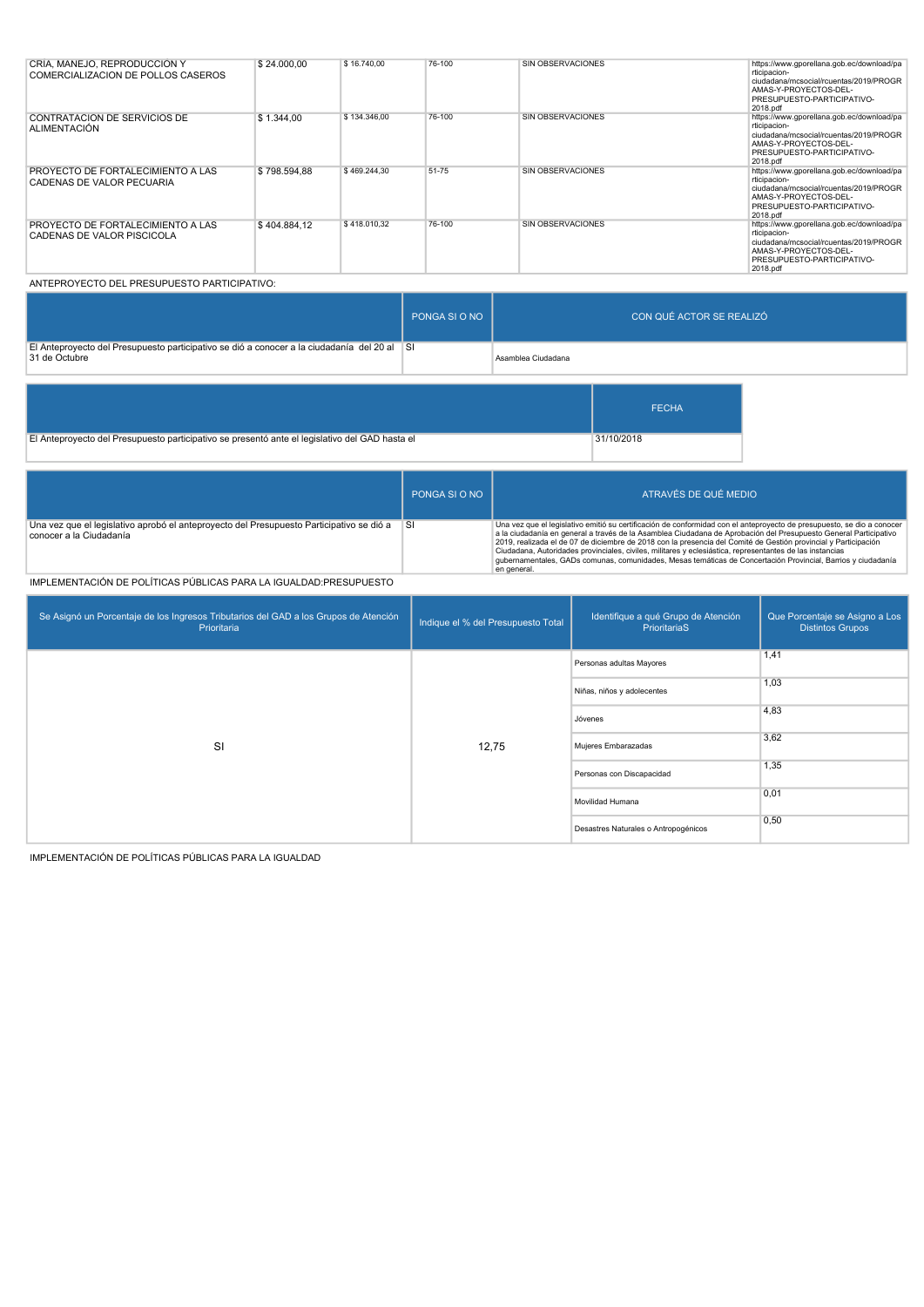| CRÍA, MANEJO, REPRODUCCION Y COMERCIALIZACION DE POLLOS CASEROS | $ 24.000,00 | $ 16.740,00 | 76-100 | SIN OBSERVACIONES | https://www.gporellana.gob.ec/download/participacion-ciudadana/mcsocial/rcuentas/2019/PROGRAMAS-Y-PROYECTOS-DEL-PRESUPUESTO-PARTICIPATIVO-2018.pdf |
|---|---|---|---|---|---|
| CONTRATACION DE SERVICIOS DE ALIMENTACIÓN | $ 1.344,00 | $ 134.346,00 | 76-100 | SIN OBSERVACIONES | https://www.gporellana.gob.ec/download/participacion-ciudadana/mcsocial/rcuentas/2019/PROGRAMAS-Y-PROYECTOS-DEL-PRESUPUESTO-PARTICIPATIVO-2018.pdf |
| PROYECTO DE FORTALECIMIENTO A LAS CADENAS DE VALOR PECUARIA | $ 798.594,88 | $ 469.244,30 | 51-75 | SIN OBSERVACIONES | https://www.gporellana.gob.ec/download/participacion-ciudadana/mcsocial/rcuentas/2019/PROGRAMAS-Y-PROYECTOS-DEL-PRESUPUESTO-PARTICIPATIVO-2018.pdf |
| PROYECTO DE FORTALECIMIENTO A LAS CADENAS DE VALOR PISCICOLA | $ 404.884,12 | $ 418.010,32 | 76-100 | SIN OBSERVACIONES | https://www.gporellana.gob.ec/download/participacion-ciudadana/mcsocial/rcuentas/2019/PROGRAMAS-Y-PROYECTOS-DEL-PRESUPUESTO-PARTICIPATIVO-2018.pdf |

ANTEPROYECTO DEL PRESUPUESTO PARTICIPATIVO:

| | PONGA SI O NO | CON QUÉ ACTOR SE REALIZÓ |
|---|---|---|
| El Anteproyecto del Presupuesto participativo se dió a conocer a la ciudadanía del 20 al 31 de Octubre | SI | Asamblea Ciudadana |

| | FECHA |
|---|---|
| El Anteproyecto del Presupuesto participativo se presentó ante el legislativo del GAD hasta el | 31/10/2018 |

| | PONGA SI O NO | ATRAVÉS DE QUÉ MEDIO |
|---|---|---|
| Una vez que el legislativo aprobó el anteproyecto del Presupuesto Participativo se dió a conocer a la Ciudadanía | SI | Una vez que el legislativo emitió su certificación de conformidad con el anteproyecto de presupuesto, se dio a conocer a la ciudadanía en general a través de la Asamblea Ciudadana de Aprobación del Presupuesto General Participativo 2019, realizada el de 07 de diciembre de 2018 con la presencia del Comité de Gestión provincial y Participación Ciudadana, Autoridades provinciales, civiles, militares y eclesiástica, representantes de las instancias gubernamentales, GADs comunas, comunidades, Mesas temáticas de Concertación Provincial, Barrios y ciudadanía en general. |

IMPLEMENTACIÓN DE POLÍTICAS PÚBLICAS PARA LA IGUALDAD:PRESUPUESTO

| Se Asignó un Porcentaje de los Ingresos Tributarios del GAD a los Grupos de Atención Prioritaria | Indique el % del Presupuesto Total | Identifique a qué Grupo de Atención PrioritariaS | Que Porcentaje se Asigno a Los Distintos Grupos |
|---|---|---|---|
| SI | 12,75 | Personas adultas Mayores | 1,41 |
| | | Niñas, niños y adolecentes | 1,03 |
| | | Jóvenes | 4,83 |
| | | Mujeres Embarazadas | 3,62 |
| | | Personas con Discapacidad | 1,35 |
| | | Movilidad Humana | 0,01 |
| | | Desastres Naturales o Antropogénicos | 0,50 |

IMPLEMENTACIÓN DE POLÍTICAS PÚBLICAS PARA LA IGUALDAD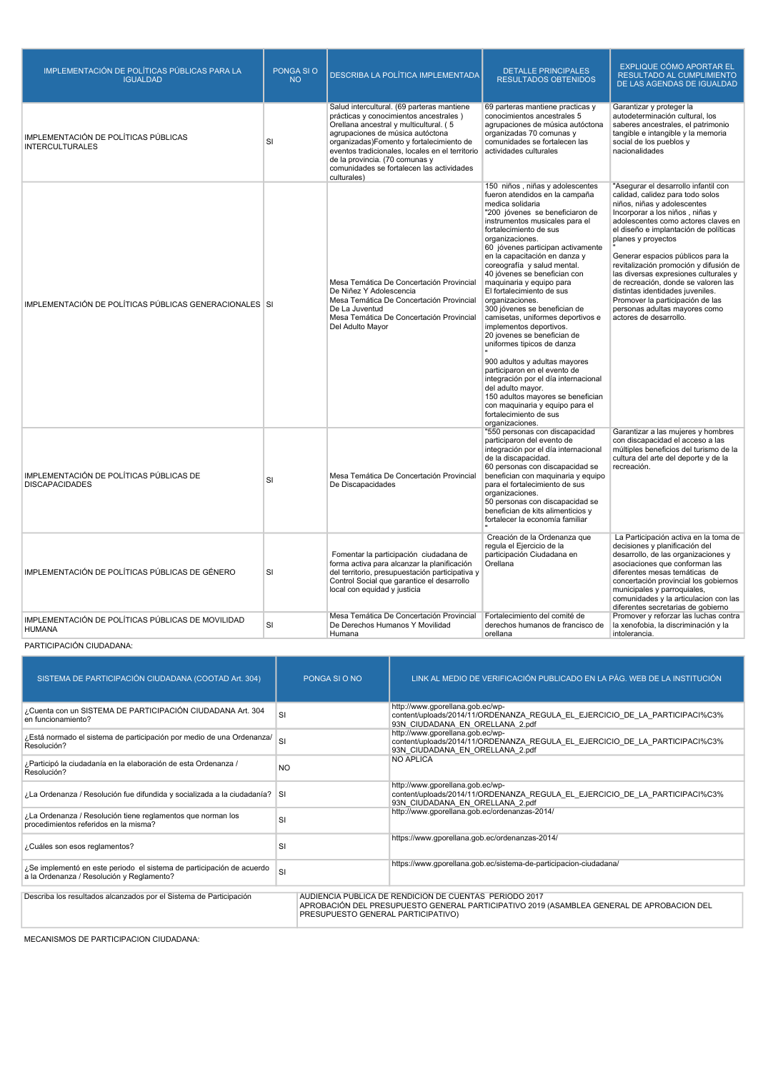| IMPLEMENTACIÓN DE POLÍTICAS PÚBLICAS PARA LA IGUALDAD | PONGA SI O NO | DESCRIBA LA POLÍTICA IMPLEMENTADA | DETALLE PRINCIPALES RESULTADOS OBTENIDOS | EXPLIQUE CÓMO APORTAR EL RESULTADO AL CUMPLIMIENTO DE LAS AGENDAS DE IGUALDAD |
|---|---|---|---|---|
| IMPLEMENTACIÓN DE POLÍTICAS PÚBLICAS INTERCULTURALES | SI | Salud intercultural. (69 parteras mantiene prácticas y conocimientos ancestrales ) Orellana ancestral y multicultural. ( 5 agrupaciones de música autóctona organizadas)Fomento y fortalecimiento de eventos tradicionales, locales en el territorio de la provincia. (70 comunas y comunidades se fortalecen las actividades culturales) | 69 parteras mantiene practicas y conocimientos ancestrales 5 agrupaciones de música autóctona organizadas 70 comunas y comunidades se fortalecen las actividades culturales | Garantizar y proteger la autodeterminación cultural, los saberes ancestrales, el patrimonio tangible e intangible y la memoria social de los pueblos y nacionalidades |
| IMPLEMENTACIÓN DE POLÍTICAS PÚBLICAS GENERACIONALES | SI | Mesa Temática De Concertación Provincial De Niñez Y Adolescencia Mesa Temática De Concertación Provincial De La Juventud Mesa Temática De Concertación Provincial Del Adulto Mayor | 150 niños , niñas y adolescentes fueron atendidos en la campaña medica solidaria "200 jóvenes se beneficiaron de instrumentos musicales para el fortalecimiento de sus organizaciones. 60 jóvenes participan activamente en la capacitación en danza y coreografía y salud mental. 40 jóvenes se benefician con maquinaria y equipo para El fortalecimiento de sus organizaciones. 300 jóvenes se benefician de camisetas, uniformes deportivos e implementos deportivos. 20 jovenes se benefician de uniformes tipicos de danza " 900 adultos y adultas mayores participaron en el evento de integración por el día internacional del adulto mayor. 150 adultos mayores se benefician con maquinaria y equipo para el fortalecimiento de sus organizaciones. | "Asegurar el desarrollo infantil con calidad, calidez para todo solos niños, niñas y adolescentes Incorporar a los niños , niñas y adolescentes como actores claves en el diseño e implantación de políticas planes y proyectos " Generar espacios públicos para la revitalización promoción y difusión de las diversas expresiones culturales y de recreación, donde se valoren las distintas identidades juveniles. Promover la participación de las personas adultas mayores como actores de desarrollo. |
| IMPLEMENTACIÓN DE POLÍTICAS PÚBLICAS DE DISCAPACIDADES | SI | Mesa Temática De Concertación Provincial De Discapacidades | "550 personas con discapacidad participaron del evento de integración por el día internacional de la discapacidad. 60 personas con discapacidad se benefician con maquinaria y equipo para el fortalecimiento de sus organizaciones. 50 personas con discapacidad se benefician de kits alimenticios y fortalecer la economía familiar " | Garantizar a las mujeres y hombres con discapacidad el acceso a las múltiples beneficios del turismo de la cultura del arte del deporte y de la recreación. |
| IMPLEMENTACIÓN DE POLÍTICAS PÚBLICAS DE GÉNERO | SI | Fomentar la participación ciudadana de forma activa para alcanzar la planificación del territorio, presupuestación participativa y Control Social que garantice el desarrollo local con equidad y justicia | Creación de la Ordenanza que regula el Ejercicio de la participación Ciudadana en Orellana | La Participación activa en la toma de decisiones y planificación del desarrollo, de las organizaciones y asociaciones que conforman las diferentes mesas temáticas de concertación provincial los gobiernos municipales y parroquiales, comunidades y la articulacion con las diferentes secretarias de gobierno |
| IMPLEMENTACIÓN DE POLÍTICAS PÚBLICAS DE MOVILIDAD HUMANA | SI | Mesa Temática De Concertación Provincial De Derechos Humanos Y Movilidad Humana | Fortalecimiento del comité de derechos humanos de francisco de orellana | Promover y reforzar las luchas contra la xenofobia, la discriminación y la intolerancia. |

PARTICIPACIÓN CIUDADANA:

| SISTEMA DE PARTICIPACIÓN CIUDADANA (COOTAD Art. 304) | PONGA SI O NO | LINK AL MEDIO DE VERIFICACIÓN PUBLICADO EN LA PÁG. WEB DE LA INSTITUCIÓN |
|---|---|---|
| ¿Cuenta con un SISTEMA DE PARTICIPACIÓN CIUDADANA Art. 304 en funcionamiento? | SI | http://www.gporellana.gob.ec/wp-content/uploads/2014/11/ORDENANZA_REGULA_EL_EJERCICIO_DE_LA_PARTICIPACI%C3%93N_CIUDADANA_EN_ORELLANA_2.pdf |
| ¿Está normado el sistema de participación por medio de una Ordenanza/ Resolución? | SI | http://www.gporellana.gob.ec/wp-content/uploads/2014/11/ORDENANZA_REGULA_EL_EJERCICIO_DE_LA_PARTICIPACI%C3%93N_CIUDADANA_EN_ORELLANA_2.pdf |
| ¿Participó la ciudadanía en la elaboración de esta Ordenanza / Resolución? | NO | NO APLICA |
| ¿La Ordenanza / Resolución fue difundida y socializada a la ciudadanía? | SI | http://www.gporellana.gob.ec/wp-content/uploads/2014/11/ORDENANZA_REGULA_EL_EJERCICIO_DE_LA_PARTICIPACI%C3%93N_CIUDADANA_EN_ORELLANA_2.pdf |
| ¿La Ordenanza / Resolución tiene reglamentos que norman los procedimientos referidos en la misma? | SI | http://www.gporellana.gob.ec/ordenanzas-2014/ |
| ¿Cuáles son esos reglamentos? | SI | https://www.gporellana.gob.ec/ordenanzas-2014/ |
| ¿Se implementó en este periodo el sistema de participación de acuerdo a la Ordenanza / Resolución y Reglamento? | SI | https://www.gporellana.gob.ec/sistema-de-participacion-ciudadana/ |

| Describa los resultados alcanzados por el Sistema de Participación | AUDIENCIA PUBLICA DE RENDICION DE CUENTAS PERIODO 2017 APROBACIÓN DEL PRESUPUESTO GENERAL PARTICIPATIVO 2019 (ASAMBLEA GENERAL DE APROBACION DEL PRESUPUESTO GENERAL PARTICIPATIVO) |
|---|---|

MECANISMOS DE PARTICIPACION CIUDADANA: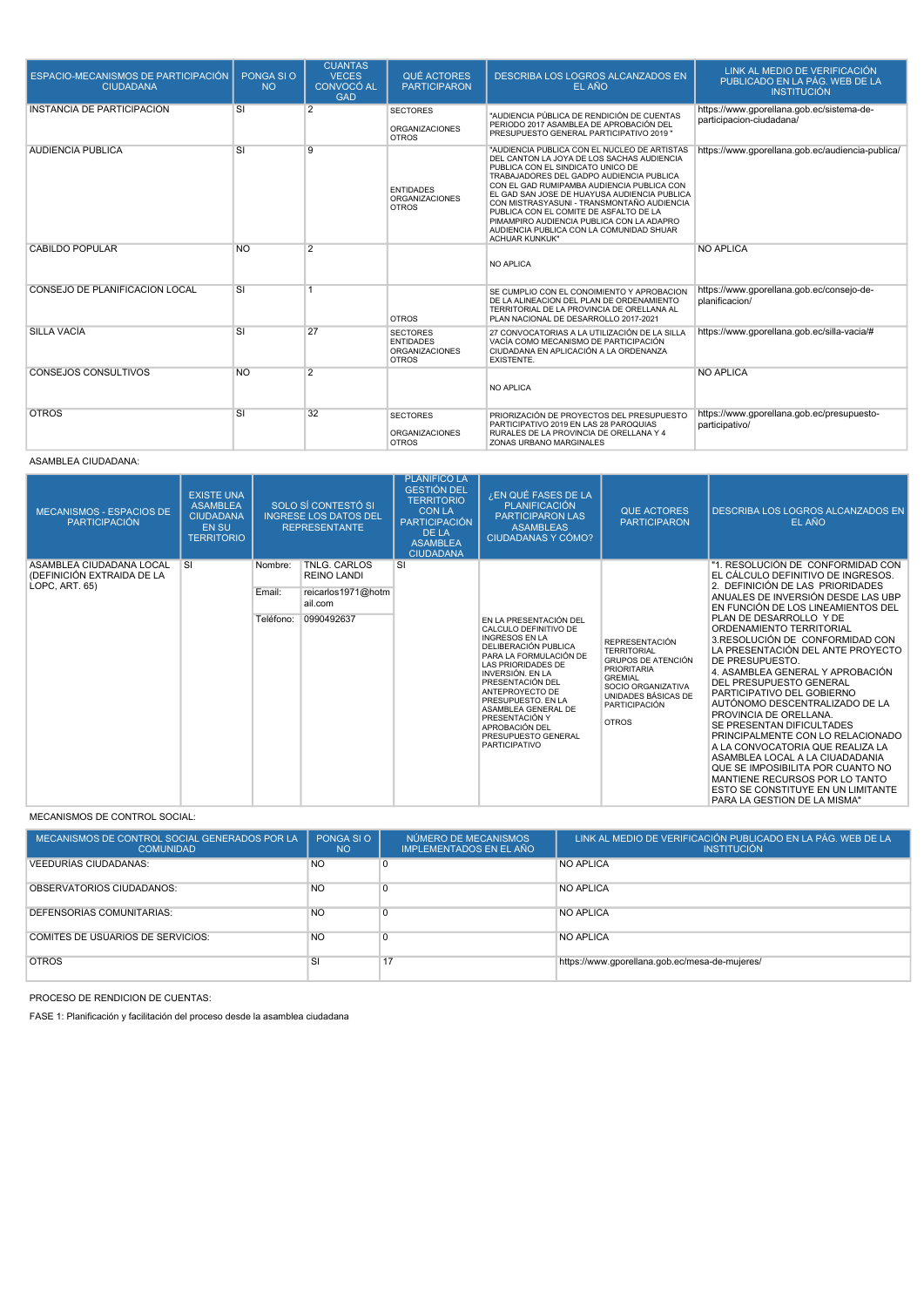| ESPACIO-MECANISMOS DE PARTICIPACIÓN CIUDADANA | PONGA SI O NO | CUANTAS VECES CONVOCÓ AL GAD | QUÉ ACTORES PARTICIPARON | DESCRIBA LOS LOGROS ALCANZADOS EN EL AÑO | LINK AL MEDIO DE VERIFICACIÓN PUBLICADO EN LA PÁG. WEB DE LA INSTITUCIÓN |
|---|---|---|---|---|---|
| INSTANCIA DE PARTICIPACION | SI | 2 | SECTORES<br>ORGANIZACIONES<br>OTROS | "AUDIENCIA PÚBLICA DE RENDICIÓN DE CUENTAS PERIODO 2017 ASAMBLEA DE APROBACIÓN DEL PRESUPUESTO GENERAL PARTICIPATIVO 2019 " | https://www.gporellana.gob.ec/sistema-de-participacion-ciudadana/ |
| AUDIENCIA PUBLICA | SI | 9 | ENTIDADES<br>ORGANIZACIONES<br>OTROS | "AUDIENCIA PUBLICA CON EL NUCLEO DE ARTISTAS DEL CANTON LA JOYA DE LOS SACHAS AUDIENCIA PUBLICA CON EL SINDICATO UNICO DE TRABAJADORES DEL GADPO AUDIENCIA PUBLICA CON EL GAD RUMIPAMBA AUDIENCIA PUBLICA CON EL GAD SAN JOSE DE HUAYUSA AUDIENCIA PUBLICA CON MISTRASYASUNI - TRANSMONTAÑO AUDIENCIA PUBLICA CON EL COMITE DE ASFALTO DE LA PIMAMPIRO AUDIENCIA PUBLICA CON LA ADAPRO AUDIENCIA PUBLICA CON LA COMUNIDAD SHUAR ACHUAR KUNKUK" | https://www.gporellana.gob.ec/audiencia-publica/ |
| CABILDO POPULAR | NO | 2 | | NO APLICA | NO APLICA |
| CONSEJO DE PLANIFICACION LOCAL | SI | 1 | OTROS | SE CUMPLIO CON EL CONOIMIENTO Y APROBACION DE LA ALINEACION DEL PLAN DE ORDENAMIENTO TERRITORIAL DE LA PROVINCIA DE ORELLANA AL PLAN NACIONAL DE DESARROLLO 2017-2021 | https://www.gporellana.gob.ec/consejo-de-planificacion/ |
| SILLA VACÍA | SI | 27 | SECTORES<br>ENTIDADES<br>ORGANIZACIONES<br>OTROS | 27 CONVOCATORIAS A LA UTILIZACIÓN DE LA SILLA VACÍA COMO MECANISMO DE PARTICIPACIÓN CIUDADANA EN APLICACIÓN A LA ORDENANZA EXISTENTE. | https://www.gporellana.gob.ec/silla-vacia/# |
| CONSEJOS CONSULTIVOS | NO | 2 | | NO APLICA | NO APLICA |
| OTROS | SI | 32 | SECTORES<br>ORGANIZACIONES<br>OTROS | PRIORIZACIÓN DE PROYECTOS DEL PRESUPUESTO PARTICIPATIVO 2019 EN LAS 28 PAROQUIAS RURALES DE LA PROVINCIA DE ORELLANA Y 4 ZONAS URBANO MARGINALES | https://www.gporellana.gob.ec/presupuesto-participativo/ |

ASAMBLEA CIUDADANA:

| MECANISMOS - ESPACIOS DE PARTICIPACIÓN | EXISTE UNA ASAMBLEA CIUDADANA EN SU TERRITORIO | SOLO SÍ CONTESTÓ SI INGRESE LOS DATOS DEL REPRESENTANTE | | PLANIFICO LA GESTIÓN DEL TERRITORIO CON LA PARTICIPACIÓN DE LA ASAMBLEA CIUDADANA | ¿EN QUÉ FASES DE LA PLANIFICACIÓN PARTICIPARON LAS ASAMBLEAS CIUDADANAS Y CÓMO? | QUE ACTORES PARTICIPARON | DESCRIBA LOS LOGROS ALCANZADOS EN EL AÑO |
|---|---|---|---|---|---|---|---|
| ASAMBLEA CIUDADANA LOCAL (DEFINICIÓN EXTRAIDA DE LA LOPC, ART. 65) | SI | Nombre: | TNLG. CARLOS REINO LANDI | SI | EN LA PRESENTACIÓN DEL CALCULO DEFINITIVO DE INGRESOS EN LA DELIBERACIÓN PUBLICA PARA LA FORMULACIÓN DE LAS PRIORIDADES DE INVERSIÓN. EN LA PRESENTACIÓN DEL ANTEPROYECTO DE PRESUPUESTO. EN LA ASAMBLEA GENERAL DE PRESENTACIÓN Y APROBACIÓN DEL PRESUPUESTO GENERAL PARTICIPATIVO | REPRESENTACIÓN TERRITORIAL<br>GRUPOS DE ATENCIÓN PRIORITARIA<br>GREMIAL<br>SOCIO ORGANIZATIVA<br>UNIDADES BÁSICAS DE PARTICIPACIÓN<br>OTROS | "1. RESOLUCIÓN DE CONFORMIDAD CON EL CÁLCULO DEFINITIVO DE INGRESOS. 2. DEFINICIÓN DE LAS PRIORIDADES ANUALES DE INVERSIÓN DESDE LAS UBP EN FUNCIÓN DE LOS LINEAMIENTOS DEL PLAN DE DESARROLLO Y DE ORDENAMIENTO TERRITORIAL 3.RESOLUCIÓN DE CONFORMIDAD CON LA PRESENTACIÓN DEL ANTE PROYECTO DE PRESUPUESTO. 4. ASAMBLEA GENERAL Y APROBACIÓN DEL PRESUPUESTO GENERAL PARTICIPATIVO DEL GOBIERNO AUTÓNOMO DESCENTRALIZADO DE LA PROVINCIA DE ORELLANA. SE PRESENTAN DIFICULTADES PRINCIPALMENTE CON LO RELACIONADO A LA CONVOCATORIA QUE REALIZA LA ASAMBLEA LOCAL A LA CIUADADANIA QUE SE IMPOSIBILITA POR CUANTO NO MANTIENE RECURSOS POR LO TANTO ESTO SE CONSTITUYE EN UN LIMITANTE PARA LA GESTION DE LA MISMA" |
| | | Email: | reicarlos1971@hotmail.com | | | | |
| | | Teléfono: | 0990492637 | | | | |

MECANISMOS DE CONTROL SOCIAL:

| MECANISMOS DE CONTROL SOCIAL GENERADOS POR LA COMUNIDAD | PONGA SI O NO | NÚMERO DE MECANISMOS IMPLEMENTADOS EN EL AÑO | LINK AL MEDIO DE VERIFICACIÓN PUBLICADO EN LA PÁG. WEB DE LA INSTITUCIÓN |
|---|---|---|---|
| VEEDURÍAS CIUDADANAS: | NO | 0 | NO APLICA |
| OBSERVATORIOS CIUDADANOS: | NO | 0 | NO APLICA |
| DEFENSORÍAS COMUNITARIAS: | NO | 0 | NO APLICA |
| COMITÉS DE USUARIOS DE SERVICIOS: | NO | 0 | NO APLICA |
| OTROS | SI | 17 | https://www.gporellana.gob.ec/mesa-de-mujeres/ |

PROCESO DE RENDICION DE CUENTAS:

FASE 1: Planificación y facilitación del proceso desde la asamblea ciudadana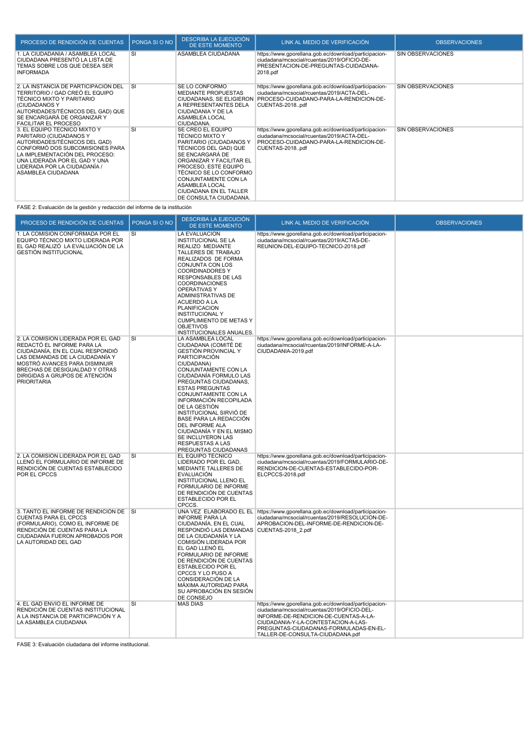| PROCESO DE RENDICIÓN DE CUENTAS | PONGA SI O NO | DESCRIBA LA EJECUCIÓN DE ESTE MOMENTO | LINK AL MEDIO DE VERIFICACIÓN | OBSERVACIONES |
|---|---|---|---|---|
| 1. LA CIUDADANÍA / ASAMBLEA LOCAL CIUDADANA PRESENTÓ LA LISTA DE TEMAS SOBRE LOS QUE DESEA SER INFORMADA | SI | ASAMBLEA CIUDADANA | https://www.gporellana.gob.ec/download/participacion-ciudadana/mcsocial/rcuentas/2019/OFICIO-DE-PRESENTACION-DE-PREGUNTAS-CUIDADANA-2018.pdf | SIN OBSERVACIONES |
| 2. LA INSTANCIA DE PARTICIPACIÓN DEL TERRITORIO / GAD CREÓ EL EQUIPO TÉCNICO MIXTO Y PARITARIO (CIUDADANOS Y AUTORIDADES/TÉCNICOS DEL GAD) QUE SE ENCARGARÁ DE ORGANIZAR Y FACILITAR EL PROCESO | SI | SE LO CONFORMO MEDIANTE PROPUESTAS CIUDADANAS, SE ELIGIERON A REPRESENTANTES DELA CIUDADANIA Y DE LA ASAMBLEA LOCAL CIUDADANA. | https://www.gporellana.gob.ec/download/participacion-ciudadana/mcsocial/rcuentas/2019/ACTA-DEL-PROCESO-CUIDADANO-PARA-LA-RENDICION-DE-CUENTAS-2018..pdf | SIN OBSERVACIONES |
| 3. EL EQUIPO TÉCNICO MIXTO Y PARITARIO (CIUDADANOS Y AUTORIDADES/TÉCNICOS DEL GAD) CONFORMÓ DOS SUBCOMISIONES PARA LA IMPLEMENTACIÓN DEL PROCESO: UNA LIDERADA POR EL GAD Y UNA LIDERADA POR LA CIUDADANÍA / ASAMBLEA CIUDADANA | SI | SE CREO EL EQUIPO TÉCNICO MIXTO Y PARITARIO (CIUDADANOS Y TÉCNICOS DEL GAD) QUE SE ENCARGARÁ DE ORGANIZAR Y FACILITAR EL PROCESO, ESTE EQUIPO TÉCNICO SE LO CONFORMO CONJUNTAMENTE CON LA ASAMBLEA LOCAL CIUDADANA EN EL TALLER DE CONSULTA CIUDADANA. | https://www.gporellana.gob.ec/download/participacion-ciudadana/mcsocial/rcuentas/2019/ACTA-DEL-PROCESO-CUIDADANO-PARA-LA-RENDICION-DE-CUENTAS-2018..pdf | SIN OBSERVACIONES |

FASE 2: Evaluación de la gestión y redacción del informe de la institución

| PROCESO DE RENDICIÓN DE CUENTAS | PONGA SI O NO | DESCRIBA LA EJECUCIÓN DE ESTE MOMENTO | LINK AL MEDIO DE VERIFICACIÓN | OBSERVACIONES |
|---|---|---|---|---|
| 1. LA COMISION CONFORMADA POR EL EQUIPO TÉCNICO MIXTO LIDERADA POR EL GAD REALIZÓ LA EVALUACIÓN DE LA GESTIÓN INSTITUCIONAL | SI | LA EVALUACION INSTITUCIONAL SE LA REALIZO MEDIANTE TALLERES DE TRABAJO REALIZADOS DE FORMA CONJUNTA CON LOS COORDINADORES Y RESPONSABLES DE LAS COORDINACIONES OPERATIVAS Y ADMINISTRATIVAS DE ACUERDO A LA PLANIFICACION INSTITUCIONAL Y CUMPLIMIENTO DE METAS Y OBJETIVOS INSTITUCIONALES ANUALES. | https://www.gporellana.gob.ec/download/participacion-ciudadana/mcsocial/rcuentas/2019/ACTAS-DE-REUNION-DEL-EQUIPO-TECNICO-2018.pdf | |
| 2. LA COMISIÓN LIDERADA POR EL GAD REDACTÓ EL INFORME PARA LA CIUDADANÍA, EN EL CUAL RESPONDIÓ LAS DEMANDAS DE LA CIUDADANÍA Y MOSTRÓ AVANCES PARA DISMINUIR BRECHAS DE DESIGUALDAD Y OTRAS DIRIGIDAS A GRUPOS DE ATENCIÓN PRIORITARIA | SI | LA ASAMBLEA LOCAL CIUDADANA (COMITÉ DE GESTIÓN PROVINCIAL Y PARTICIPACIÓN CIUDADANA) CONJUNTAMENTE CON LA CIUDADANÍA FORMULO LAS PREGUNTAS CIUDADANAS, ESTAS PREGUNTAS CONJUNTAMENTE CON LA INFORMACIÓN RECOPILADA DE LA GESTIÓN INSTITUCIONAL SIRVIÓ DE BASE PARA LA REDACCIÓN DEL INFORME ALA CIUDADANÍA Y EN EL MISMO SE INCLUYERON LAS RESPUESTAS A LAS PREGUNTAS CIUDADANAS | https://www.gporellana.gob.ec/download/participacion-ciudadana/mcsocial/rcuentas/2019/INFORME-A-LA-CIUDADANIA-2019.pdf | |
| 2. LA COMISIÓN LIDERADA POR EL GAD LLENÓ EL FORMULARIO DE INFORME DE RENDICIÓN DE CUENTAS ESTABLECIDO POR EL CPCCS | SI | EL EQUIPO TÉCNICO LIDERADO POR EL GAD, MEDIANTE TALLERES DE EVALUACIÓN INSTITUCIONAL LLENO EL FORMULARIO DE INFORME DE RENDICIÓN DE CUENTAS ESTABLECIDO POR EL CPCCS. | https://www.gporellana.gob.ec/download/participacion-ciudadana/mcsocial/rcuentas/2019/FORMULARIO-DE-RENDICION-DE-CUENTAS-ESTABLECIDO-POR-ELCPCCS-2018.pdf | |
| 3. TANTO EL INFORME DE RENDICIÓN DE CUENTAS PARA EL CPCCS (FORMULARIO), COMO EL INFORME DE RENDICIÓN DE CUENTAS PARA LA CIUDADANÍA FUERON APROBADOS POR LA AUTORIDAD DEL GAD | SI | UNA VEZ ELABORADO EL EL INFORME PARA LA CIUDADANÍA, EN EL CUAL RESPONDIÓ LAS DEMANDAS DE LA CIUDADANÍA Y LA COMISIÓN LIDERADA POR EL GAD LLENÓ EL FORMULARIO DE INFORME DE RENDICIÓN DE CUENTAS ESTABLECIDO POR EL CPCCS Y LO PUSO A CONSIDERACIÓN DE LA MÁXIMA AUTORIDAD PARA SU APROBACIÓN EN SESIÓN DE CONSEJO | https://www.gporellana.gob.ec/download/participacion-ciudadana/mcsocial/rcuentas/2019/RESOLUCION-DE-APROBACION-DEL-INFORME-DE-RENDICION-DE-CUENTAS-2018_2.pdf | |
| 4. EL GAD ENVIÓ EL INFORME DE RENDICIÓN DE CUENTAS INSTITUCIONAL A LA INSTANCIA DE PARTICIPACIÓN Y A LA ASAMBLEA CIUDADANA | SI | MAS DIAS | https://www.gporellana.gob.ec/download/participacion-ciudadana/mcsocial/rcuentas/2019/OFICIO-DEL-INFORME-DE-RENDICION-DE-CUENTAS-A-LA-CIUDADANIA-Y-LA-CONTESTACION-A-LAS-PREGUNTAS-CIUDADANAS-FORMULADAS-EN-EL-TALLER-DE-CONSULTA-CIUDADANA.pdf | |

FASE 3: Evaluación ciudadana del informe institucional.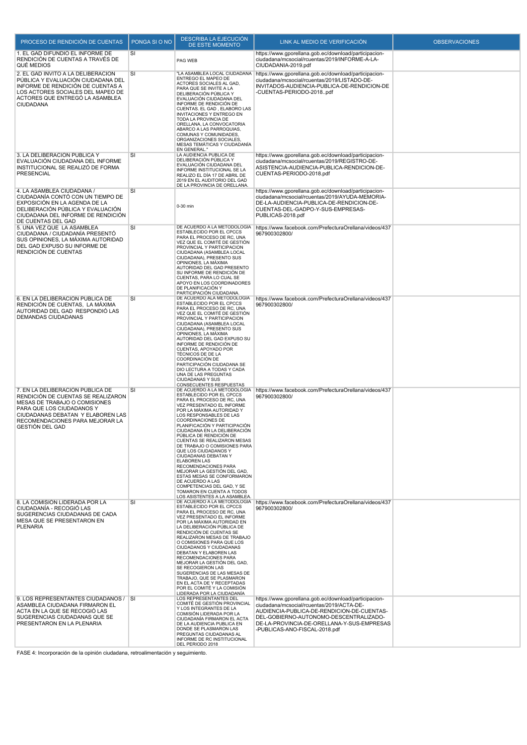| PROCESO DE RENDICIÓN DE CUENTAS | PONGA SI O NO | DESCRIBA LA EJECUCIÓN DE ESTE MOMENTO | LINK AL MEDIO DE VERIFICACIÓN | OBSERVACIONES |
|---|---|---|---|---|
| 1. EL GAD DIFUNDIÓ EL INFORME DE RENDICIÓN DE CUENTAS A TRAVÉS DE QUÉ MEDIOS | SI | PAG WEB | https://www.gporellana.gob.ec/download/participacion-ciudadana/mcsocial/rcuentas/2019/INFORME-A-LA-CIUDADANIA-2019.pdf | |
| 2. EL GAD INVITÓ A LA DELIBERACIÓN PÚBLICA Y EVALUACIÓN CIUDADANA DEL INFORME DE RENDICIÓN DE CUENTAS A LOS ACTORES SOCIALES DEL MAPEO DE ACTORES QUE ENTREGÓ LA ASAMBLEA CIUDADANA | SI | "LA ASAMBLEA LOCAL CIUDADANA ENTREGO EL MAPEO DE ACTORES SOCIALES AL GAD, PARA QUE SE INVITE A LA DELIBERACIÓN PÚBLICA Y EVALUACIÓN CIUDADANA DEL INFORME DE RENDICIÓN DE CUENTAS. EL GAD , ELABORO LAS INVITACIONES Y ENTREGO EN TODA LA PROVINCIA DE ORELLANA, LA CONVOCATORIA ABARCO A LAS PARROQUIAS, COMUNAS Y COMUNIDADES, ORGANIZACIONES SOCIALES, MESAS TEMÁTICAS Y CIUDADANÍA EN GENERAL." | https://www.gporellana.gob.ec/download/participacion-ciudadana/mcsocial/rcuentas/2019/LISTADO-DE-INVITADOS-AUDIENCIA-PUBLICA-DE-RENDICION-DE-CUENTAS-PERIODO-2018..pdf | |
| 3. LA DELIBERACIÓN PÚBLICA Y EVALUACIÓN CIUDADANA DEL INFORME INSTITUCIONAL SE REALIZÓ DE FORMA PRESENCIAL | SI | LA AUDIENCIA PÚBLICA DE DELIBERACIÓN PÚBLICA Y EVALUACIÓN CIUDADANA DEL INFORME INSTITUCIONAL SE LA REALIZO EL DÍA 17 DE ABRIL DE 2019 EN EL AUDITORIO DEL GAD DE LA PROVINCIA DE ORELLANA. | https://www.gporellana.gob.ec/download/participacion-ciudadana/mcsocial/rcuentas/2019/REGISTRO-DE-ASISTENCIA-AUDIENCIA-PUBLICA-RENDICION-DE-CUENTAS-PERIODO-2018.pdf | |
| 4. LA ASAMBLEA CIUDADANA / CIUDADANÍA CONTÓ CON UN TIEMPO DE EXPOSICIÓN EN LA AGENDA DE LA DELIBERACIÓN PÚBLICA Y EVALUACIÓN CIUDADANA DEL INFORME DE RENDICIÓN DE CUENTAS DEL GAD | SI | 0-30 min | https://www.gporellana.gob.ec/download/participacion-ciudadana/mcsocial/rcuentas/2019/AYUDA-MEMORIA-DE-LA-AUDIENCIA-PUBLICA-DE-RENDICION-DE-CUENTAS-DEL-GADPO-Y-SUS-EMPRESAS-PUBLICAS-2018.pdf | |
| 5. UNA VEZ QUE LA ASAMBLEA CIUDADANA / CIUDADANÍA PRESENTÓ SUS OPINIONES, LA MÁXIMA AUTORIDAD DEL GAD EXPUSO SU INFORME DE RENDICIÓN DE CUENTAS | SI | DE ACUERDO A LA METODOLOGIA ESTABLECIDO POR EL CPCCS PARA EL PROCESO DE RC, UNA VEZ QUE EL COMITÉ DE GESTIÓN PROVINCIAL Y PARTICIPACION CIUDADANA (ASAMBLEA LOCAL CIUDADANA), PRESENTO SUS OPINIONES, LA MÁXIMA AUTORIDAD DEL GAD PRESENTO SU INFORME DE RENDICIÓN DE CUENTAS, PARA LO CUAL SE APOYO EN LOS COORDINADORES DE PLANIFICACIÓN Y PARTICIPACIÓN CIUDADANA. | https://www.facebook.com/PrefecturaOrellana/videos/437967900302800/ | |
| 6. EN LA DELIBERACIÓN PÚBLICA DE RENDICIÓN DE CUENTAS, LA MÁXIMA AUTORIDAD DEL GAD RESPONDIÓ LAS DEMANDAS CIUDADANAS | SI | DE ACUERDO ALA METODOLOGIA ESTABLECIDO POR EL CPCCS PARA EL PROCESO DE RC, UNA VEZ QUE EL COMITÉ DE GESTIÓN PROVINCIAL Y PARTICIPACION CIUDADANA (ASAMBLEA LOCAL CIUDADANA), PRESENTO SUS OPINIONES, LA MÁXIMA AUTORIDAD DEL GAD EXPUSO SU INFORME DE RENDICIÓN DE CUENTAS, APOYADO POR TÉCNICOS DE DE LA COORDINACIÓN DE PARTICIPACIÓN CIUDADANA SE DIO LECTURA A TODAS Y CADA UNA DE LAS PREGUNTAS CIUDADANAS Y SUS CONSECUENTES RESPUESTAS | https://www.facebook.com/PrefecturaOrellana/videos/437967900302800/ | |
| 7. EN LA DELIBERACIÓN PÚBLICA DE RENDICIÓN DE CUENTAS SE REALIZARON MESAS DE TRABAJO O COMISIONES PARA QUE LOS CIUDADANOS Y CIUDADANAS DEBATAN Y ELABOREN LAS RECOMENDACIONES PARA MEJORAR LA GESTIÓN DEL GAD | SI | DE ACUERDO A LA METODOLOGIA ESTABLECIDO POR EL CPCCS PARA EL PROCESO DE RC, UNA VEZ PRESENTADO EL INFORME POR LA MÁXIMA AUTORIDAD Y LOS RESPONSABLES DE LAS COORDINACIONES DE PLANIFICACIÓN Y PARTICIPACIÓN CIUDADANA EN LA DELIBERACIÓN PÚBLICA DE RENDICIÓN DE CUENTAS SE REALIZARON MESAS DE TRABAJO O COMISIONES PARA QUE LOS CIUDADANOS Y CIUDADANAS DEBATAN Y ELABOREN LAS RECOMENDACIONES PARA MEJORAR LA GESTIÓN DEL GAD, ESTAS MESAS SE CONFORMARON DE ACUERDO A LAS COMPETENCIAS DEL GAD, Y SE TOMARON EN CUENTA A TODOS LOS ASISTENTES A LA ASAMBLEA. | https://www.facebook.com/PrefecturaOrellana/videos/437967900302800/ | |
| 8. LA COMISIÓN LIDERADA POR LA CIUDADANÍA - RECOGIÓ LAS SUGERENCIAS CIUDADANAS DE CADA MESA QUE SE PRESENTARON EN PLENARIA | SI | DE ACUERDO A LA METODOLOGIA ESTABLECIDO POR EL CPCCS PARA EL PROCESO DE RC, UNA VEZ PRESENTADO EL INFORME POR LA MÁXIMA AUTORIDAD EN LA DELIBERACIÓN PÚBLICA DE RENDICIÓN DE CUENTAS SE REALIZARON MESAS DE TRABAJO O COMISIONES PARA QUE LOS CIUDADANOS Y CIUDADANAS DEBATAN Y ELABOREN LAS RECOMENDACIONES PARA MEJORAR LA GESTIÓN DEL GAD, SE RECOGIERON LAS SUGERENCIAS DE LAS MESAS DE TRABAJO, QUE SE PLASMARON EN EL ACTA DE Y RECEPTADAS POR EL COMITÉ Y LA COMISIÓN LIDERADA POR LA CIUDADANÍA | https://www.facebook.com/PrefecturaOrellana/videos/437967900302800/ | |
| 9. LOS REPRESENTANTES CIUDADANOS / ASAMBLEA CIUDADANA FIRMARON EL ACTA EN LA QUE SE RECOGIÓ LAS SUGERENCIAS CIUDADANAS QUE SE PRESENTARON EN LA PLENARIA | SI | LOS REPRESENTANTES DEL COMITÉ DE GESTIÓN PROVINCIAL Y LOS INTEGRANTES DE LA COMISIÓN LIDERADA POR LA CIUDADANÍA FIRMARON EL ACTA DE LA AUDIENCIA PUBLICA EN DONDE SE PLASMARON LAS PREGUNTAS CIUDADANAS AL INFORME DE RC INSTITUCIONAL DEL PERIODO 2018 | https://www.gporellana.gob.ec/download/participacion-ciudadana/mcsocial/rcuentas/2019/ACTA-DE-AUDIENCIA-PUBLICA-DE-RENDICION-DE-CUENTAS-DEL-GOBIERNO-AUTONOMO-DESCENTRALIZADO-DE-LA-PROVINCIA-DE-ORELLANA-Y-SUS-EMPRESAS-PUBLICAS-ANO-FISCAL-2018.pdf | |

FASE 4: Incorporación de la opinión ciudadana, retroalimentación y seguimiento.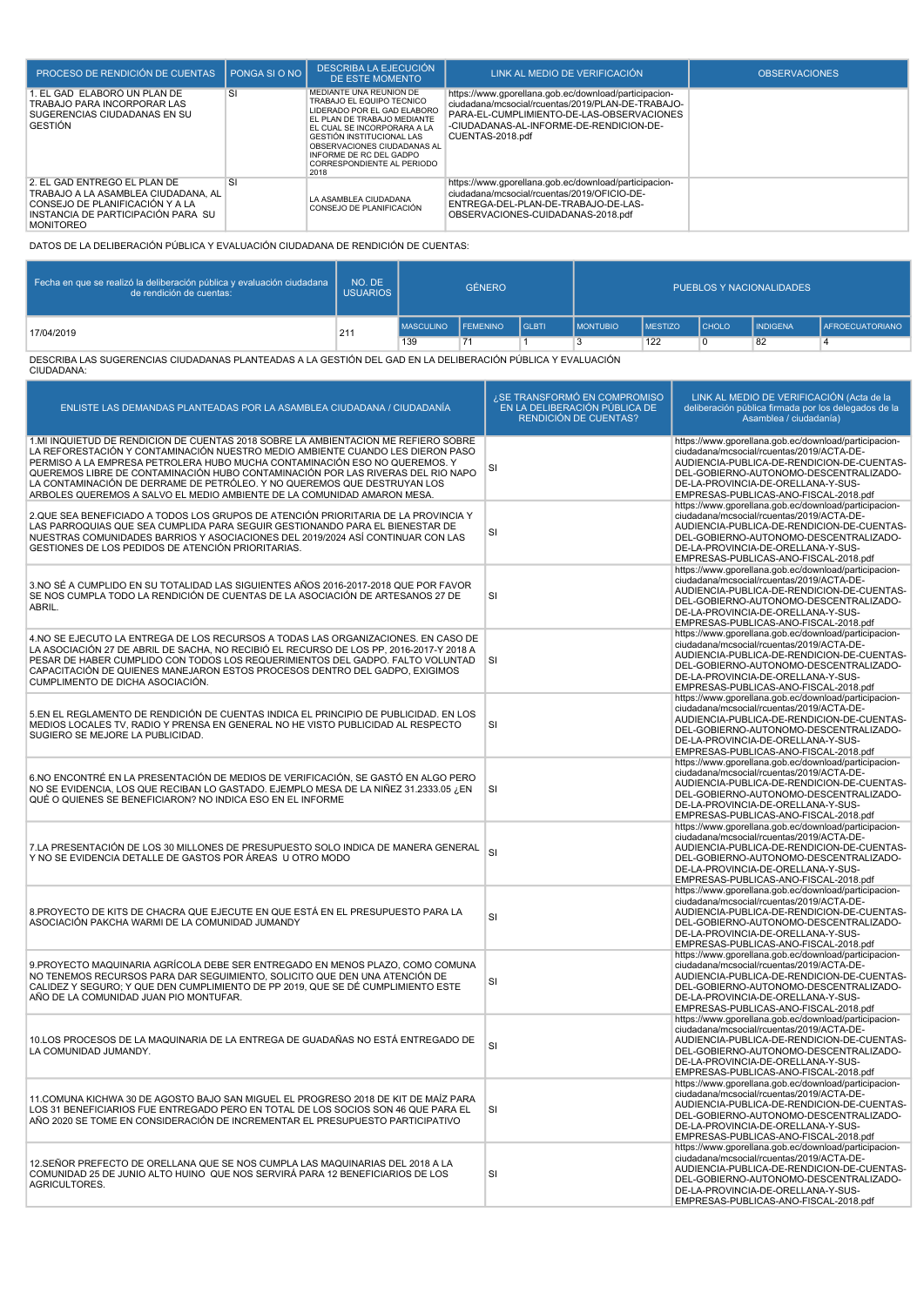| PROCESO DE RENDICIÓN DE CUENTAS | PONGA SI O NO | DESCRIBA LA EJECUCIÓN DE ESTE MOMENTO | LINK AL MEDIO DE VERIFICACIÓN | OBSERVACIONES |
|---|---|---|---|---|
| 1. EL GAD ELABORÓ UN PLAN DE TRABAJO PARA INCORPORAR LAS SUGERENCIAS CIUDADANAS EN SU GESTIÓN | SI | MEDIANTE UNA REUNION DE TRABAJO EL EQUIPO TECNICO LIDERADO POR EL GAD ELABORO EL PLAN DE TRABAJO MEDIANTE EL CUAL SE INCORPORARA A LA GESTIÓN INSTITUCIONAL LAS OBSERVACIONES CIUDADANAS AL INFORME DE RC DEL GADPO CORRESPONDIENTE AL PERIODO 2018 | https://www.gporellana.gob.ec/download/participacion-ciudadana/mcsocial/rcuentas2019/PLAN-DE-TRABAJO-PARA-EL-CUMPLIMIENTO-DE-LAS-OBSERVACIONES-CIUDADANAS-AL-INFORME-DE-RENDICION-DE-CUENTAS-2018.pdf | |
| 2. EL GAD ENTREGÓ EL PLAN DE TRABAJO A LA ASAMBLEA CIUDADANA, AL CONSEJO DE PLANIFICACIÓN Y A LA INSTANCIA DE PARTICIPACIÓN PARA SU MONITOREO | SI | LA ASAMBLEA CIUDADANA CONSEJO DE PLANIFICACIÓN | https://www.gporellana.gob.ec/download/participacion-ciudadana/mcsocial/rcuentas2019/OFICIO-DE-ENTREGA-DEL-PLAN-DE-TRABAJO-DE-LAS-OBSERVACIONES-CUIDADANAS-2018.pdf | |

DATOS DE LA DELIBERACIÓN PÚBLICA Y EVALUACIÓN CIUDADANA DE RENDICIÓN DE CUENTAS:

| Fecha en que se realizó la deliberación pública y evaluación ciudadana de rendición de cuentas: | NO. DE USUARIOS | GÉNERO | | | PUEBLOS Y NACIONALIDADES | | | | |
|---|---|---|---|---|---|---|---|---|---|
| | | MASCULINO | FEMENINO | GLBTI | MONTUBIO | MESTIZO | CHOLO | INDIGENA | AFROECUATORIANO |
| 17/04/2019 | 211 | 139 | 71 | 1 | 3 | 122 | 0 | 82 | 4 |

DESCRIBA LAS SUGERENCIAS CIUDADANAS PLANTEADAS A LA GESTIÓN DEL GAD EN LA DELIBERACIÓN PÚBLICA Y EVALUACIÓN CIUDADANA:

| ENLISTE LAS DEMANDAS PLANTEADAS POR LA ASAMBLEA CIUDADANA / CIUDADANÍA | ¿SE TRANSFORMÓ EN COMPROMISO EN LA DELIBERACIÓN PÚBLICA DE RENDICIÓN DE CUENTAS? | LINK AL MEDIO DE VERIFICACIÓN (Acta de la deliberación pública firmada por los delegados de la Asamblea / ciudadanía) |
|---|---|---|
| 1.MI INQUIETUD DE RENDICION DE CUENTAS 2018 SOBRE LA AMBIENTACION ME REFIERO SOBRE LA REFORESTACIÓN Y CONTAMINACIÓN NUESTRO MEDIO AMBIENTE CUANDO LES DIERON PASO PERMISO A LA EMPRESA PETROLERA HUBO MUCHA CONTAMINACIÓN ESO NO QUEREMOS. Y QUEREMOS LIBRE DE CONTAMINACIÓN HUBO CONTAMINACIÓN POR LAS RIVERAS DEL RIO NAPO LA CONTAMINACIÓN DE DERRAME DE PETRÓLEO. Y NO QUEREMOS QUE DESTRUYAN LOS ARBOLES QUEREMOS A SALVO EL MEDIO AMBIENTE DE LA COMUNIDAD AMARON MESA. | SI | https://www.gporellana.gob.ec/download/participacion-ciudadana/mcsocial/rcuentas2019/ACTA-DE-AUDIENCIA-PUBLICA-DE-RENDICION-DE-CUENTAS-DEL-GOBIERNO-AUTONOMO-DESCENTRALIZADO-DE-LA-PROVINCIA-DE-ORELLANA-Y-SUS-EMPRESAS-PUBLICAS-ANO-FISCAL-2018.pdf |
| 2.QUE SEA BENEFICIADO A TODOS LOS GRUPOS DE ATENCIÓN PRIORITARIA DE LA PROVINCIA Y LAS PARROQUIAS QUE SEA CUMPLIDA PARA SEGUIR GESTIONANDO PARA EL BIENESTAR DE NUESTRAS COMUNIDADES BARRIOS Y ASOCIACIONES DEL 2019/2024 ASÍ CONTINUAR CON LAS GESTIONES DE LOS PEDIDOS DE ATENCIÓN PRIORITARIAS. | SI | https://www.gporellana.gob.ec/download/participacion-ciudadana/mcsocial/rcuentas2019/ACTA-DE-AUDIENCIA-PUBLICA-DE-RENDICION-DE-CUENTAS-DEL-GOBIERNO-AUTONOMO-DESCENTRALIZADO-DE-LA-PROVINCIA-DE-ORELLANA-Y-SUS-EMPRESAS-PUBLICAS-ANO-FISCAL-2018.pdf |
| 3.NO SÉ A CUMPLIDO EN SU TOTALIDAD LAS SIGUIENTES AÑOS 2016-2017-2018 QUE POR FAVOR SE NOS CUMPLA TODO LA RENDICIÓN DE CUENTAS DE LA ASOCIACIÓN DE ARTESANOS 27 DE ABRIL. | SI | https://www.gporellana.gob.ec/download/participacion-ciudadana/mcsocial/rcuentas2019/ACTA-DE-AUDIENCIA-PUBLICA-DE-RENDICION-DE-CUENTAS-DEL-GOBIERNO-AUTONOMO-DESCENTRALIZADO-DE-LA-PROVINCIA-DE-ORELLANA-Y-SUS-EMPRESAS-PUBLICAS-ANO-FISCAL-2018.pdf |
| 4.NO SE EJECUTO LA ENTREGA DE LOS RECURSOS A TODAS LAS ORGANIZACIONES. EN CASO DE LA ASOCIACIÓN 27 DE ABRIL DE SACHA, NO RECIBIÓ EL RECURSO DE LOS PP, 2016-2017-Y 2018 A PESAR DE HABER CUMPLIDO CON TODOS LOS REQUERIMIENTOS DEL GADPO. FALTO VOLUNTAD CAPACITACIÓN DE QUIENES MANEJARON ESTOS PROCESOS DENTRO DEL GADPO, EXIGIMOS CUMPLIMIENTO DE DICHA ASOCIACIÓN. | SI | https://www.gporellana.gob.ec/download/participacion-ciudadana/mcsocial/rcuentas2019/ACTA-DE-AUDIENCIA-PUBLICA-DE-RENDICION-DE-CUENTAS-DEL-GOBIERNO-AUTONOMO-DESCENTRALIZADO-DE-LA-PROVINCIA-DE-ORELLANA-Y-SUS-EMPRESAS-PUBLICAS-ANO-FISCAL-2018.pdf |
| 5.EN EL REGLAMENTO DE RENDICIÓN DE CUENTAS INDICA EL PRINCIPIO DE PUBLICIDAD. EN LOS MEDIOS LOCALES TV, RADIO Y PRENSA EN GENERAL NO HE VISTO PUBLICIDAD AL RESPECTO SUGIERO SE MEJORE LA PUBLICIDAD. | SI | https://www.gporellana.gob.ec/download/participacion-ciudadana/mcsocial/rcuentas2019/ACTA-DE-AUDIENCIA-PUBLICA-DE-RENDICION-DE-CUENTAS-DEL-GOBIERNO-AUTONOMO-DESCENTRALIZADO-DE-LA-PROVINCIA-DE-ORELLANA-Y-SUS-EMPRESAS-PUBLICAS-ANO-FISCAL-2018.pdf |
| 6.NO ENCONTRÉ EN LA PRESENTACIÓN DE MEDIOS DE VERIFICACIÓN, SE GASTÓ EN ALGO PERO NO SE EVIDENCIA, LOS QUE RECIBAN LO GASTADO. EJEMPLO MESA DE LA NIÑEZ 31.2333.05 ¿EN QUÉ O QUIENES SE BENEFICIARON? NO INDICA ESO EN EL INFORME | SI | https://www.gporellana.gob.ec/download/participacion-ciudadana/mcsocial/rcuentas2019/ACTA-DE-AUDIENCIA-PUBLICA-DE-RENDICION-DE-CUENTAS-DEL-GOBIERNO-AUTONOMO-DESCENTRALIZADO-DE-LA-PROVINCIA-DE-ORELLANA-Y-SUS-EMPRESAS-PUBLICAS-ANO-FISCAL-2018.pdf |
| 7.LA PRESENTACIÓN DE LOS 30 MILLONES DE PRESUPUESTO SOLO INDICA DE MANERA GENERAL Y NO SE EVIDENCIA DETALLE DE GASTOS POR ÁREAS U OTRO MODO | SI | https://www.gporellana.gob.ec/download/participacion-ciudadana/mcsocial/rcuentas2019/ACTA-DE-AUDIENCIA-PUBLICA-DE-RENDICION-DE-CUENTAS-DEL-GOBIERNO-AUTONOMO-DESCENTRALIZADO-DE-LA-PROVINCIA-DE-ORELLANA-Y-SUS-EMPRESAS-PUBLICAS-ANO-FISCAL-2018.pdf |
| 8.PROYECTO DE KITS DE CHACRA QUE EJECUTE EN QUE ESTÁ EN EL PRESUPUESTO PARA LA ASOCIACIÓN PAKCHA WARMI DE LA COMUNIDAD JUMANDY | SI | https://www.gporellana.gob.ec/download/participacion-ciudadana/mcsocial/rcuentas2019/ACTA-DE-AUDIENCIA-PUBLICA-DE-RENDICION-DE-CUENTAS-DEL-GOBIERNO-AUTONOMO-DESCENTRALIZADO-DE-LA-PROVINCIA-DE-ORELLANA-Y-SUS-EMPRESAS-PUBLICAS-ANO-FISCAL-2018.pdf |
| 9.PROYECTO MAQUINARIA AGRÍCOLA DEBE SER ENTREGADO EN MENOS PLAZO, COMO COMUNA NO TENEMOS RECURSOS PARA DAR SEGUIMIENTO, SOLICITO QUE DEN UNA ATENCIÓN DE CALIDEZ Y SEGURO; Y QUE DEN CUMPLIMIENTO DE PP 2019, QUE SE DÉ CUMPLIMIENTO ESTE AÑO DE LA COMUNIDAD JUAN PIO MONTUFAR. | SI | https://www.gporellana.gob.ec/download/participacion-ciudadana/mcsocial/rcuentas2019/ACTA-DE-AUDIENCIA-PUBLICA-DE-RENDICION-DE-CUENTAS-DEL-GOBIERNO-AUTONOMO-DESCENTRALIZADO-DE-LA-PROVINCIA-DE-ORELLANA-Y-SUS-EMPRESAS-PUBLICAS-ANO-FISCAL-2018.pdf |
| 10.LOS PROCESOS DE LA MAQUINARIA DE LA ENTREGA DE GUADAÑAS NO ESTÁ ENTREGADO DE LA COMUNIDAD JUMANDY. | SI | https://www.gporellana.gob.ec/download/participacion-ciudadana/mcsocial/rcuentas2019/ACTA-DE-AUDIENCIA-PUBLICA-DE-RENDICION-DE-CUENTAS-DEL-GOBIERNO-AUTONOMO-DESCENTRALIZADO-DE-LA-PROVINCIA-DE-ORELLANA-Y-SUS-EMPRESAS-PUBLICAS-ANO-FISCAL-2018.pdf |
| 11.COMUNA KICHWA 30 DE AGOSTO BAJO SAN MIGUEL EL PROGRESO 2018 DE KIT DE MAÍZ PARA LOS 31 BENEFICIARIOS FUE ENTREGADO PERO EN TOTAL DE LOS SOCIOS SON 46 QUE PARA EL AÑO 2020 SE TOME EN CONSIDERACIÓN DE INCREMENTAR EL PRESUPUESTO PARTICIPATIVO | SI | https://www.gporellana.gob.ec/download/participacion-ciudadana/mcsocial/rcuentas2019/ACTA-DE-AUDIENCIA-PUBLICA-DE-RENDICION-DE-CUENTAS-DEL-GOBIERNO-AUTONOMO-DESCENTRALIZADO-DE-LA-PROVINCIA-DE-ORELLANA-Y-SUS-EMPRESAS-PUBLICAS-ANO-FISCAL-2018.pdf |
| 12.SEÑOR PREFECTO DE ORELLANA QUE SE NOS CUMPLA LAS MAQUINARIAS DEL 2018 A LA COMUNIDAD 25 DE JUNIO ALTO HUINO QUE NOS SERVIRÁ PARA 12 BENEFICIARIOS DE LOS AGRICULTORES. | SI | https://www.gporellana.gob.ec/download/participacion-ciudadana/mcsocial/rcuentas2019/ACTA-DE-AUDIENCIA-PUBLICA-DE-RENDICION-DE-CUENTAS-DEL-GOBIERNO-AUTONOMO-DESCENTRALIZADO-DE-LA-PROVINCIA-DE-ORELLANA-Y-SUS-EMPRESAS-PUBLICAS-ANO-FISCAL-2018.pdf |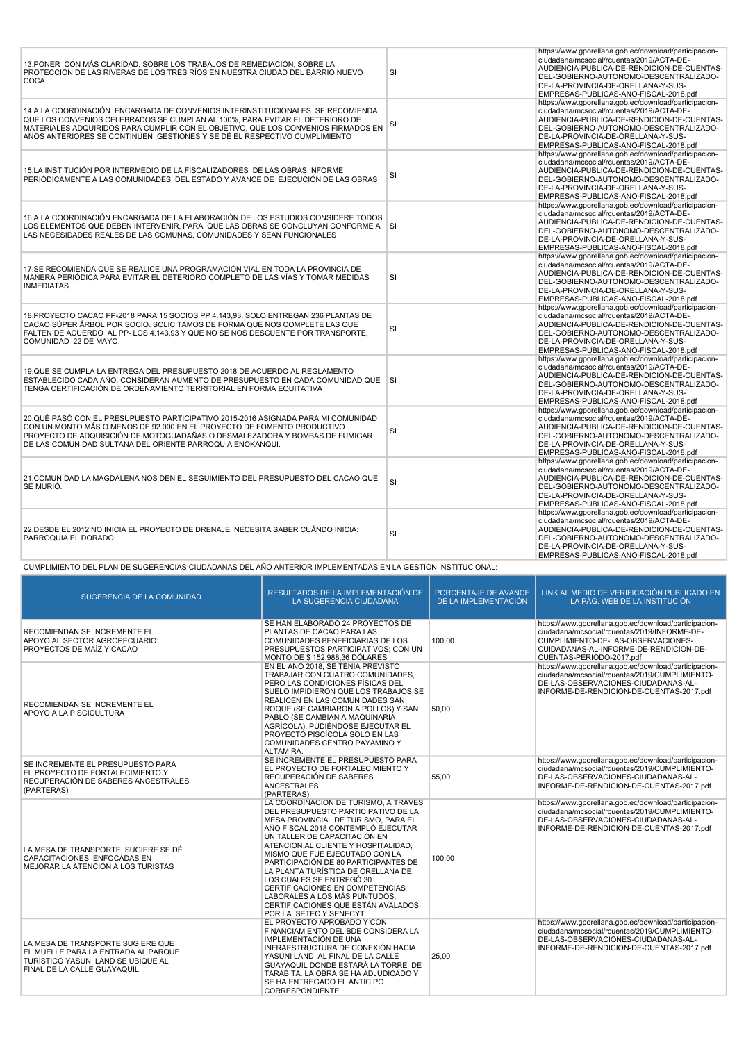| | | |
|---|---|---|
| 13.PONER CON MÁS CLARIDAD, SOBRE LOS TRABAJOS DE REMEDIACIÓN, SOBRE LA PROTECCIÓN DE LAS RIVERAS DE LOS TRES RÍOS EN NUESTRA CIUDAD DEL BARRIO NUEVO COCA. | SI | https://www.gporellana.gob.ec/download/participacion-ciudadana/mcsocial/rcuentas/2019/ACTA-DE-AUDIENCIA-PUBLICA-DE-RENDICION-DE-CUENTAS-DEL-GOBIERNO-AUTONOMO-DESCENTRALIZADO-DE-LA-PROVINCIA-DE-ORELLANA-Y-SUS-EMPRESAS-PUBLICAS-ANO-FISCAL-2018.pdf |
| 14.A LA COORDINACIÓN ENCARGADA DE CONVENIOS INTERINSTITUCIONALES SE RECOMIENDA QUE LOS CONVENIOS CELEBRADOS SE CUMPLAN AL 100%, PARA EVITAR EL DETERIORO DE MATERIALES ADQUIRIDOS PARA CUMPLIR CON EL OBJETIVO, QUE LOS CONVENIOS FIRMADOS EN AÑOS ANTERIORES SE CONTINÚEN GESTIONES Y SE DÉ EL RESPECTIVO CUMPLIMIENTO | SI | https://www.gporellana.gob.ec/download/participacion-ciudadana/mcsocial/rcuentas/2019/ACTA-DE-AUDIENCIA-PUBLICA-DE-RENDICION-DE-CUENTAS-DEL-GOBIERNO-AUTONOMO-DESCENTRALIZADO-DE-LA-PROVINCIA-DE-ORELLANA-Y-SUS-EMPRESAS-PUBLICAS-ANO-FISCAL-2018.pdf |
| 15.LA INSTITUCIÓN POR INTERMEDIO DE LA FISCALIZADORES DE LAS OBRAS INFORME PERIÓDICAMENTE A LAS COMUNIDADES DEL ESTADO Y AVANCE DE EJECUCIÓN DE LAS OBRAS | SI | https://www.gporellana.gob.ec/download/participacion-ciudadana/mcsocial/rcuentas/2019/ACTA-DE-AUDIENCIA-PUBLICA-DE-RENDICION-DE-CUENTAS-DEL-GOBIERNO-AUTONOMO-DESCENTRALIZADO-DE-LA-PROVINCIA-DE-ORELLANA-Y-SUS-EMPRESAS-PUBLICAS-ANO-FISCAL-2018.pdf |
| 16.A LA COORDINACIÓN ENCARGADA DE LA ELABORACIÓN DE LOS ESTUDIOS CONSIDERE TODOS LOS ELEMENTOS QUE DEBEN INTERVENIR, PARA QUE LAS OBRAS SE CONCLUYAN CONFORME A LAS NECESIDADES REALES DE LAS COMUNAS, COMUNIDADES Y SEAN FUNCIONALES | SI | https://www.gporellana.gob.ec/download/participacion-ciudadana/mcsocial/rcuentas/2019/ACTA-DE-AUDIENCIA-PUBLICA-DE-RENDICION-DE-CUENTAS-DEL-GOBIERNO-AUTONOMO-DESCENTRALIZADO-DE-LA-PROVINCIA-DE-ORELLANA-Y-SUS-EMPRESAS-PUBLICAS-ANO-FISCAL-2018.pdf |
| 17.SE RECOMIENDA QUE SE REALICE UNA PROGRAMACIÓN VIAL EN TODA LA PROVINCIA DE MANERA PERIÓDICA PARA EVITAR EL DETERIORO COMPLETO DE LAS VÍAS Y TOMAR MEDIDAS INMEDIATAS | SI | https://www.gporellana.gob.ec/download/participacion-ciudadana/mcsocial/rcuentas/2019/ACTA-DE-AUDIENCIA-PUBLICA-DE-RENDICION-DE-CUENTAS-DEL-GOBIERNO-AUTONOMO-DESCENTRALIZADO-DE-LA-PROVINCIA-DE-ORELLANA-Y-SUS-EMPRESAS-PUBLICAS-ANO-FISCAL-2018.pdf |
| 18.PROYECTO CACAO PP-2018 PARA 15 SOCIOS PP 4.143,93. SOLO ENTREGAN 236 PLANTAS DE CACAO SÚPER ÁRBOL POR SOCIO. SOLICITAMOS DE FORMA QUE NOS COMPLETE LAS QUE FALTEN DE ACUERDO AL PP- LOS 4.143,93 Y QUE NO SE NOS DESCUENTE POR TRANSPORTE, COMUNIDAD 22 DE MAYO. | SI | https://www.gporellana.gob.ec/download/participacion-ciudadana/mcsocial/rcuentas/2019/ACTA-DE-AUDIENCIA-PUBLICA-DE-RENDICION-DE-CUENTAS-DEL-GOBIERNO-AUTONOMO-DESCENTRALIZADO-DE-LA-PROVINCIA-DE-ORELLANA-Y-SUS-EMPRESAS-PUBLICAS-ANO-FISCAL-2018.pdf |
| 19.QUE SE CUMPLA LA ENTREGA DEL PRESUPUESTO 2018 DE ACUERDO AL REGLAMENTO ESTABLECIDO CADA AÑO. CONSIDERAN AUMENTO DE PRESUPUESTO EN CADA COMUNIDAD QUE TENGA CERTIFICACIÓN DE ORDENAMIENTO TERRITORIAL EN FORMA EQUITATIVA | SI | https://www.gporellana.gob.ec/download/participacion-ciudadana/mcsocial/rcuentas/2019/ACTA-DE-AUDIENCIA-PUBLICA-DE-RENDICION-DE-CUENTAS-DEL-GOBIERNO-AUTONOMO-DESCENTRALIZADO-DE-LA-PROVINCIA-DE-ORELLANA-Y-SUS-EMPRESAS-PUBLICAS-ANO-FISCAL-2018.pdf |
| 20.QUÉ PASÓ CON EL PRESUPUESTO PARTICIPATIVO 2015-2016 ASIGNADA PARA MI COMUNIDAD CON UN MONTO MÁS O MENOS DE 92.000 EN EL PROYECTO DE FOMENTO PRODUCTIVO PROYECTO DE ADQUISICIÓN DE MOTOGUADAÑAS O DESMALEZADORA Y BOMBAS DE FUMIGAR DE LAS COMUNIDAD SULTANA DEL ORIENTE PARROQUIA ENOKANQUI. | SI | https://www.gporellana.gob.ec/download/participacion-ciudadana/mcsocial/rcuentas/2019/ACTA-DE-AUDIENCIA-PUBLICA-DE-RENDICION-DE-CUENTAS-DEL-GOBIERNO-AUTONOMO-DESCENTRALIZADO-DE-LA-PROVINCIA-DE-ORELLANA-Y-SUS-EMPRESAS-PUBLICAS-ANO-FISCAL-2018.pdf |
| 21.COMUNIDAD LA MAGDALENA NOS DEN EL SEGUIMIENTO DEL PRESUPUESTO DEL CACAO QUE SE MURIÓ. | SI | https://www.gporellana.gob.ec/download/participacion-ciudadana/mcsocial/rcuentas/2019/ACTA-DE-AUDIENCIA-PUBLICA-DE-RENDICION-DE-CUENTAS-DEL-GOBIERNO-AUTONOMO-DESCENTRALIZADO-DE-LA-PROVINCIA-DE-ORELLANA-Y-SUS-EMPRESAS-PUBLICAS-ANO-FISCAL-2018.pdf |
| 22.DESDE EL 2012 NO INICIA EL PROYECTO DE DRENAJE, NECESITA SABER CUÁNDO INICIA: PARROQUIA EL DORADO. | SI | https://www.gporellana.gob.ec/download/participacion-ciudadana/mcsocial/rcuentas/2019/ACTA-DE-AUDIENCIA-PUBLICA-DE-RENDICION-DE-CUENTAS-DEL-GOBIERNO-AUTONOMO-DESCENTRALIZADO-DE-LA-PROVINCIA-DE-ORELLANA-Y-SUS-EMPRESAS-PUBLICAS-ANO-FISCAL-2018.pdf |

CUMPLIMIENTO DEL PLAN DE SUGERENCIAS CIUDADANAS DEL AÑO ANTERIOR IMPLEMENTADAS EN LA GESTIÓN INSTITUCIONAL:

| SUGERENCIA DE LA COMUNIDAD | RESULTADOS DE LA IMPLEMENTACIÓN DE LA SUGERENCIA CIUDADANA | PORCENTAJE DE AVANCE DE LA IMPLEMENTACIÓN | LINK AL MEDIO DE VERIFICACIÓN PUBLICADO EN LA PÁG. WEB DE LA INSTITUCIÓN |
|---|---|---|---|
| RECOMIENDAN SE INCREMENTE EL APOYO AL SECTOR AGROPECUARIO: PROYECTOS DE MAÍZ Y CACAO | SE HAN ELABORADO 24 PROYECTOS DE PLANTAS DE CACAO PARA LAS COMUNIDADES BENEFICIARIAS DE LOS PRESUPUESTOS PARTICIPATIVOS; CON UN MONTO DE $ 152.988,36 DÓLARES | 100,00 | https://www.gporellana.gob.ec/download/participacion-ciudadana/mcsocial/rcuentas/2019/INFORME-DE-CUMPLIMIENTO-DE-LAS-OBSERVACIONES-CUIDADANAS-AL-INFORME-DE-RENDICION-DE-CUENTAS-PERIODO-2017.pdf |
| RECOMIENDAN SE INCREMENTE EL APOYO A LA PISCICULTURA | EN EL AÑO 2018, SE TENÍA PREVISTO TRABAJAR CON CUATRO COMUNIDADES, PERO LAS CONDICIONES FÍSICAS DEL SUELO IMPIDIERON QUE LOS TRABAJOS SE REALICEN EN LAS COMUNIDADES SAN ROQUE (SE CAMBIARON A POLLOS) Y SAN PABLO (SE CAMBIAN A MAQUINARIA AGRÍCOLA), PUDIÉNDOSE EJECUTAR EL PROYECTO PISCÍCOLA SOLO EN LAS COMUNIDADES CENTRO PAYAMINO Y ALTAMIRA. | 50,00 | https://www.gporellana.gob.ec/download/participacion-ciudadana/mcsocial/rcuentas/2019/CUMPLIMIENTO-DE-LAS-OBSERVACIONES-CIUDADANAS-AL-INFORME-DE-RENDICION-DE-CUENTAS-2017.pdf |
| SE INCREMENTE EL PRESUPUESTO PARA EL PROYECTO DE FORTALECIMIENTO Y RECUPERACIÓN DE SABERES ANCESTRALES (PARTERAS) | SE INCREMENTE EL PRESUPUESTO PARA EL PROYECTO DE FORTALECIMIENTO Y RECUPERACIÓN DE SABERES ANCESTRALES (PARTERAS) | 55,00 | https://www.gporellana.gob.ec/download/participacion-ciudadana/mcsocial/rcuentas/2019/CUMPLIMIENTO-DE-LAS-OBSERVACIONES-CIUDADANAS-AL-INFORME-DE-RENDICION-DE-CUENTAS-2017.pdf |
| LA MESA DE TRANSPORTE, SUGIERE SE DÉ CAPACITACIONES, ENFOCADAS EN MEJORAR LA ATENCIÓN A LOS TURISTAS | LA COORDINACION DE TURISMO, A TRAVES DEL PRESUPUESTO PARTICIPATIVO DE LA MESA PROVINCIAL DE TURISMO, PARA EL AÑO FISCAL 2018 CONTEMPLÓ EJECUTAR UN TALLER DE CAPACITACIÓN EN ATENCION AL CLIENTE Y HOSPITALIDAD, MISMO QUE FUE EJECUTADO CON LA PARTICIPACIÓN DE 80 PARTICIPANTES DE LA PLANTA TURÍSTICA DE ORELLANA DE LOS CUALES SE ENTREGÓ 30 CERTIFICACIONES EN COMPETENCIAS LABORALES A LOS MÁS PUNTUDOS, CERTIFICACIONES QUE ESTÁN AVALADOS POR LA SETEC Y SENECYT | 100,00 | https://www.gporellana.gob.ec/download/participacion-ciudadana/mcsocial/rcuentas/2019/CUMPLIMIENTO-DE-LAS-OBSERVACIONES-CIUDADANAS-AL-INFORME-DE-RENDICION-DE-CUENTAS-2017.pdf |
| LA MESA DE TRANSPORTE SUGIERE QUE EL MUELLE PARA LA ENTRADA AL PARQUE TURÍSTICO YASUNI LAND SE UBIQUE AL FINAL DE LA CALLE GUAYAQUIL. | EL PROYECTO APROBADO Y CON FINANCIAMIENTO DEL BDE CONSIDERA LA IMPLEMENTACIÓN DE UNA INFRAESTRUCTURA DE CONEXIÓN HACIA YASUNI LAND AL FINAL DE LA CALLE GUAYAQUIL DONDE ESTARÁ LA TORRE DE TARABITA. LA OBRA SE HA ADJUDICADO Y SE HA ENTREGADO EL ANTICIPO CORRESPONDIENTE | 25,00 | https://www.gporellana.gob.ec/download/participacion-ciudadana/mcsocial/rcuentas/2019/CUMPLIMIENTO-DE-LAS-OBSERVACIONES-CIUDADANAS-AL-INFORME-DE-RENDICION-DE-CUENTAS-2017.pdf |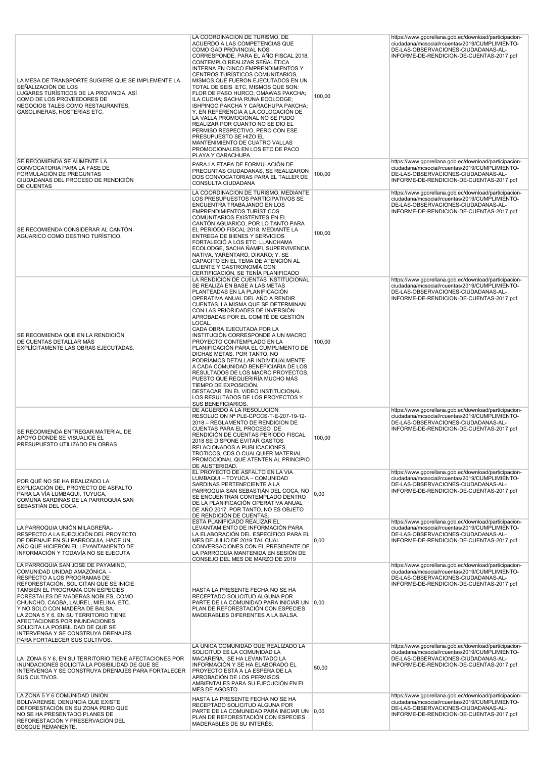| | | | |
|---|---|---|---|
| LA MESA DE TRANSPORTE SUGIERE QUE SE IMPLEMENTE LA SEÑALIZACIÓN DE LOS LUGARES TURÍSTICOS DE LA PROVINCIA, ASÍ COMO DE LOS PROVEEDORES DE NEGOCIOS TALES COMO RESTAURANTES, GASOLINERAS, HOSTERÍAS ETC. | LA COORDINACION DE TURISMO, DE ACUERDO A LAS COMPETENCIAS QUE COMO GAD PROVINCIAL NOS CORRESPONDE, PARA EL AÑO FISCAL 2018, CONTEMPLO REALIZAR SEÑALÉTICA INTERNA EN CINCO EMPRENDIMIENTOS Y CENTROS TURÍSTICOS COMUNITARIOS, MISMOS QUE FUERON EJECUTADOS EN UN TOTAL DE SEIS ETC, MISMOS QUE SON: FLOR DE PASO HURCO; OMAWAS PAKCHA; ILA CUCHA; SACHA RUNA ECOLODGE; ISHPINGO PAKCHA Y CARACHUPA PAKCHA; Y, EN REFERENCIA A LA COLOCACIÓN DE LA VALLA PROMOCIONAL NO SE PUDO REALIZAR POR CUANTO NO SE DIO EL PERMISO RESPECTIVO, PERO CON ESE PRESUPUESTO SE HIZO EL MANTENIMIENTO DE CUATRO VALLAS PROMOCIONALES EN LOS ETC DE PACO PLAYA Y CARACHUPA | 100,00 | https://www.gporellana.gob.ec/download/participacion-ciudadana/mcsocial/rcuentas/2019/CUMPLIMIENTO-DE-LAS-OBSERVACIONES-CIUDADANAS-AL-INFORME-DE-RENDICION-DE-CUENTAS-2017.pdf |
| SE RECOMIENDA SE AUMENTE LA CONVOCATORIA PARA LA FASE DE FORMULACIÓN DE PREGUNTAS CIUDADANAS DEL PROCESO DE RENDICIÓN DE CUENTAS | PARA LA ETAPA DE FORMULACIÓN DE PREGUNTAS CIUDADANAS, SE REALIZARON DOS CONVOCATORIAS PARA EL TALLER DE CONSULTA CIUDADANA | 100,00 | https://www.gporellana.gob.ec/download/participacion-ciudadana/mcsocial/rcuentas/2019/CUMPLIMIENTO-DE-LAS-OBSERVACIONES-CIUDADANAS-AL-INFORME-DE-RENDICION-DE-CUENTAS-2017.pdf |
| SE RECOMIENDA CONSIDERAR AL CANTÓN AGUARICO COMO DESTINO TURÍSTICO. | LA COORDINACION DE TURISMO, MEDIANTE LOS PRESUPUESTOS PARTICIPATIVOS SE ENCUENTRA TRABAJANDO EN LOS EMPRENDIMIENTOS TURÍSTICOS COMUNITARIOS EXISTENTES EN EL CANTÓN AGUARICO, POR LO TANTO PARA EL PERIODO FISCAL 2018, MEDIANTE LA ENTREGA DE BIENES Y SERVICIOS FORTALECIÓ A LOS ETC: LLANCHAMA ECOLODGE, SACHA ÑAMPI, SUPERVIVENCIA NATIVA, YARENTARO, DIKARO; Y, SE CAPACITO EN EL TEMA DE ATENCIÓN AL CLIENTE Y GASTRONOMÍA CON CERTIFICACIÓN, SE TENÍA PLANIFICADO | 100,00 | https://www.gporellana.gob.ec/download/participacion-ciudadana/mcsocial/rcuentas/2019/CUMPLIMIENTO-DE-LAS-OBSERVACIONES-CIUDADANAS-AL-INFORME-DE-RENDICION-DE-CUENTAS-2017.pdf |
| SE RECOMIENDA QUE EN LA RENDICIÓN DE CUENTAS DETALLAR MÁS EXPLÍCITAMENTE LAS OBRAS EJECUTADAS. | LA RENDICIÓN DE CUENTAS INSTITUCIONAL SE REALIZA EN BASE A LAS METAS PLANTEADAS EN LA PLANIFICACIÓN OPERATIVA ANUAL DEL AÑO A RENDIR CUENTAS, LA MISMA QUE SE DETERMINAN CON LAS PRIORIDADES DE INVERSIÓN APROBADAS POR EL COMITÉ DE GESTIÓN LOCAL. CADA OBRA EJECUTADA POR LA INSTITUCIÓN CORRESPONDE A UN MACRO PROYECTO CONTEMPLADO EN LA PLANIFICACIÓN PARA EL CUMPLIMIENTO DE DICHAS METAS, POR TANTO, NO PODRÍAMOS DETALLAR INDIVIDUALMENTE A CADA COMUNIDAD BENEFICIARIA DE LOS RESULTADOS DE LOS MACRO PROYECTOS, PUESTO QUE REQUERIRÍA MUCHO MÁS TIEMPO DE EXPOSICIÓN. DESTACAR EN EL VIDEO INSTITUCIONAL LOS RESULTADOS DE LOS PROYECTOS Y SUS BENEFICIARIOS. | 100,00 | https://www.gporellana.gob.ec/download/participacion-ciudadana/mcsocial/rcuentas/2019/CUMPLIMIENTO-DE-LAS-OBSERVACIONES-CIUDADANAS-AL-INFORME-DE-RENDICION-DE-CUENTAS-2017.pdf |
| SE RECOMIENDA ENTREGAR MATERIAL DE APOYO DONDE SE VISUALICE EL PRESUPUESTO UTILIZADO EN OBRAS | DE ACUERDO A LA RESOLUCION RESOLUCION Nª PLE-CPCCS-T-E-207-19-12-2018 – REGLAMENTO DE RENDICION DE CUENTAS PARA EL PROCESO DE RENDICIÓN DE CUENTAS PERÍODO FISCAL 2018 SE DISPONE EVITAR GASTOS RELACIONADOS A PUBLICACIONES, TROTICOS, CDS O CUALQUIER MATERIAL PROMOCIONAL QUE ATENTEN AL PRINCIPIO DE AUSTERIDAD. | 100,00 | https://www.gporellana.gob.ec/download/participacion-ciudadana/mcsocial/rcuentas/2019/CUMPLIMIENTO-DE-LAS-OBSERVACIONES-CIUDADANAS-AL-INFORME-DE-RENDICION-DE-CUENTAS-2017.pdf |
| POR QUÉ NO SE HA REALIZADO LA EXPLICACIÓN DEL PROYECTO DE ASFALTO PARA LA VÍA LUMBAQUI, TUYUCA, COMUNA SARDINAS DE LA PARROQUIA SAN SEBASTIÁN DEL COCA. | EL PROYECTO DE ASFALTO EN LA VÍA LUMBAQUI – TOYUCA – COMUNIDAD SARDINAS PERTENECIENTE A LA PARROQUIA SAN SEBASTIÁN DEL COCA, NO SE ENCUENTRAN CONTEMPLADO DENTRO DE LA PLANIFICACIÓN OPERATIVA ANUAL DE AÑO 2017, POR TANTO, NO ES OBJETO DE RENDICIÓN DE CUENTAS. | 0,00 | https://www.gporellana.gob.ec/download/participacion-ciudadana/mcsocial/rcuentas/2019/CUMPLIMIENTO-DE-LAS-OBSERVACIONES-CIUDADANAS-AL-INFORME-DE-RENDICION-DE-CUENTAS-2017.pdf |
| LA PARROQUIA UNIÓN MILAGREÑA.- RESPECTO A LA EJECUCIÓN DEL PROYECTO DE DRENAJE EN SU PARROQUIA, HACE UN AÑO QUE HICIERON EL LEVANTAMIENTO DE INFORMACIÓN Y TODAVÍA NO SE EJECUTA | ESTA PLANIFICADO REALIZAR EL LEVANTAMIENTO DE INFORMACIÓN PARA LA ELABORACIÓN DEL ESPECÍFICO PARA EL MES DE JULIO DE 2019 TAL CUAL CONVERSACIONES CON EL PRESIDENTE DE LA PARROQUIA MANTENIDA EN SESIÓN DE CONSEJO DEL MES DE MARZO DE 2019 | 0,00 | https://www.gporellana.gob.ec/download/participacion-ciudadana/mcsocial/rcuentas/2019/CUMPLIMIENTO-DE-LAS-OBSERVACIONES-CIUDADANAS-AL-INFORME-DE-RENDICION-DE-CUENTAS-2017.pdf |
| LA PARROQUIA SAN JOSE DE PAYAMINO, COMUNIDAD UNIDAD AMAZÓNICA. - RESPECTO A LOS PROGRAMAS DE REFORESTACIÓN, SOLICITAN QUE SE INICIE TAMBIÉN EL PROGRAMA CON ESPECIES FORESTALES DE MADERAS NOBLES, COMO CHUNCHO, CAOBA, LAUREL, MIELINA, ETC. Y NO SOLO CON MADERA DE BALSA. LA ZONA 5 Y 6, EN SU TERRITORIO TIENE AFECTACIONES POR INUNDACIONES SOLICITA LA POSIBILIDAD DE QUE SE INTERVENGA Y SE CONSTRUYA DRENAJES PARA FORTALECER SUS CULTIVOS. | HASTA LA PRESENTE FECHA NO SE HA RECEPTADO SOLICITUD ALGUNA POR PARTE DE LA COMUNIDAD PARA INICIAR UN PLAN DE REFORESTACIÓN CON ESPECIES MADERABLES DIFERENTES A LA BALSA. | 0,00 | https://www.gporellana.gob.ec/download/participacion-ciudadana/mcsocial/rcuentas/2019/CUMPLIMIENTO-DE-LAS-OBSERVACIONES-CIUDADANAS-AL-INFORME-DE-RENDICION-DE-CUENTAS-2017.pdf |
| LA ZONA 5 Y 6, EN SU TERRITORIO TIENE AFECTACIONES POR INUNDACIONES SOLICITA LA POSIBILIDAD DE QUE SE INTERVENGA Y SE CONSTRUYA DRENAJES PARA FORTALECER SUS CULTIVOS. | LA UNICA COMUNIDAD QUE REALIZADO LA SOLICITUD ES LA COMUNIDAD LA MACAREÑA. SE HA LEVANTADO LA INFORMACIÓN Y SE HA ELABORADO EL PROYECTO ESTÁ A LA ESPERA DE LA APROBACIÓN DE LOS PERMISOS AMBIENTALES PARA SU EJECUCIÓN EN EL MES DE AGOSTO | 50,00 | https://www.gporellana.gob.ec/download/participacion-ciudadana/mcsocial/rcuentas/2019/CUMPLIMIENTO-DE-LAS-OBSERVACIONES-CIUDADANAS-AL-INFORME-DE-RENDICION-DE-CUENTAS-2017.pdf |
| LA ZONA 5 Y 6 COMUNIDAD UNION BOLIVARENSE, DENUNCIA QUE EXISTE DEFORESTACIÓN EN SU ZONA PERO QUE NO SE HA PRESENTADO PLANES DE REFORESTACIÓN Y PRESERVACIÓN DEL BOSQUE REMANENTE. | HASTA LA PRESENTE FECHA NO SE HA RECEPTADO SOLICITUD ALGUNA POR PARTE DE LA COMUNIDAD PARA INICIAR UN PLAN DE REFORESTACIÓN CON ESPECIES MADERABLES DE SU INTERÉS. | 0,00 | https://www.gporellana.gob.ec/download/participacion-ciudadana/mcsocial/rcuentas/2019/CUMPLIMIENTO-DE-LAS-OBSERVACIONES-CIUDADANAS-AL-INFORME-DE-RENDICION-DE-CUENTAS-2017.pdf |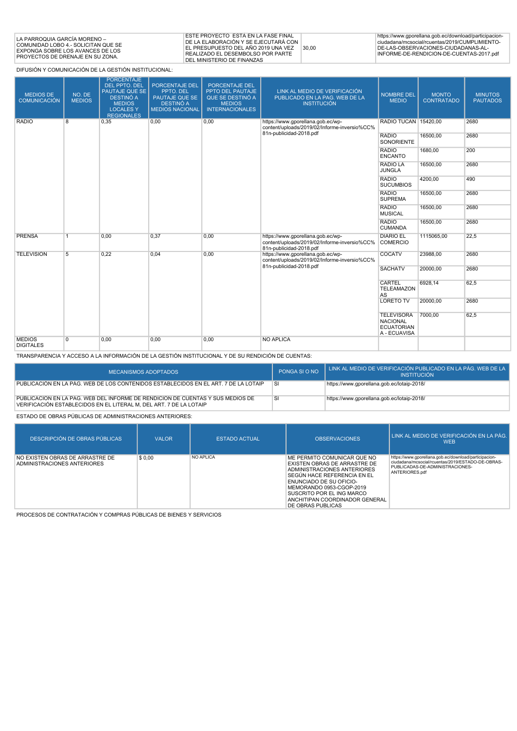| LA PARROQUIA GARCÍA MORENO – COMUNIDAD LOBO 4.- SOLICITAN QUE SE EXPONGA SOBRE LOS AVANCES DE LOS PROYECTOS DE DRENAJE EN SU ZONA. | ESTE PROYECTO ESTA EN LA FASE FINAL DE LA ELABORACIÓN Y SE EJECUTARÁ CON EL PRESUPUESTO DEL AÑO 2019 UNA VEZ REALIZADO EL DESEMBOLSO POR PARTE DEL MINISTERIO DE FINANZAS | 30,00 | https://www.gporellana.gob.ec/download/participacion-ciudadana/mcsocial/rcuentas/2019/CUMPLIMIENTO-DE-LAS-OBSERVACIONES-CIUDADANAS-AL-INFORME-DE-RENDICION-DE-CUENTAS-2017.pdf |
|---|---|---|---|

DIFUSIÓN Y COMUNICACIÓN DE LA GESTIÓN INSTITUCIONAL:

| MEDIOS DE COMUNICACIÓN | NO. DE MEDIOS | PORCENTAJE DEL PPTO. DEL PAUTAJE QUE SE DESTINÓ A MEDIOS LOCALES Y REGIONALES | PORCENTAJE DEL PPTO. DEL PAUTAJE QUE SE DESTINÓ A MEDIOS NACIONAL | PORCENTAJE DEL PPTO DEL PAUTAJE QUE SE DESTINÓ A MEDIOS INTERNACIONALES | LINK AL MEDIO DE VERIFICACIÓN PUBLICADO EN LA PAG. WEB DE LA INSTITUCIÓN | NOMBRE DEL MEDIO | MONTO CONTRATADO | MINUTOS PAUTADOS |
|---|---|---|---|---|---|---|---|---|
| RADIO | 8 | 0,35 | 0,00 | 0,00 | https://www.gporellana.gob.ec/wp-content/uploads/2019/02/Informe-inversio%CC%81n-publicidad-2018.pdf | RADIO TUCAN | 15420,00 | 2680 |
| | | | | | | RADIO SONORIENTE | 16500,00 | 2680 |
| | | | | | | RADIO ENCANTO | 1680,00 | 200 |
| | | | | | | RADIO LA JUNGLA | 16500,00 | 2680 |
| | | | | | | RADIO SUCUMBIOS | 4200,00 | 490 |
| | | | | | | RADIO SUPREMA | 16500,00 | 2680 |
| | | | | | | RADIO MUSICAL | 16500,00 | 2680 |
| | | | | | | RADIO CUMANDA | 16500,00 | 2680 |
| PRENSA | 1 | 0,00 | 0,37 | 0,00 | https://www.gporellana.gob.ec/wp-content/uploads/2019/02/Informe-inversio%CC%81n-publicidad-2018.pdf | DIARIO EL COMERCIO | 1115065,00 | 22,5 |
| TELEVISION | 5 | 0,22 | 0,04 | 0,00 | https://www.gporellana.gob.ec/wp-content/uploads/2019/02/Informe-inversio%CC%81n-publicidad-2018.pdf | COCATV | 23988,00 | 2680 |
| | | | | | | SACHATV | 20000,00 | 2680 |
| | | | | | | CARTEL TELEAMAZONAS | 6928,14 | 62,5 |
| | | | | | | LORETO TV | 20000,00 | 2680 |
| | | | | | | TELEVISORA NACIONAL ECUATORIANA - ECUAVISA | 7000,00 | 62,5 |
| MEDIOS DIGITALES | 0 | 0,00 | 0,00 | 0,00 | NO APLICA | | | |

TRANSPARENCIA Y ACCESO A LA INFORMACIÓN DE LA GESTIÓN INSTITUCIONAL Y DE SU RENDICIÓN DE CUENTAS:

| MECANISMOS ADOPTADOS | PONGA SI O NO | LINK AL MEDIO DE VERIFICACIÓN PUBLICADO EN LA PÁG. WEB DE LA INSTITUCIÓN |
|---|---|---|
| PUBLICACIÓN EN LA PÁG. WEB DE LOS CONTENIDOS ESTABLECIDOS EN EL ART. 7 DE LA LOTAIP | SI | https://www.gporellana.gob.ec/lotaip-2018/ |
| PUBLICACION EN LA PÁG. WEB DEL INFORME DE RENDICION DE CUENTAS Y SUS MEDIOS DE VERIFICACIÓN ESTABLECIDOS EN EL LITERAL M, DEL ART. 7 DE LA LOTAIP | SI | https://www.gporellana.gob.ec/lotaip-2018/ |

ESTADO DE OBRAS PÚBLICAS DE ADMINISTRACIONES ANTERIORES:

| DESCRIPCIÓN DE OBRAS PÚBLICAS | VALOR | ESTADO ACTUAL | OBSERVACIONES | LINK AL MEDIO DE VERIFICACIÓN EN LA PÁG. WEB |
|---|---|---|---|---|
| NO EXISTEN OBRAS DE ARRASTRE DE ADMINISTRACIONES ANTERIORES | $ 0,00 | NO APLICA | ME PERMITO COMUNICAR QUE NO EXISTEN OBRAS DE ARRASTRE DE ADMINISTRACIONES ANTERIORES SEGÚN HACE REFERENCIA EN EL ENUNCIADO DE SU OFICIO-MEMORANDO 0953-CGOP-2019 SUSCRITO POR EL ING MARCO ANCHITIPAN COORDINADOR GENERAL DE OBRAS PUBLICAS | https://www.gporellana.gob.ec/download/participacion-ciudadana/mcsocial/rcuentas/2019/ESTADO-DE-OBRAS-PUBLICADAS-DE-ADMINISTRACIONES-ANTERIORES.pdf |

PROCESOS DE CONTRATACIÓN Y COMPRAS PÚBLICAS DE BIENES Y SERVICIOS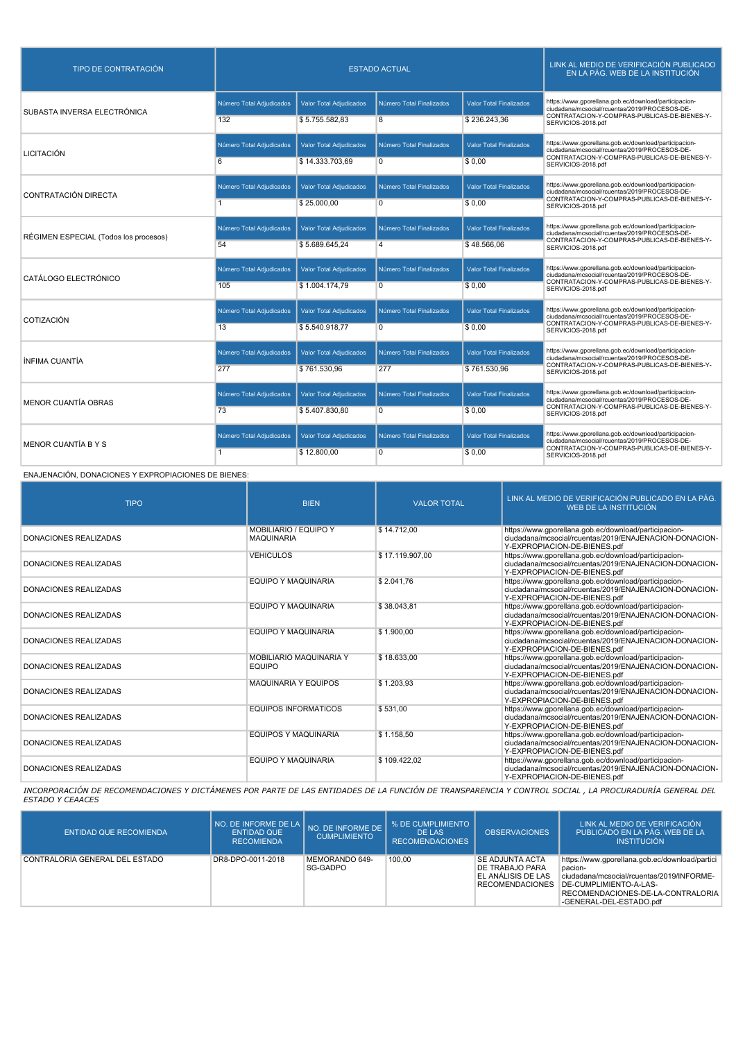| TIPO DE CONTRATACIÓN | ESTADO ACTUAL | | | | LINK AL MEDIO DE VERIFICACIÓN PUBLICADO EN LA PÁG. WEB DE LA INSTITUCIÓN |
|---|---|---|---|---|---|
| | Número Total Adjudicados | Valor Total Adjudicados | Número Total Finalizados | Valor Total Finalizados | |
| SUBASTA INVERSA ELECTRÓNICA | 132 | $ 5.755.582,83 | 8 | $ 236.243,36 | https://www.gporellana.gob.ec/download/participacion-ciudadana/mcsocial/rcuentas/2019/PROCESOS-DE-CONTRATACION-Y-COMPRAS-PUBLICAS-DE-BIENES-Y-SERVICIOS-2018.pdf |
| LICITACIÓN | 6 | $ 14.333.703,69 | 0 | $ 0,00 | https://www.gporellana.gob.ec/download/participacion-ciudadana/mcsocial/rcuentas/2019/PROCESOS-DE-CONTRATACION-Y-COMPRAS-PUBLICAS-DE-BIENES-Y-SERVICIOS-2018.pdf |
| CONTRATACIÓN DIRECTA | 1 | $ 25.000,00 | 0 | $ 0,00 | https://www.gporellana.gob.ec/download/participacion-ciudadana/mcsocial/rcuentas/2019/PROCESOS-DE-CONTRATACION-Y-COMPRAS-PUBLICAS-DE-BIENES-Y-SERVICIOS-2018.pdf |
| RÉGIMEN ESPECIAL (Todos los procesos) | 54 | $ 5.689.645,24 | 4 | $ 48.566,06 | https://www.gporellana.gob.ec/download/participacion-ciudadana/mcsocial/rcuentas/2019/PROCESOS-DE-CONTRATACION-Y-COMPRAS-PUBLICAS-DE-BIENES-Y-SERVICIOS-2018.pdf |
| CATÁLOGO ELECTRÓNICO | 105 | $ 1.004.174,79 | 0 | $ 0,00 | https://www.gporellana.gob.ec/download/participacion-ciudadana/mcsocial/rcuentas/2019/PROCESOS-DE-CONTRATACION-Y-COMPRAS-PUBLICAS-DE-BIENES-Y-SERVICIOS-2018.pdf |
| COTIZACIÓN | 13 | $ 5.540.918,77 | 0 | $ 0,00 | https://www.gporellana.gob.ec/download/participacion-ciudadana/mcsocial/rcuentas/2019/PROCESOS-DE-CONTRATACION-Y-COMPRAS-PUBLICAS-DE-BIENES-Y-SERVICIOS-2018.pdf |
| ÍNFIMA CUANTÍA | 277 | $ 761.530,96 | 277 | $ 761.530,96 | https://www.gporellana.gob.ec/download/participacion-ciudadana/mcsocial/rcuentas/2019/PROCESOS-DE-CONTRATACION-Y-COMPRAS-PUBLICAS-DE-BIENES-Y-SERVICIOS-2018.pdf |
| MENOR CUANTÍA OBRAS | 73 | $ 5.407.830,80 | 0 | $ 0,00 | https://www.gporellana.gob.ec/download/participacion-ciudadana/mcsocial/rcuentas/2019/PROCESOS-DE-CONTRATACION-Y-COMPRAS-PUBLICAS-DE-BIENES-Y-SERVICIOS-2018.pdf |
| MENOR CUANTÍA B Y S | 1 | $ 12.800,00 | 0 | $ 0,00 | https://www.gporellana.gob.ec/download/participacion-ciudadana/mcsocial/rcuentas/2019/PROCESOS-DE-CONTRATACION-Y-COMPRAS-PUBLICAS-DE-BIENES-Y-SERVICIOS-2018.pdf |

ENAJENACIÓN, DONACIONES Y EXPROPIACIONES DE BIENES:

| TIPO | BIEN | VALOR TOTAL | LINK AL MEDIO DE VERIFICACIÓN PUBLICADO EN LA PÁG. WEB DE LA INSTITUCIÓN |
|---|---|---|---|
| DONACIONES REALIZADAS | MOBILIARIO / EQUIPO Y MAQUINARIA | $ 14.712,00 | https://www.gporellana.gob.ec/download/participacion-ciudadana/mcsocial/rcuentas/2019/ENAJENACION-DONACION-Y-EXPROPIACION-DE-BIENES.pdf |
| DONACIONES REALIZADAS | VEHICULOS | $ 17.119.907,00 | https://www.gporellana.gob.ec/download/participacion-ciudadana/mcsocial/rcuentas/2019/ENAJENACION-DONACION-Y-EXPROPIACION-DE-BIENES.pdf |
| DONACIONES REALIZADAS | EQUIPO Y MAQUINARIA | $ 2.041,76 | https://www.gporellana.gob.ec/download/participacion-ciudadana/mcsocial/rcuentas/2019/ENAJENACION-DONACION-Y-EXPROPIACION-DE-BIENES.pdf |
| DONACIONES REALIZADAS | EQUIPO Y MAQUINARIA | $ 38.043,81 | https://www.gporellana.gob.ec/download/participacion-ciudadana/mcsocial/rcuentas/2019/ENAJENACION-DONACION-Y-EXPROPIACION-DE-BIENES.pdf |
| DONACIONES REALIZADAS | EQUIPO Y MAQUINARIA | $ 1.900,00 | https://www.gporellana.gob.ec/download/participacion-ciudadana/mcsocial/rcuentas/2019/ENAJENACION-DONACION-Y-EXPROPIACION-DE-BIENES.pdf |
| DONACIONES REALIZADAS | MOBILIARIO MAQUINARIA Y EQUIPO | $ 18.633,00 | https://www.gporellana.gob.ec/download/participacion-ciudadana/mcsocial/rcuentas/2019/ENAJENACION-DONACION-Y-EXPROPIACION-DE-BIENES.pdf |
| DONACIONES REALIZADAS | MAQUINARIA Y EQUIPOS | $ 1.203,93 | https://www.gporellana.gob.ec/download/participacion-ciudadana/mcsocial/rcuentas/2019/ENAJENACION-DONACION-Y-EXPROPIACION-DE-BIENES.pdf |
| DONACIONES REALIZADAS | EQUIPOS INFORMATICOS | $ 531,00 | https://www.gporellana.gob.ec/download/participacion-ciudadana/mcsocial/rcuentas/2019/ENAJENACION-DONACION-Y-EXPROPIACION-DE-BIENES.pdf |
| DONACIONES REALIZADAS | EQUIPOS Y MAQUINARIA | $ 1.158,50 | https://www.gporellana.gob.ec/download/participacion-ciudadana/mcsocial/rcuentas/2019/ENAJENACION-DONACION-Y-EXPROPIACION-DE-BIENES.pdf |
| DONACIONES REALIZADAS | EQUIPO Y MAQUINARIA | $ 109.422,02 | https://www.gporellana.gob.ec/download/participacion-ciudadana/mcsocial/rcuentas/2019/ENAJENACION-DONACION-Y-EXPROPIACION-DE-BIENES.pdf |

*INCORPORACIÓN DE RECOMENDACIONES Y DICTÁMENES POR PARTE DE LAS ENTIDADES DE LA FUNCIÓN DE TRANSPARENCIA Y CONTROL SOCIAL , LA PROCURADURÍA GENERAL DEL ESTADO Y CEACES*

| ENTIDAD QUE RECOMIENDA | NO. DE INFORME DE LA ENTIDAD QUE RECOMIENDA | NO. DE INFORME DE CUMPLIMIENTO | % DE CUMPLIMIENTO DE LAS RECOMENDACIONES | OBSERVACIONES | LINK AL MEDIO DE VERIFICACIÓN PUBLICADO EN LA PÁG. WEB DE LA INSTITUCIÓN |
|---|---|---|---|---|---|
| CONTRALORÍA GENERAL DEL ESTADO | DR8-DPO-0011-2018 | MEMORANDO 649-SG-GADPO | 100,00 | SE ADJUNTA ACTA DE TRABAJO PARA EL ANÁLISIS DE LAS RECOMENDACIONES | https://www.gporellana.gob.ec/download/participacion-ciudadana/mcsocial/rcuentas/2019/INFORME-DE-CUMPLIMIENTO-A-LAS-RECOMENDACIONES-DE-LA-CONTRALORIA-GENERAL-DEL-ESTADO.pdf |